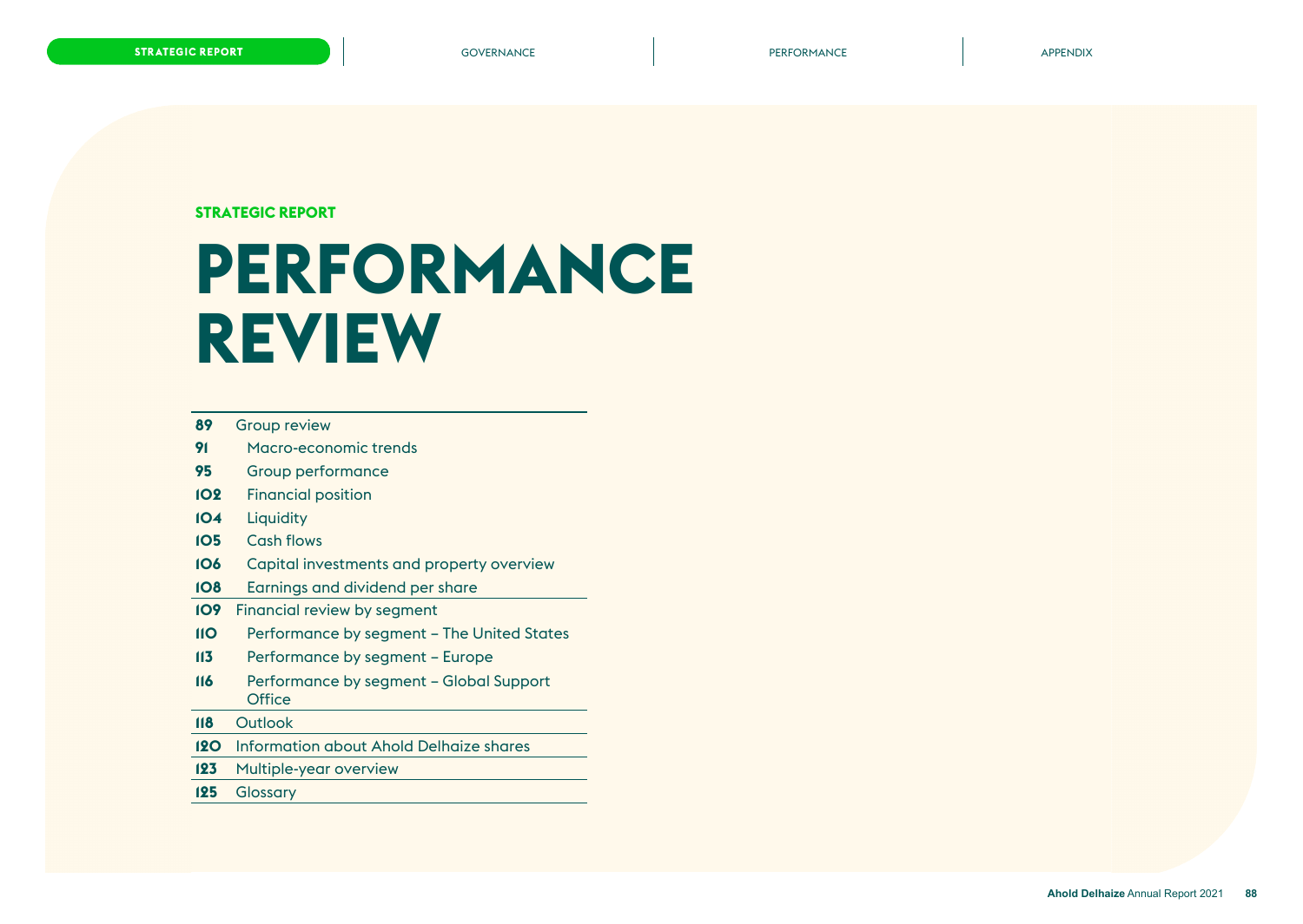STRATEGIC REPORT

# PERFORMANCE REVIEW

| | |
|---|---|
| 89 | Group review |
| 91 | Macro-economic trends |
| 95 | Group performance |
| 102 | Financial position |
| 104 | Liquidity |
| 105 | Cash flows |
| 106 | Capital investments and property overview |
| 108 | Earnings and dividend per share |
| 109 | Financial review by segment |
| 110 | Performance by segment – The United States |
| 113 | Performance by segment – Europe |
| 116 | Performance by segment – Global Support Office |
| 118 | Outlook |
| 120 | Information about Ahold Delhaize shares |
| 123 | Multiple-year overview |
| 125 | Glossary |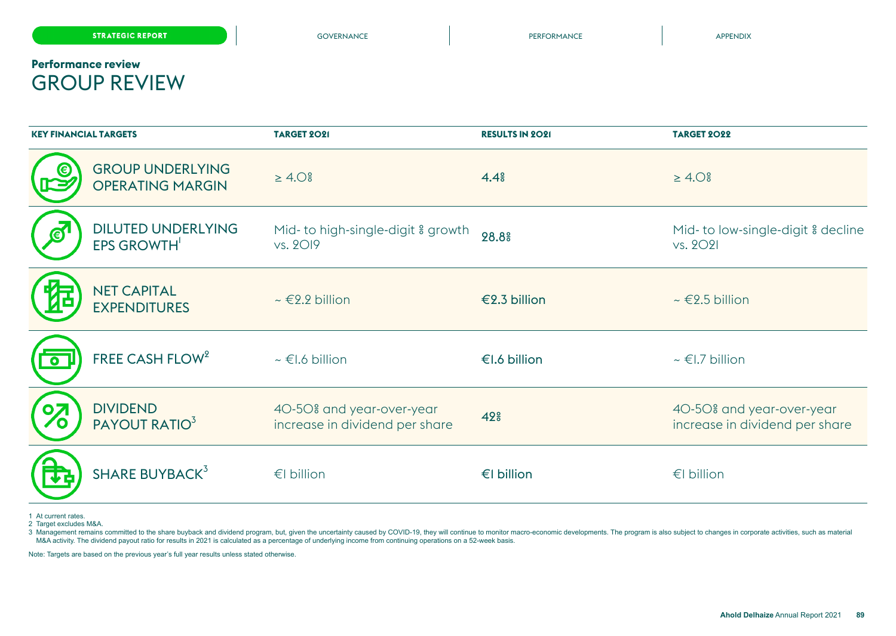## Performance review

# GROUP REVIEW

| KEY FINANCIAL TARGETS | TARGET 2021 | RESULTS IN 2021 | TARGET 2022 |
|---|---|---|---|
| GROUP UNDERLYING OPERATING MARGIN | ≥ 4.0% | **4.4%** | ≥ 4.0% |
| DILUTED UNDERLYING EPS GROWTH[1] | Mid- to high-single-digit % growth vs. 2019 | **28.8%** | Mid- to low-single-digit % decline vs. 2021 |
| NET CAPITAL EXPENDITURES | ~ €2.2 billion | **€2.3 billion** | ~ €2.5 billion |
| FREE CASH FLOW[2] | ~ €1.6 billion | **€1.6 billion** | ~ €1.7 billion |
| DIVIDEND PAYOUT RATIO[3] | 40-50% and year-over-year increase in dividend per share | **42%** | 40-50% and year-over-year increase in dividend per share |
| SHARE BUYBACK[3] | €1 billion | **€1 billion** | €1 billion |

1 At current rates.
2 Target excludes M&A.
3 Management remains committed to the share buyback and dividend program, but, given the uncertainty caused by COVID-19, they will continue to monitor macro-economic developments. The program is also subject to changes in corporate activities, such as material M&A activity. The dividend payout ratio for results in 2021 is calculated as a percentage of underlying income from continuing operations on a 52-week basis.

Note: Targets are based on the previous year's full year results unless stated otherwise.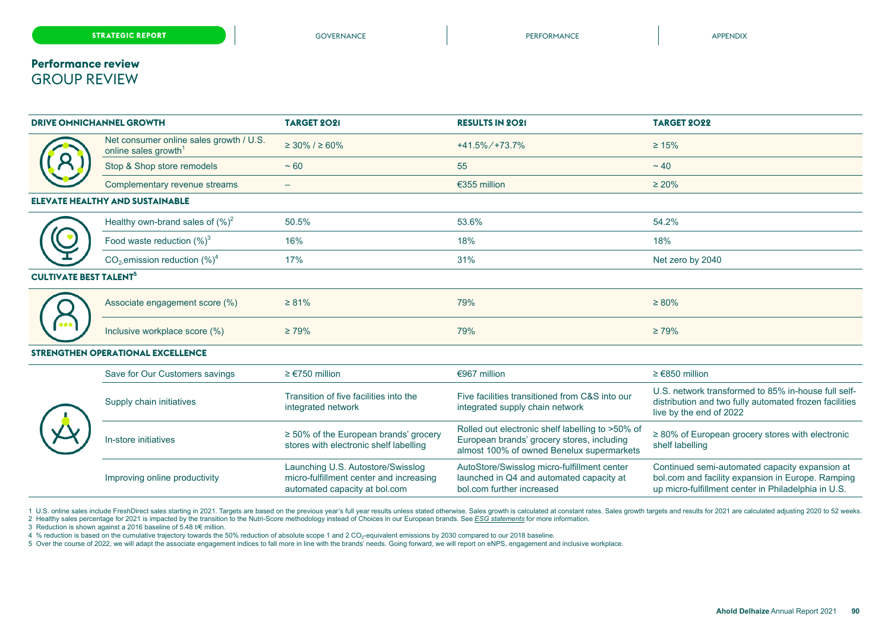## Performance review
# GROUP REVIEW

| DRIVE OMNICHANNEL GROWTH | TARGET 2021 | RESULTS IN 2021 | TARGET 2022 |
|---|---|---|---|
| Net consumer online sales growth / U.S. online sales growth[1] | ≥ 30% / ≥ 60% | +41.5%/+73.7% | ≥ 15% |
| Stop & Shop store remodels | ~ 60 | 55 | ~ 40 |
| Complementary revenue streams | – | €355 million | ≥ 20% |
| **ELEVATE HEALTHY AND SUSTAINABLE** | | | |
| Healthy own-brand sales of (%)[2] | 50.5% | 53.6% | 54.2% |
| Food waste reduction (%)[3] | 16% | 18% | 18% |
| $CO_2$ emission reduction (%)[4] | 17% | 31% | Net zero by 2040 |
| **CULTIVATE BEST TALENT[5]** | | | |
| Associate engagement score (%) | ≥ 81% | 79% | ≥ 80% |
| Inclusive workplace score (%) | ≥ 79% | 79% | ≥ 79% |
| **STRENGTHEN OPERATIONAL EXCELLENCE** | | | |
| Save for Our Customers savings | ≥ €750 million | €967 million | ≥ €850 million |
| Supply chain initiatives | Transition of five facilities into the integrated network | Five facilities transitioned from C&S into our integrated supply chain network | U.S. network transformed to 85% in-house full self-distribution and two fully automated frozen facilities live by the end of 2022 |
| In-store initiatives | ≥ 50% of the European brands' grocery stores with electronic shelf labelling | Rolled out electronic shelf labelling to >50% of European brands' grocery stores, including almost 100% of owned Benelux supermarkets | ≥ 80% of European grocery stores with electronic shelf labelling |
| Improving online productivity | Launching U.S. Autostore/Swisslog micro-fulfillment center and increasing automated capacity at bol.com | AutoStore/Swisslog micro-fulfillment center launched in Q4 and automated capacity at bol.com further increased | Continued semi-automated capacity expansion at bol.com and facility expansion in Europe. Ramping up micro-fulfillment center in Philadelphia in U.S. |

1 U.S. online sales include FreshDirect sales starting in 2021. Targets are based on the previous year's full year results unless stated otherwise. Sales growth is calculated at constant rates. Sales growth targets and results for 2021 are calculated adjusting 2020 to 52 weeks.
2 Healthy sales percentage for 2021 is impacted by the transition to the Nutri-Score methodology instead of Choices in our European brands. See *ESG statements* for more information.
3 Reduction is shown against a 2016 baseline of 5.48 t/€ million.
4 % reduction is based on the cumulative trajectory towards the 50% reduction of absolute scope 1 and 2 $CO_2$-equivalent emissions by 2030 compared to our 2018 baseline.
5 Over the course of 2022, we will adapt the associate engagement indices to fall more in line with the brands' needs. Going forward, we will report on eNPS, engagement and inclusive workplace.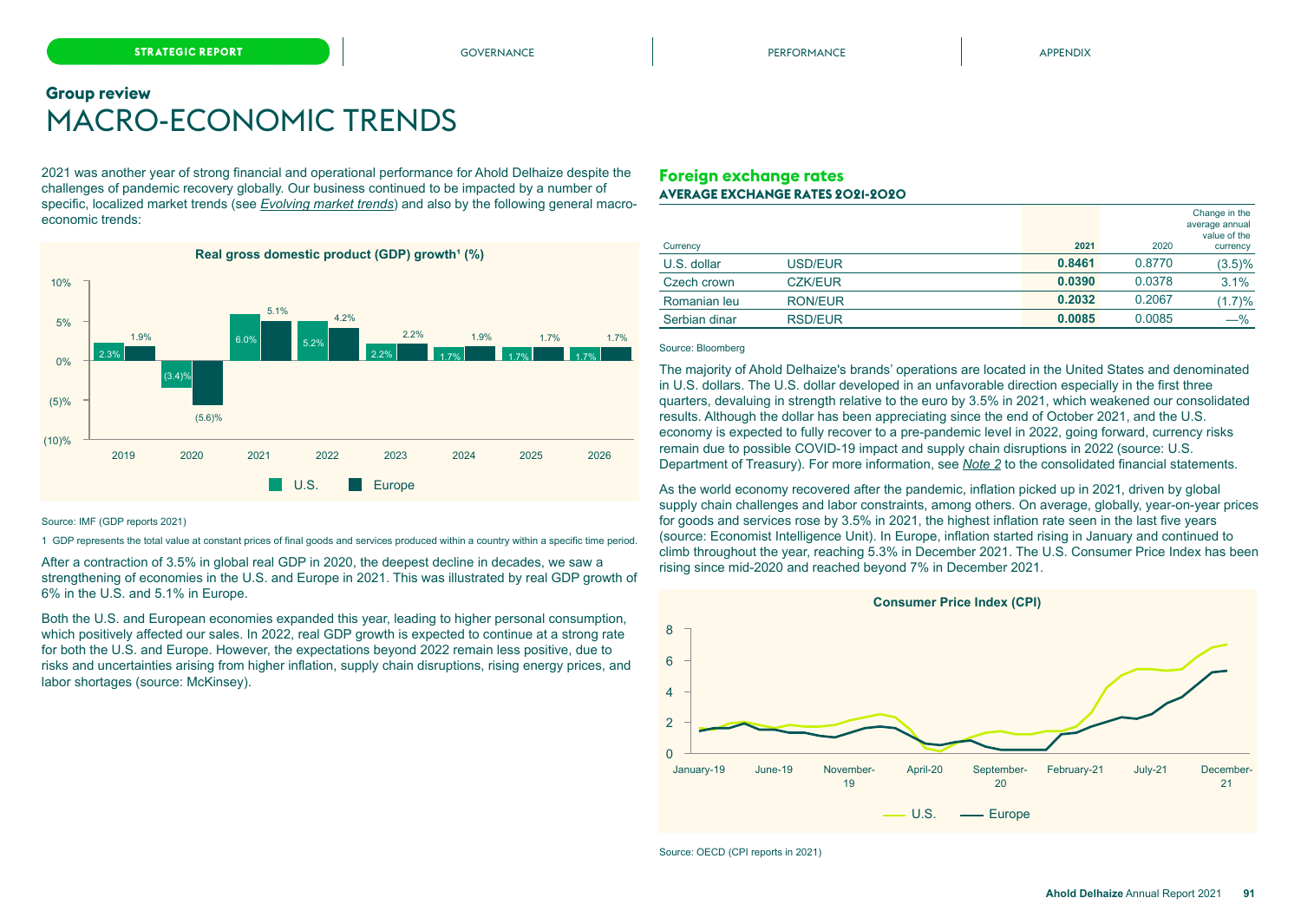## Group review

# MACRO-ECONOMIC TRENDS

2021 was another year of strong financial and operational performance for Ahold Delhaize despite the challenges of pandemic recovery globally. Our business continued to be impacted by a number of specific, localized market trends (see *Evolving market trends*) and also by the following general macro-economic trends:

**Real gross domestic product (GDP) growth[1] (%)**

| Year | U.S. | Europe |
|---|---|---|
| 2019 | 2.3% | 1.9% |
| 2020 | (3.4)% | (5.6)% |
| 2021 | 6.0% | 5.1% |
| 2022 | 5.2% | 4.2% |
| 2023 | 2.2% | 2.2% |
| 2024 | 1.7% | 1.9% |
| 2025 | 1.7% | 1.7% |
| 2026 | 1.7% | 1.7% |

Source: IMF (GDP reports 2021)

1 GDP represents the total value at constant prices of final goods and services produced within a country within a specific time period.

After a contraction of 3.5% in global real GDP in 2020, the deepest decline in decades, we saw a strengthening of economies in the U.S. and Europe in 2021. This was illustrated by real GDP growth of 6% in the U.S. and 5.1% in Europe.

Both the U.S. and European economies expanded this year, leading to higher personal consumption, which positively affected our sales. In 2022, real GDP growth is expected to continue at a strong rate for both the U.S. and Europe. However, the expectations beyond 2022 remain less positive, due to risks and uncertainties arising from higher inflation, supply chain disruptions, rising energy prices, and labor shortages (source: McKinsey).

## Foreign exchange rates

### AVERAGE EXCHANGE RATES 2021-2020

| Currency | | 2021 | 2020 | Change in the average annual value of the currency |
|---|---|---|---|---|
| U.S. dollar | USD/EUR | **0.8461** | 0.8770 | (3.5)% |
| Czech crown | CZK/EUR | **0.0390** | 0.0378 | 3.1% |
| Romanian leu | RON/EUR | **0.2032** | 0.2067 | (1.7)% |
| Serbian dinar | RSD/EUR | **0.0085** | 0.0085 | —% |

Source: Bloomberg

The majority of Ahold Delhaize's brands' operations are located in the United States and denominated in U.S. dollars. The U.S. dollar developed in an unfavorable direction especially in the first three quarters, devaluing in strength relative to the euro by 3.5% in 2021, which weakened our consolidated results. Although the dollar has been appreciating since the end of October 2021, and the U.S. economy is expected to fully recover to a pre-pandemic level in 2022, going forward, currency risks remain due to possible COVID-19 impact and supply chain disruptions in 2022 (source: U.S. Department of Treasury). For more information, see *Note 2* to the consolidated financial statements.

As the world economy recovered after the pandemic, inflation picked up in 2021, driven by global supply chain challenges and labor constraints, among others. On average, globally, year-on-year prices for goods and services rose by 3.5% in 2021, the highest inflation rate seen in the last five years (source: Economist Intelligence Unit). In Europe, inflation started rising in January and continued to climb throughout the year, reaching 5.3% in December 2021. The U.S. Consumer Price Index has been rising since mid-2020 and reached beyond 7% in December 2021.

**Consumer Price Index (CPI)**

Source: OECD (CPI reports in 2021)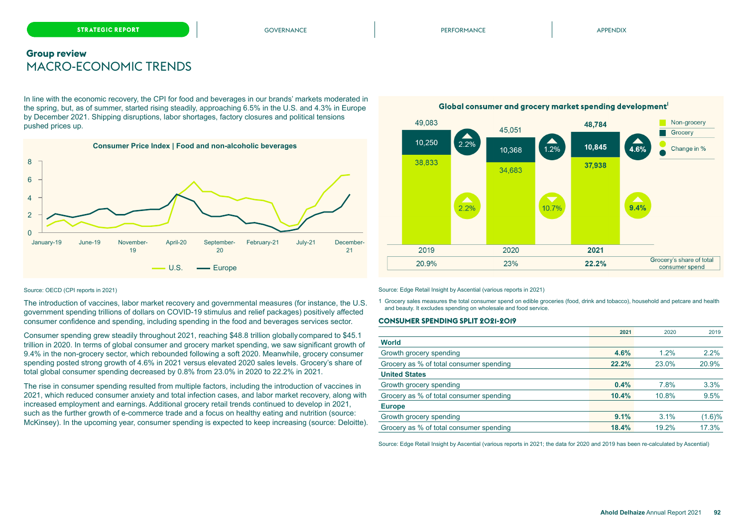## Group review

# MACRO-ECONOMIC TRENDS

In line with the economic recovery, the CPI for food and beverages in our brands' markets moderated in the spring, but, as of summer, started rising steadily, approaching 6.5% in the U.S. and 4.3% in Europe by December 2021. Shipping disruptions, labor shortages, factory closures and political tensions pushed prices up.

**Consumer Price Index | Food and non-alcoholic beverages**

Source: OECD (CPI reports in 2021)

The introduction of vaccines, labor market recovery and governmental measures (for instance, the U.S. government spending trillions of dollars on COVID-19 stimulus and relief packages) positively affected consumer confidence and spending, including spending in the food and beverages services sector.

Consumer spending grew steadily throughout 2021, reaching $48.8 trillion globally compared to $45.1 trillion in 2020. In terms of global consumer and grocery market spending, we saw significant growth of 9.4% in the non-grocery sector, which rebounded following a soft 2020. Meanwhile, grocery consumer spending posted strong growth of 4.6% in 2021 versus elevated 2020 sales levels. Grocery's share of total global consumer spending decreased by 0.8% from 23.0% in 2020 to 22.2% in 2021.

The rise in consumer spending resulted from multiple factors, including the introduction of vaccines in 2021, which reduced consumer anxiety and total infection cases, and labor market recovery, along with increased employment and earnings. Additional grocery retail trends continued to develop in 2021, such as the further growth of e-commerce trade and a focus on healthy eating and nutrition (source: McKinsey). In the upcoming year, consumer spending is expected to keep increasing (source: Deloitte).

**Global consumer and grocery market spending development**[1]

| | 2019 | 2020 | 2021 |
|---|---|---|---|
| Total | 49,083 | 45,051 | 48,784 |
| Grocery | 10,250 | 10,368 | 10,845 |
| Change in % (Grocery) | 2.2% | 1.2% | 4.6% |
| Non-grocery | 38,833 | 34,683 | 37,938 |
| Change in % (Non-grocery) | 2.2% | 10.7% | 9.4% |
| Grocery's share of total consumer spend | 20.9% | 23% | 22.2% |

Source: Edge Retail Insight by Ascential (various reports in 2021)

1 Grocery sales measures the total consumer spend on edible groceries (food, drink and tobacco), household and petcare and health and beauty. It excludes spending on wholesale and food service.

### CONSUMER SPENDING SPLIT 2021-2019

| | 2021 | 2020 | 2019 |
|---|---|---|---|
| **World** | | | |
| Growth grocery spending | **4.6%** | 1.2% | 2.2% |
| Grocery as % of total consumer spending | **22.2%** | 23.0% | 20.9% |
| **United States** | | | |
| Growth grocery spending | **0.4%** | 7.8% | 3.3% |
| Grocery as % of total consumer spending | **10.4%** | 10.8% | 9.5% |
| **Europe** | | | |
| Growth grocery spending | **9.1%** | 3.1% | (1.6)% |
| Grocery as % of total consumer spending | **18.4%** | 19.2% | 17.3% |

Source: Edge Retail Insight by Ascential (various reports in 2021; the data for 2020 and 2019 has been re-calculated by Ascential)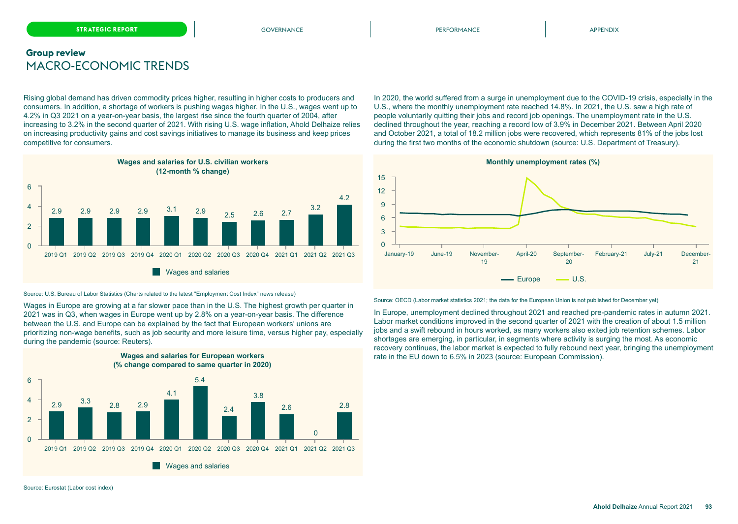## Group review
# MACRO-ECONOMIC TRENDS

Rising global demand has driven commodity prices higher, resulting in higher costs to producers and consumers. In addition, a shortage of workers is pushing wages higher. In the U.S., wages went up to 4.2% in Q3 2021 on a year-on-year basis, the largest rise since the fourth quarter of 2004, after increasing to 3.2% in the second quarter of 2021. With rising U.S. wage inflation, Ahold Delhaize relies on increasing productivity gains and cost savings initiatives to manage its business and keep prices competitive for consumers.

**Wages and salaries for U.S. civilian workers (12-month % change)**

| | 2019 Q1 | 2019 Q2 | 2019 Q3 | 2019 Q4 | 2020 Q1 | 2020 Q2 | 2020 Q3 | 2020 Q4 | 2021 Q1 | 2021 Q2 | 2021 Q3 |
|---|---|---|---|---|---|---|---|---|---|---|---|
| Wages and salaries | 2.9 | 2.9 | 2.9 | 2.9 | 3.1 | 2.9 | 2.5 | 2.6 | 2.7 | 3.2 | 4.2 |

Source: U.S. Bureau of Labor Statistics (Charts related to the latest "Employment Cost Index" news release)

Wages in Europe are growing at a far slower pace than in the U.S. The highest growth per quarter in 2021 was in Q3, when wages in Europe went up by 2.8% on a year-on-year basis. The difference between the U.S. and Europe can be explained by the fact that European workers' unions are prioritizing non-wage benefits, such as job security and more leisure time, versus higher pay, especially during the pandemic (source: Reuters).

**Wages and salaries for European workers (% change compared to same quarter in 2020)**

| | 2019 Q1 | 2019 Q2 | 2019 Q3 | 2019 Q4 | 2020 Q1 | 2020 Q2 | 2020 Q3 | 2020 Q4 | 2021 Q1 | 2021 Q2 | 2021 Q3 |
|---|---|---|---|---|---|---|---|---|---|---|---|
| Wages and salaries | 2.9 | 3.3 | 2.8 | 2.9 | 4.1 | 5.4 | 2.4 | 3.8 | 2.6 | 0 | 2.8 |

Source: Eurostat (Labor cost index)

In 2020, the world suffered from a surge in unemployment due to the COVID-19 crisis, especially in the U.S., where the monthly unemployment rate reached 14.8%. In 2021, the U.S. saw a high rate of people voluntarily quitting their jobs and record job openings. The unemployment rate in the U.S. declined throughout the year, reaching a record low of 3.9% in December 2021. Between April 2020 and October 2021, a total of 18.2 million jobs were recovered, which represents 81% of the jobs lost during the first two months of the economic shutdown (source: U.S. Department of Treasury).

**Monthly unemployment rates (%)**

(Line chart, January-19 to December-21: Europe, U.S.)

Source: OECD (Labor market statistics 2021; the data for the European Union is not published for December yet)

In Europe, unemployment declined throughout 2021 and reached pre-pandemic rates in autumn 2021. Labor market conditions improved in the second quarter of 2021 with the creation of about 1.5 million jobs and a swift rebound in hours worked, as many workers also exited job retention schemes. Labor shortages are emerging, in particular, in segments where activity is surging the most. As economic recovery continues, the labor market is expected to fully rebound next year, bringing the unemployment rate in the EU down to 6.5% in 2023 (source: European Commission).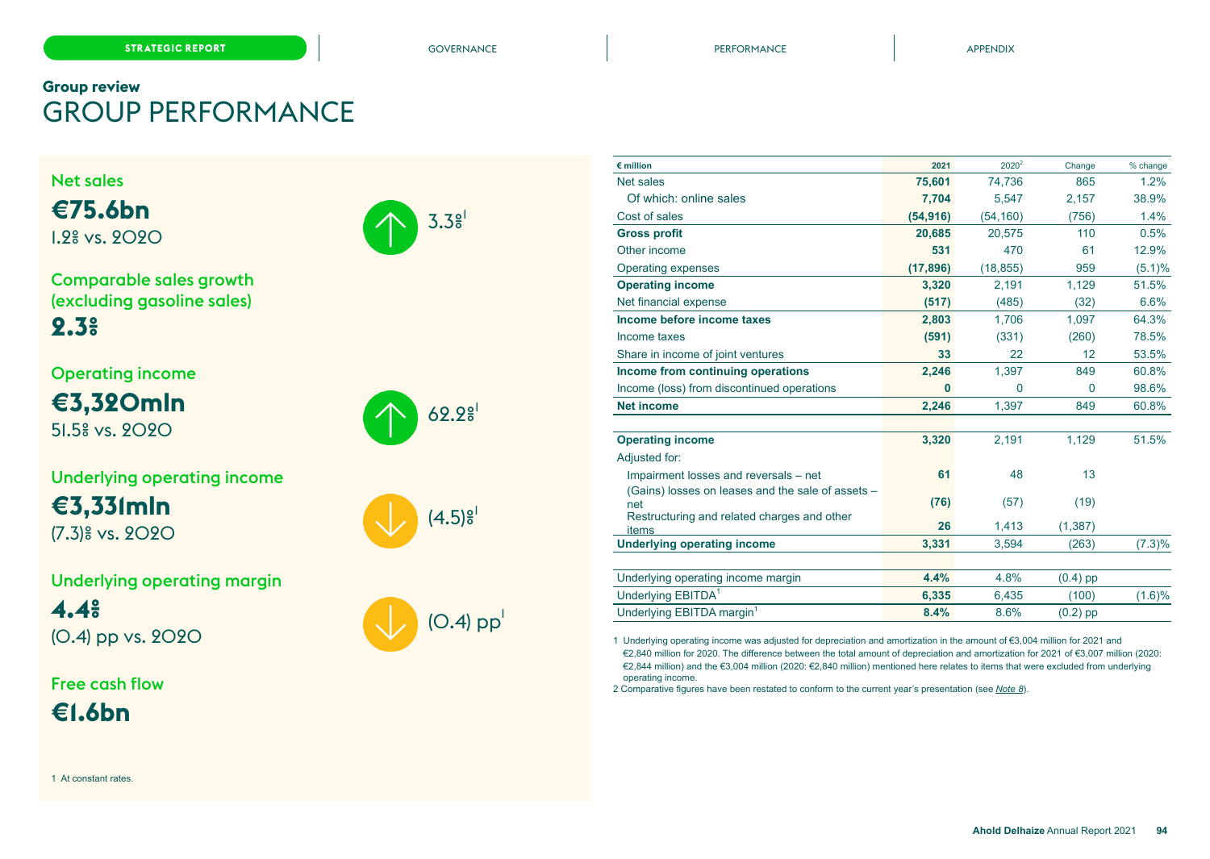## Group review

# GROUP PERFORMANCE

**Net sales**

**€75.6bn**

1.2% vs. 2020

3.3%[1]

**Comparable sales growth (excluding gasoline sales)**

**2.3%**

**Operating income**

**€3,320mln**

51.5% vs. 2020

62.2%[1]

**Underlying operating income**

**€3,331mln**

(7.3)% vs. 2020

(4.5)%[1]

**Underlying operating margin**

**4.4%**

(0.4) pp vs. 2020

(0.4) pp[1]

**Free cash flow**

**€1.6bn**

1 At constant rates.

| € million | 2021 | 2020[2] | Change | % change |
|---|---|---|---|---|
| Net sales | **75,601** | 74,736 | 865 | 1.2% |
| Of which: online sales | **7,704** | 5,547 | 2,157 | 38.9% |
| Cost of sales | **(54,916)** | (54,160) | (756) | 1.4% |
| **Gross profit** | **20,685** | 20,575 | 110 | 0.5% |
| Other income | **531** | 470 | 61 | 12.9% |
| Operating expenses | **(17,896)** | (18,855) | 959 | (5.1)% |
| **Operating income** | **3,320** | 2,191 | 1,129 | 51.5% |
| Net financial expense | **(517)** | (485) | (32) | 6.6% |
| **Income before income taxes** | **2,803** | 1,706 | 1,097 | 64.3% |
| Income taxes | **(591)** | (331) | (260) | 78.5% |
| Share in income of joint ventures | **33** | 22 | 12 | 53.5% |
| **Income from continuing operations** | **2,246** | 1,397 | 849 | 60.8% |
| Income (loss) from discontinued operations | **0** | 0 | 0 | 98.6% |
| **Net income** | **2,246** | 1,397 | 849 | 60.8% |
| | | | | |
| **Operating income** | **3,320** | 2,191 | 1,129 | 51.5% |
| Adjusted for: | | | | |
| Impairment losses and reversals – net | **61** | 48 | 13 | |
| (Gains) losses on leases and the sale of assets – net | **(76)** | (57) | (19) | |
| Restructuring and related charges and other items | **26** | 1,413 | (1,387) | |
| **Underlying operating income** | **3,331** | 3,594 | (263) | (7.3)% |
| | | | | |
| Underlying operating income margin | **4.4%** | 4.8% | (0.4) pp | |
| Underlying EBITDA[1] | **6,335** | 6,435 | (100) | (1.6)% |
| Underlying EBITDA margin[1] | **8.4%** | 8.6% | (0.2) pp | |

1 Underlying operating income was adjusted for depreciation and amortization in the amount of €3,004 million for 2021 and €2,840 million for 2020. The difference between the total amount of depreciation and amortization for 2021 of €3,007 million (2020: €2,844 million) and the €3,004 million (2020: €2,840 million) mentioned here relates to items that were excluded from underlying operating income.

2 Comparative figures have been restated to conform to the current year's presentation (see *Note 8*).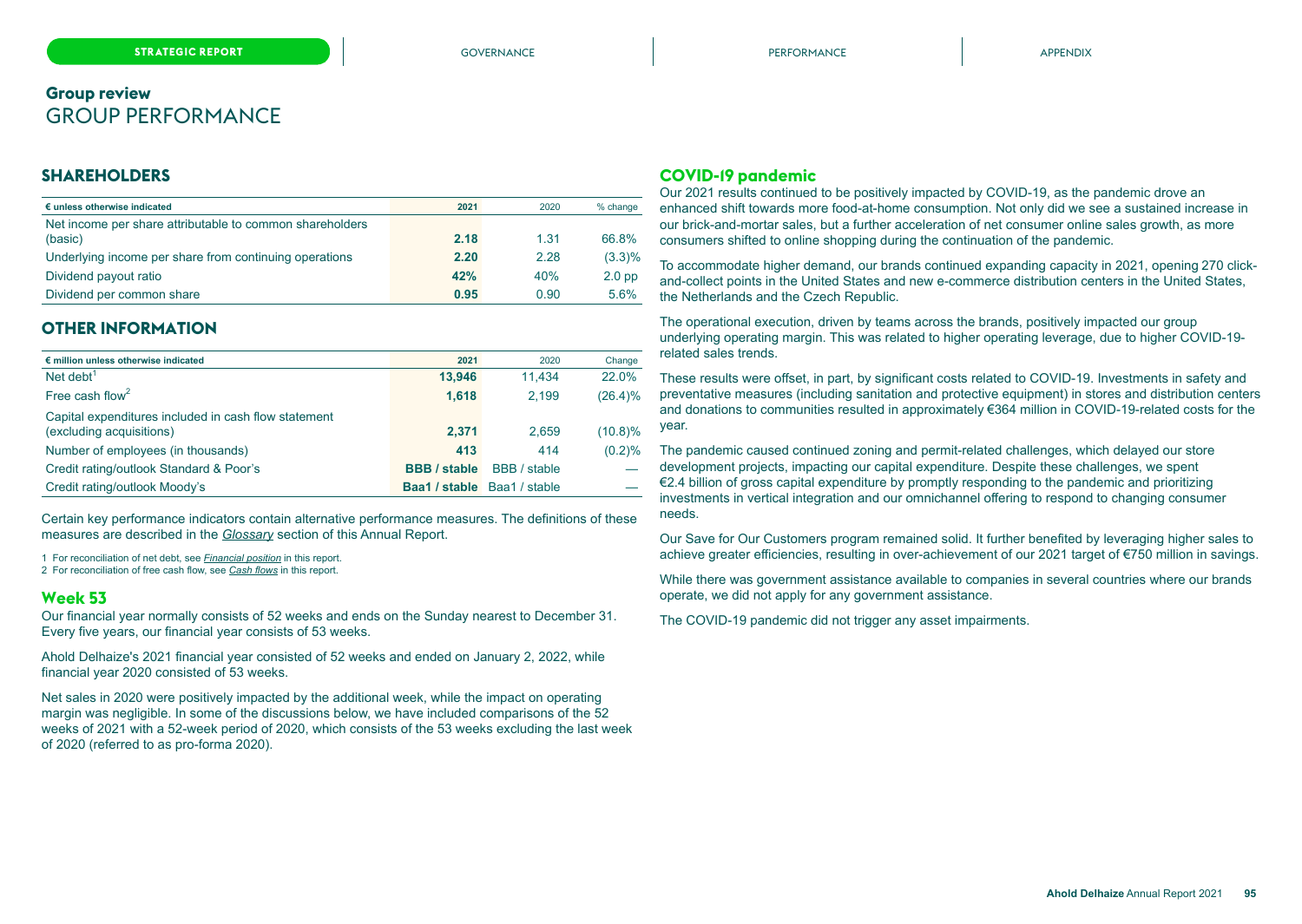## Group review
# GROUP PERFORMANCE

## SHAREHOLDERS

| € unless otherwise indicated | 2021 | 2020 | % change |
|---|---|---|---|
| Net income per share attributable to common shareholders (basic) | **2.18** | 1.31 | 66.8% |
| Underlying income per share from continuing operations | **2.20** | 2.28 | (3.3)% |
| Dividend payout ratio | **42%** | 40% | 2.0 pp |
| Dividend per common share | **0.95** | 0.90 | 5.6% |

## OTHER INFORMATION

| € million unless otherwise indicated | 2021 | 2020 | Change |
|---|---|---|---|
| Net debt[1] | **13,946** | 11,434 | 22.0% |
| Free cash flow[2] | **1,618** | 2,199 | (26.4)% |
| Capital expenditures included in cash flow statement (excluding acquisitions) | **2,371** | 2,659 | (10.8)% |
| Number of employees (in thousands) | **413** | 414 | (0.2)% |
| Credit rating/outlook Standard & Poor's | **BBB / stable** | BBB / stable | — |
| Credit rating/outlook Moody's | **Baa1 / stable** | Baa1 / stable | — |

Certain key performance indicators contain alternative performance measures. The definitions of these measures are described in the *Glossary* section of this Annual Report.

1 For reconciliation of net debt, see *Financial position* in this report.
2 For reconciliation of free cash flow, see *Cash flows* in this report.

### Week 53

Our financial year normally consists of 52 weeks and ends on the Sunday nearest to December 31. Every five years, our financial year consists of 53 weeks.

Ahold Delhaize's 2021 financial year consisted of 52 weeks and ended on January 2, 2022, while financial year 2020 consisted of 53 weeks.

Net sales in 2020 were positively impacted by the additional week, while the impact on operating margin was negligible. In some of the discussions below, we have included comparisons of the 52 weeks of 2021 with a 52-week period of 2020, which consists of the 53 weeks excluding the last week of 2020 (referred to as pro-forma 2020).

### COVID-19 pandemic

Our 2021 results continued to be positively impacted by COVID-19, as the pandemic drove an enhanced shift towards more food-at-home consumption. Not only did we see a sustained increase in our brick-and-mortar sales, but a further acceleration of net consumer online sales growth, as more consumers shifted to online shopping during the continuation of the pandemic.

To accommodate higher demand, our brands continued expanding capacity in 2021, opening 270 click-and-collect points in the United States and new e-commerce distribution centers in the United States, the Netherlands and the Czech Republic.

The operational execution, driven by teams across the brands, positively impacted our group underlying operating margin. This was related to higher operating leverage, due to higher COVID-19-related sales trends.

These results were offset, in part, by significant costs related to COVID-19. Investments in safety and preventative measures (including sanitation and protective equipment) in stores and distribution centers and donations to communities resulted in approximately €364 million in COVID-19-related costs for the year.

The pandemic caused continued zoning and permit-related challenges, which delayed our store development projects, impacting our capital expenditure. Despite these challenges, we spent €2.4 billion of gross capital expenditure by promptly responding to the pandemic and prioritizing investments in vertical integration and our omnichannel offering to respond to changing consumer needs.

Our Save for Our Customers program remained solid. It further benefited by leveraging higher sales to achieve greater efficiencies, resulting in over-achievement of our 2021 target of €750 million in savings.

While there was government assistance available to companies in several countries where our brands operate, we did not apply for any government assistance.

The COVID-19 pandemic did not trigger any asset impairments.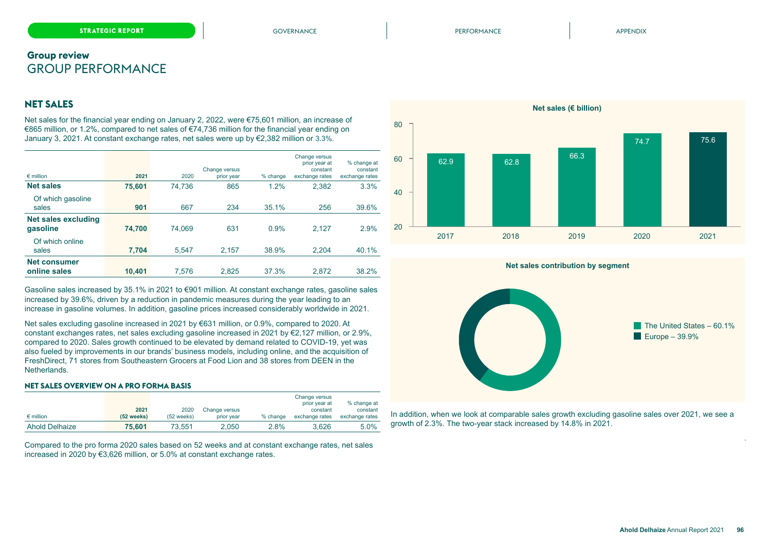## Group review
# GROUP PERFORMANCE

## NET SALES

Net sales for the financial year ending on January 2, 2022, were €75,601 million, an increase of €865 million, or 1.2%, compared to net sales of €74,736 million for the financial year ending on January 3, 2021. At constant exchange rates, net sales were up by €2,382 million or 3.3%.

| € million | 2021 | 2020 | Change versus prior year | % change | Change versus prior year at constant exchange rates | % change at constant exchange rates |
|---|---|---|---|---|---|---|
| **Net sales** | **75,601** | 74,736 | 865 | 1.2% | 2,382 | 3.3% |
| Of which gasoline sales | **901** | 667 | 234 | 35.1% | 256 | 39.6% |
| **Net sales excluding gasoline** | **74,700** | 74,069 | 631 | 0.9% | 2,127 | 2.9% |
| Of which online sales | **7,704** | 5,547 | 2,157 | 38.9% | 2,204 | 40.1% |
| **Net consumer online sales** | **10,401** | 7,576 | 2,825 | 37.3% | 2,872 | 38.2% |

Gasoline sales increased by 35.1% in 2021 to €901 million. At constant exchange rates, gasoline sales increased by 39.6%, driven by a reduction in pandemic measures during the year leading to an increase in gasoline volumes. In addition, gasoline prices increased considerably worldwide in 2021.

Net sales excluding gasoline increased in 2021 by €631 million, or 0.9%, compared to 2020. At constant exchanges rates, net sales excluding gasoline increased in 2021 by €2,127 million, or 2.9%, compared to 2020. Sales growth continued to be elevated by demand related to COVID-19, yet was also fueled by improvements in our brands' business models, including online, and the acquisition of FreshDirect, 71 stores from Southeastern Grocers at Food Lion and 38 stores from DEEN in the Netherlands.

### NET SALES OVERVIEW ON A PRO FORMA BASIS

| € million | 2021 (52 weeks) | 2020 (52 weeks) | Change versus prior year | % change | Change versus prior year at constant exchange rates | % change at constant exchange rates |
|---|---|---|---|---|---|---|
| Ahold Delhaize | **75,601** | 73,551 | 2,050 | 2.8% | 3,626 | 5.0% |

Compared to the pro forma 2020 sales based on 52 weeks and at constant exchange rates, net sales increased in 2020 by €3,626 million, or 5.0% at constant exchange rates.

**Net sales (€ billion)**

| 2017 | 2018 | 2019 | 2020 | 2021 |
|---|---|---|---|---|
| 62.9 | 62.8 | 66.3 | 74.7 | 75.6 |

**Net sales contribution by segment**

- The United States – 60.1%
- Europe – 39.9%

In addition, when we look at comparable sales growth excluding gasoline sales over 2021, we see a growth of 2.3%. The two-year stack increased by 14.8% in 2021.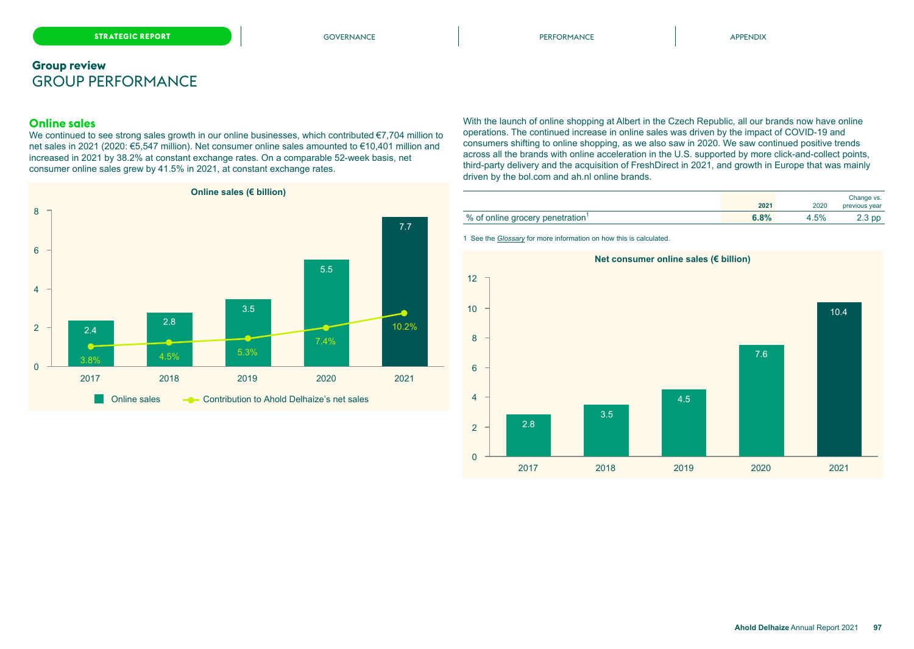## Group review
# GROUP PERFORMANCE

### Online sales

We continued to see strong sales growth in our online businesses, which contributed €7,704 million to net sales in 2021 (2020: €5,547 million). Net consumer online sales amounted to €10,401 million and increased in 2021 by 38.2% at constant exchange rates. On a comparable 52-week basis, net consumer online sales grew by 41.5% in 2021, at constant exchange rates.

**Online sales (€ billion)**

| | 2017 | 2018 | 2019 | 2020 | 2021 |
|---|---|---|---|---|---|
| Online sales | 2.4 | 2.8 | 3.5 | 5.5 | 7.7 |
| Contribution to Ahold Delhaize's net sales | 3.8% | 4.5% | 5.3% | 7.4% | 10.2% |

With the launch of online shopping at Albert in the Czech Republic, all our brands now have online operations. The continued increase in online sales was driven by the impact of COVID-19 and consumers shifting to online shopping, as we also saw in 2020. We saw continued positive trends across all the brands with online acceleration in the U.S. supported by more click-and-collect points, third-party delivery and the acquisition of FreshDirect in 2021, and growth in Europe that was mainly driven by the bol.com and ah.nl online brands.

| | 2021 | 2020 | Change vs. previous year |
|---|---|---|---|
| % of online grocery penetration[1] | **6.8%** | 4.5% | 2.3 pp |

1 See the *Glossary* for more information on how this is calculated.

**Net consumer online sales (€ billion)**

| 2017 | 2018 | 2019 | 2020 | 2021 |
|---|---|---|---|---|
| 2.8 | 3.5 | 4.5 | 7.6 | 10.4 |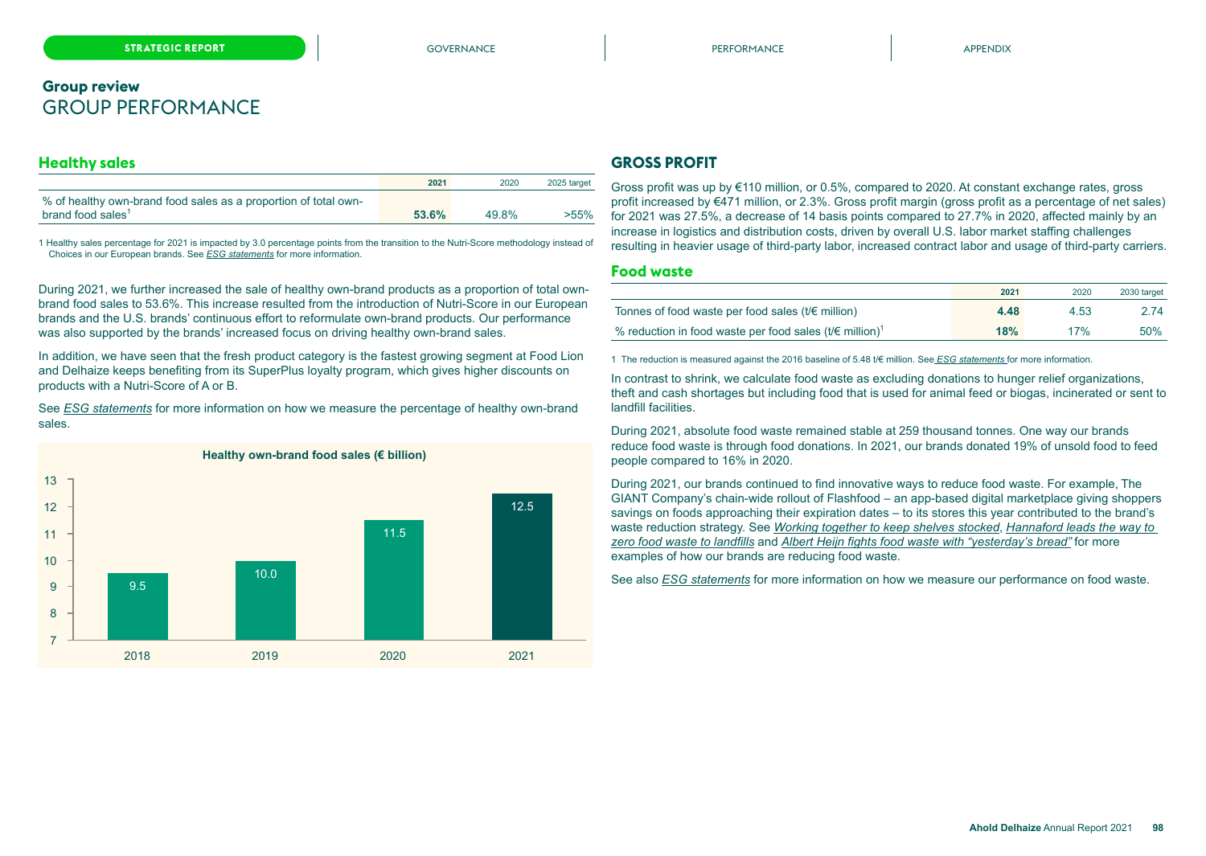# Group review
## GROUP PERFORMANCE

### Healthy sales

| | 2021 | 2020 | 2025 target |
|---|---|---|---|
| % of healthy own-brand food sales as a proportion of total own-brand food sales[1] | **53.6%** | 49.8% | >55% |

1 Healthy sales percentage for 2021 is impacted by 3.0 percentage points from the transition to the Nutri-Score methodology instead of Choices in our European brands. See *ESG statements* for more information.

During 2021, we further increased the sale of healthy own-brand products as a proportion of total own-brand food sales to 53.6%. This increase resulted from the introduction of Nutri-Score in our European brands and the U.S. brands' continuous effort to reformulate own-brand products. Our performance was also supported by the brands' increased focus on driving healthy own-brand sales.

In addition, we have seen that the fresh product category is the fastest growing segment at Food Lion and Delhaize keeps benefiting from its SuperPlus loyalty program, which gives higher discounts on products with a Nutri-Score of A or B.

See *ESG statements* for more information on how we measure the percentage of healthy own-brand sales.

**Healthy own-brand food sales (€ billion)**

| 2018 | 2019 | 2020 | 2021 |
|---|---|---|---|
| 9.5 | 10.0 | 11.5 | 12.5 |

### GROSS PROFIT

Gross profit was up by €110 million, or 0.5%, compared to 2020. At constant exchange rates, gross profit increased by €471 million, or 2.3%. Gross profit margin (gross profit as a percentage of net sales) for 2021 was 27.5%, a decrease of 14 basis points compared to 27.7% in 2020, affected mainly by an increase in logistics and distribution costs, driven by overall U.S. labor market staffing challenges resulting in heavier usage of third-party labor, increased contract labor and usage of third-party carriers.

### Food waste

| | 2021 | 2020 | 2030 target |
|---|---|---|---|
| Tonnes of food waste per food sales (t/€ million) | **4.48** | 4.53 | 2.74 |
| % reduction in food waste per food sales (t/€ million)[1] | **18%** | 17% | 50% |

1 The reduction is measured against the 2016 baseline of 5.48 t/€ million. See *ESG statements* for more information.

In contrast to shrink, we calculate food waste as excluding donations to hunger relief organizations, theft and cash shortages but including food that is used for animal feed or biogas, incinerated or sent to landfill facilities.

During 2021, absolute food waste remained stable at 259 thousand tonnes. One way our brands reduce food waste is through food donations. In 2021, our brands donated 19% of unsold food to feed people compared to 16% in 2020.

During 2021, our brands continued to find innovative ways to reduce food waste. For example, The GIANT Company's chain-wide rollout of Flashfood – an app-based digital marketplace giving shoppers savings on foods approaching their expiration dates – to its stores this year contributed to the brand's waste reduction strategy. See *Working together to keep shelves stocked*, *Hannaford leads the way to zero food waste to landfills* and *Albert Heijn fights food waste with "yesterday's bread"* for more examples of how our brands are reducing food waste.

See also *ESG statements* for more information on how we measure our performance on food waste.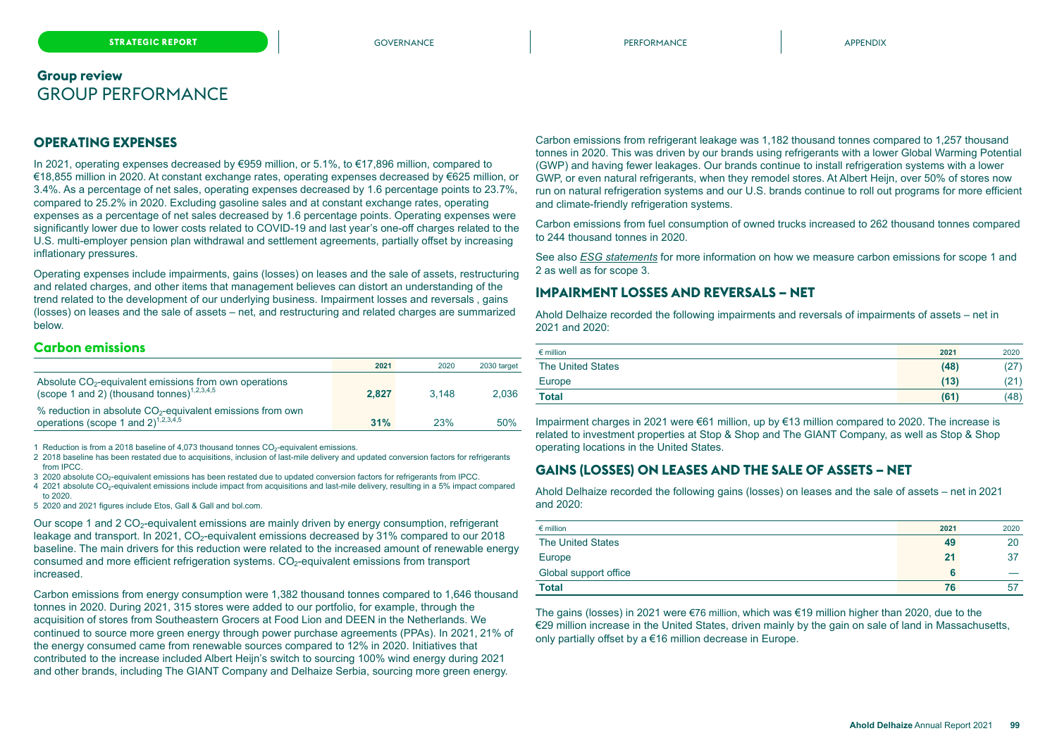## Group review
# GROUP PERFORMANCE

## OPERATING EXPENSES

In 2021, operating expenses decreased by €959 million, or 5.1%, to €17,896 million, compared to €18,855 million in 2020. At constant exchange rates, operating expenses decreased by €625 million, or 3.4%. As a percentage of net sales, operating expenses decreased by 1.6 percentage points to 23.7%, compared to 25.2% in 2020. Excluding gasoline sales and at constant exchange rates, operating expenses as a percentage of net sales decreased by 1.6 percentage points. Operating expenses were significantly lower due to lower costs related to COVID-19 and last year's one-off charges related to the U.S. multi-employer pension plan withdrawal and settlement agreements, partially offset by increasing inflationary pressures.

Operating expenses include impairments, gains (losses) on leases and the sale of assets, restructuring and related charges, and other items that management believes can distort an understanding of the trend related to the development of our underlying business. Impairment losses and reversals , gains (losses) on leases and the sale of assets – net, and restructuring and related charges are summarized below.

### Carbon emissions

| | 2021 | 2020 | 2030 target |
|---|---|---|---|
| Absolute $CO_2$-equivalent emissions from own operations (scope 1 and 2) (thousand tonnes)[1,2,3,4,5] | **2,827** | 3,148 | 2,036 |
| % reduction in absolute $CO_2$-equivalent emissions from own operations (scope 1 and 2)[1,2,3,4,5] | **31%** | 23% | 50% |

1 Reduction is from a 2018 baseline of 4,073 thousand tonnes $CO_2$-equivalent emissions.

2 2018 baseline has been restated due to acquisitions, inclusion of last-mile delivery and updated conversion factors for refrigerants from IPCC.

3 2020 absolute $CO_2$-equivalent emissions has been restated due to updated conversion factors for refrigerants from IPCC.

4 2021 absolute $CO_2$-equivalent emissions include impact from acquisitions and last-mile delivery, resulting in a 5% impact compared to 2020.

5 2020 and 2021 figures include Etos, Gall & Gall and bol.com.

Our scope 1 and 2 $CO_2$-equivalent emissions are mainly driven by energy consumption, refrigerant leakage and transport. In 2021, $CO_2$-equivalent emissions decreased by 31% compared to our 2018 baseline. The main drivers for this reduction were related to the increased amount of renewable energy consumed and more efficient refrigeration systems. $CO_2$-equivalent emissions from transport increased.

Carbon emissions from energy consumption were 1,382 thousand tonnes compared to 1,646 thousand tonnes in 2020. During 2021, 315 stores were added to our portfolio, for example, through the acquisition of stores from Southeastern Grocers at Food Lion and DEEN in the Netherlands. We continued to source more green energy through power purchase agreements (PPAs). In 2021, 21% of the energy consumed came from renewable sources compared to 12% in 2020. Initiatives that contributed to the increase included Albert Heijn's switch to sourcing 100% wind energy during 2021 and other brands, including The GIANT Company and Delhaize Serbia, sourcing more green energy.

Carbon emissions from refrigerant leakage was 1,182 thousand tonnes compared to 1,257 thousand tonnes in 2020. This was driven by our brands using refrigerants with a lower Global Warming Potential (GWP) and having fewer leakages. Our brands continue to install refrigeration systems with a lower GWP, or even natural refrigerants, when they remodel stores. At Albert Heijn, over 50% of stores now run on natural refrigeration systems and our U.S. brands continue to roll out programs for more efficient and climate-friendly refrigeration systems.

Carbon emissions from fuel consumption of owned trucks increased to 262 thousand tonnes compared to 244 thousand tonnes in 2020.

See also *ESG statements* for more information on how we measure carbon emissions for scope 1 and 2 as well as for scope 3.

## IMPAIRMENT LOSSES AND REVERSALS – NET

Ahold Delhaize recorded the following impairments and reversals of impairments of assets – net in 2021 and 2020:

| € million | 2021 | 2020 |
|---|---|---|
| The United States | **(48)** | (27) |
| Europe | **(13)** | (21) |
| **Total** | **(61)** | (48) |

Impairment charges in 2021 were €61 million, up by €13 million compared to 2020. The increase is related to investment properties at Stop & Shop and The GIANT Company, as well as Stop & Shop operating locations in the United States.

## GAINS (LOSSES) ON LEASES AND THE SALE OF ASSETS – NET

Ahold Delhaize recorded the following gains (losses) on leases and the sale of assets – net in 2021 and 2020:

| € million | 2021 | 2020 |
|---|---|---|
| The United States | **49** | 20 |
| Europe | **21** | 37 |
| Global support office | **6** | — |
| **Total** | **76** | 57 |

The gains (losses) in 2021 were €76 million, which was €19 million higher than 2020, due to the €29 million increase in the United States, driven mainly by the gain on sale of land in Massachusetts, only partially offset by a €16 million decrease in Europe.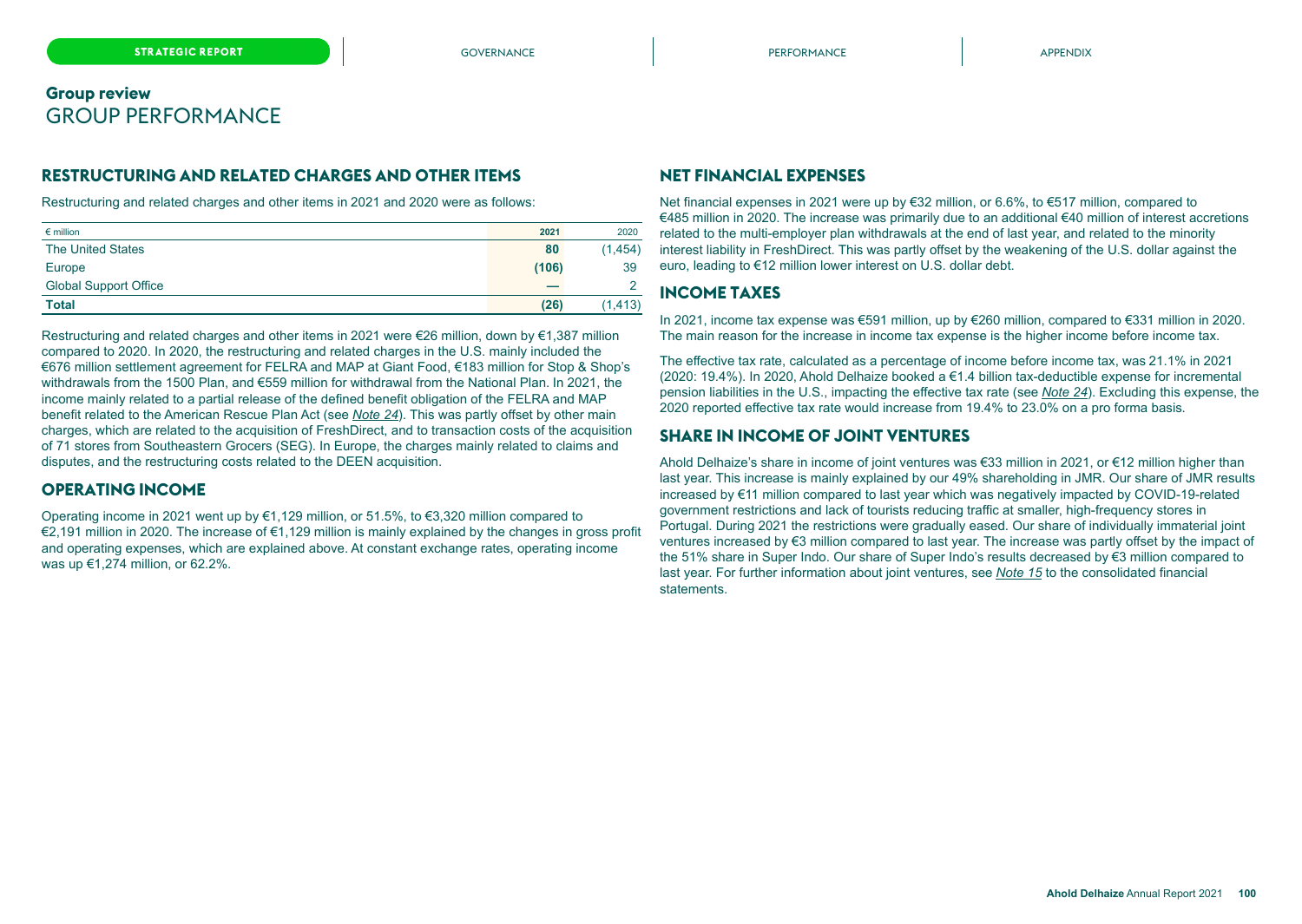## Group review
# GROUP PERFORMANCE

### RESTRUCTURING AND RELATED CHARGES AND OTHER ITEMS

Restructuring and related charges and other items in 2021 and 2020 were as follows:

| € million | 2021 | 2020 |
|---|---|---|
| The United States | 80 | (1,454) |
| Europe | (106) | 39 |
| Global Support Office | — | 2 |
| **Total** | **(26)** | **(1,413)** |

Restructuring and related charges and other items in 2021 were €26 million, down by €1,387 million compared to 2020. In 2020, the restructuring and related charges in the U.S. mainly included the €676 million settlement agreement for FELRA and MAP at Giant Food, €183 million for Stop & Shop's withdrawals from the 1500 Plan, and €559 million for withdrawal from the National Plan. In 2021, the income mainly related to a partial release of the defined benefit obligation of the FELRA and MAP benefit related to the American Rescue Plan Act (see *Note 24*). This was partly offset by other main charges, which are related to the acquisition of FreshDirect, and to transaction costs of the acquisition of 71 stores from Southeastern Grocers (SEG). In Europe, the charges mainly related to claims and disputes, and the restructuring costs related to the DEEN acquisition.

### OPERATING INCOME

Operating income in 2021 went up by €1,129 million, or 51.5%, to €3,320 million compared to €2,191 million in 2020. The increase of €1,129 million is mainly explained by the changes in gross profit and operating expenses, which are explained above. At constant exchange rates, operating income was up €1,274 million, or 62.2%.

### NET FINANCIAL EXPENSES

Net financial expenses in 2021 were up by €32 million, or 6.6%, to €517 million, compared to €485 million in 2020. The increase was primarily due to an additional €40 million of interest accretions related to the multi-employer plan withdrawals at the end of last year, and related to the minority interest liability in FreshDirect. This was partly offset by the weakening of the U.S. dollar against the euro, leading to €12 million lower interest on U.S. dollar debt.

### INCOME TAXES

In 2021, income tax expense was €591 million, up by €260 million, compared to €331 million in 2020. The main reason for the increase in income tax expense is the higher income before income tax.

The effective tax rate, calculated as a percentage of income before income tax, was 21.1% in 2021 (2020: 19.4%). In 2020, Ahold Delhaize booked a €1.4 billion tax-deductible expense for incremental pension liabilities in the U.S., impacting the effective tax rate (see *Note 24*). Excluding this expense, the 2020 reported effective tax rate would increase from 19.4% to 23.0% on a pro forma basis.

### SHARE IN INCOME OF JOINT VENTURES

Ahold Delhaize's share in income of joint ventures was €33 million in 2021, or €12 million higher than last year. This increase is mainly explained by our 49% shareholding in JMR. Our share of JMR results increased by €11 million compared to last year which was negatively impacted by COVID-19-related government restrictions and lack of tourists reducing traffic at smaller, high-frequency stores in Portugal. During 2021 the restrictions were gradually eased. Our share of individually immaterial joint ventures increased by €3 million compared to last year. The increase was partly offset by the impact of the 51% share in Super Indo. Our share of Super Indo's results decreased by €3 million compared to last year. For further information about joint ventures, see *Note 15* to the consolidated financial statements.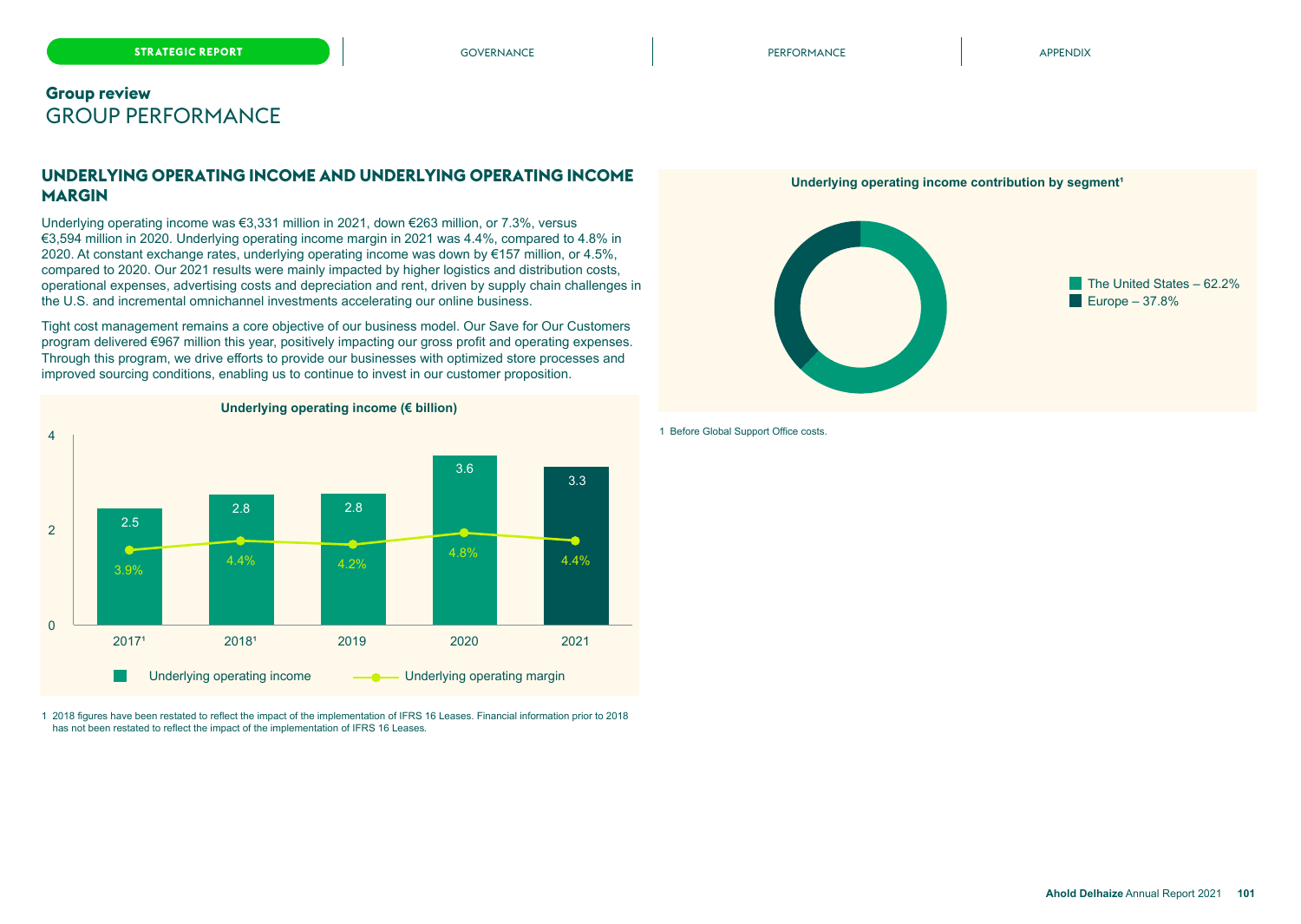## Group review
# GROUP PERFORMANCE

## UNDERLYING OPERATING INCOME AND UNDERLYING OPERATING INCOME MARGIN

Underlying operating income was €3,331 million in 2021, down €263 million, or 7.3%, versus €3,594 million in 2020. Underlying operating income margin in 2021 was 4.4%, compared to 4.8% in 2020. At constant exchange rates, underlying operating income was down by €157 million, or 4.5%, compared to 2020. Our 2021 results were mainly impacted by higher logistics and distribution costs, operational expenses, advertising costs and depreciation and rent, driven by supply chain challenges in the U.S. and incremental omnichannel investments accelerating our online business.

Tight cost management remains a core objective of our business model. Our Save for Our Customers program delivered €967 million this year, positively impacting our gross profit and operating expenses. Through this program, we drive efforts to provide our businesses with optimized store processes and improved sourcing conditions, enabling us to continue to invest in our customer proposition.

**Underlying operating income (€ billion)**

| Year | Underlying operating income | Underlying operating margin |
|---|---|---|
| 2017[1] | 2.5 | 3.9% |
| 2018[1] | 2.8 | 4.4% |
| 2019 | 2.8 | 4.2% |
| 2020 | 3.6 | 4.8% |
| 2021 | 3.3 | 4.4% |

1 2018 figures have been restated to reflect the impact of the implementation of IFRS 16 Leases. Financial information prior to 2018 has not been restated to reflect the impact of the implementation of IFRS 16 Leases.

**Underlying operating income contribution by segment[1]**

- The United States – 62.2%
- Europe – 37.8%

1 Before Global Support Office costs.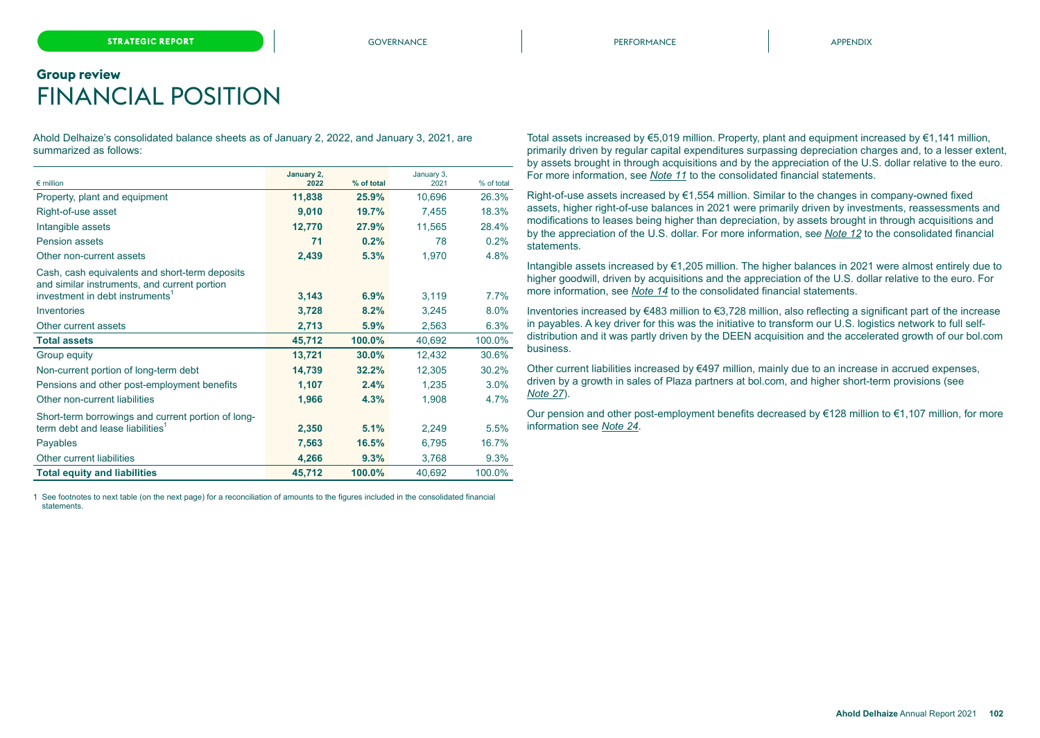## Group review

# FINANCIAL POSITION

Ahold Delhaize's consolidated balance sheets as of January 2, 2022, and January 3, 2021, are summarized as follows:

| € million | January 2, 2022 | % of total | January 3, 2021 | % of total |
|---|---|---|---|---|
| Property, plant and equipment | **11,838** | **25.9%** | 10,696 | 26.3% |
| Right-of-use asset | **9,010** | **19.7%** | 7,455 | 18.3% |
| Intangible assets | **12,770** | **27.9%** | 11,565 | 28.4% |
| Pension assets | **71** | **0.2%** | 78 | 0.2% |
| Other non-current assets | **2,439** | **5.3%** | 1,970 | 4.8% |
| Cash, cash equivalents and short-term deposits and similar instruments, and current portion investment in debt instruments[1] | **3,143** | **6.9%** | 3,119 | 7.7% |
| Inventories | **3,728** | **8.2%** | 3,245 | 8.0% |
| Other current assets | **2,713** | **5.9%** | 2,563 | 6.3% |
| **Total assets** | **45,712** | **100.0%** | 40,692 | 100.0% |
| Group equity | **13,721** | **30.0%** | 12,432 | 30.6% |
| Non-current portion of long-term debt | **14,739** | **32.2%** | 12,305 | 30.2% |
| Pensions and other post-employment benefits | **1,107** | **2.4%** | 1,235 | 3.0% |
| Other non-current liabilities | **1,966** | **4.3%** | 1,908 | 4.7% |
| Short-term borrowings and current portion of long-term debt and lease liabilities[1] | **2,350** | **5.1%** | 2,249 | 5.5% |
| Payables | **7,563** | **16.5%** | 6,795 | 16.7% |
| Other current liabilities | **4,266** | **9.3%** | 3,768 | 9.3% |
| **Total equity and liabilities** | **45,712** | **100.0%** | 40,692 | 100.0% |

1 See footnotes to next table (on the next page) for a reconciliation of amounts to the figures included in the consolidated financial statements.

Total assets increased by €5,019 million. Property, plant and equipment increased by €1,141 million, primarily driven by regular capital expenditures surpassing depreciation charges and, to a lesser extent, by assets brought in through acquisitions and by the appreciation of the U.S. dollar relative to the euro. For more information, see *Note 11* to the consolidated financial statements.

Right-of-use assets increased by €1,554 million. Similar to the changes in company-owned fixed assets, higher right-of-use balances in 2021 were primarily driven by investments, reassessments and modifications to leases being higher than depreciation, by assets brought in through acquisitions and by the appreciation of the U.S. dollar. For more information, see *Note 12* to the consolidated financial statements.

Intangible assets increased by €1,205 million. The higher balances in 2021 were almost entirely due to higher goodwill, driven by acquisitions and the appreciation of the U.S. dollar relative to the euro. For more information, see *Note 14* to the consolidated financial statements.

Inventories increased by €483 million to €3,728 million, also reflecting a significant part of the increase in payables. A key driver for this was the initiative to transform our U.S. logistics network to full self-distribution and it was partly driven by the DEEN acquisition and the accelerated growth of our bol.com business.

Other current liabilities increased by €497 million, mainly due to an increase in accrued expenses, driven by a growth in sales of Plaza partners at bol.com, and higher short-term provisions (see *Note 27*).

Our pension and other post-employment benefits decreased by €128 million to €1,107 million, for more information see *Note 24*.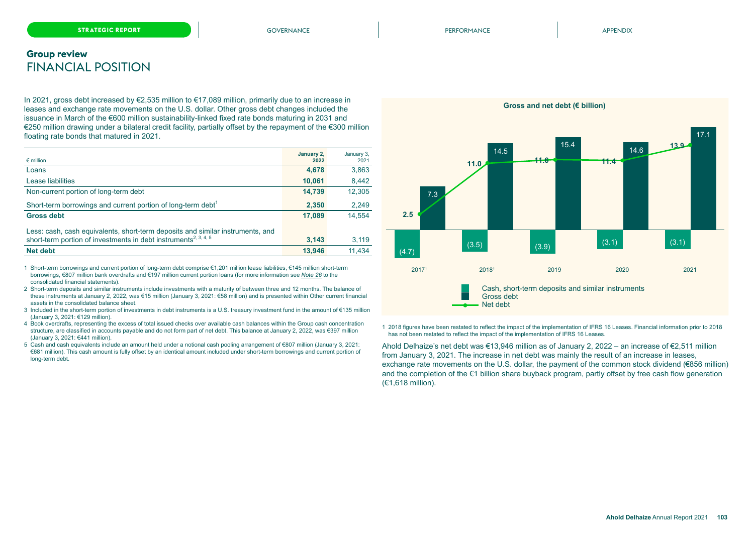## Group review
# FINANCIAL POSITION

In 2021, gross debt increased by €2,535 million to €17,089 million, primarily due to an increase in leases and exchange rate movements on the U.S. dollar. Other gross debt changes included the issuance in March of the €600 million sustainability-linked fixed rate bonds maturing in 2031 and €250 million drawing under a bilateral credit facility, partially offset by the repayment of the €300 million floating rate bonds that matured in 2021.

| € million | January 2, 2022 | January 3, 2021 |
|---|---|---|
| Loans | **4,678** | 3,863 |
| Lease liabilities | **10,061** | 8,442 |
| Non-current portion of long-term debt | **14,739** | 12,305 |
| Short-term borrowings and current portion of long-term debt[1] | **2,350** | 2,249 |
| **Gross debt** | **17,089** | 14,554 |
| Less: cash, cash equivalents, short-term deposits and similar instruments, and short-term portion of investments in debt instruments[2, 3, 4, 5] | **3,143** | 3,119 |
| **Net debt** | **13,946** | 11,434 |

1 Short-term borrowings and current portion of long-term debt comprise €1,201 million lease liabilities, €145 million short-term borrowings, €807 million bank overdrafts and €197 million current portion loans (for more information see *Note 26* to the consolidated financial statements).

2 Short-term deposits and similar instruments include investments with a maturity of between three and 12 months. The balance of these instruments at January 2, 2022, was €15 million (January 3, 2021: €58 million) and is presented within Other current financial assets in the consolidated balance sheet.

3 Included in the short-term portion of investments in debt instruments is a U.S. treasury investment fund in the amount of €135 million (January 3, 2021: €129 million).

4 Book overdrafts, representing the excess of total issued checks over available cash balances within the Group cash concentration structure, are classified in accounts payable and do not form part of net debt. This balance at January 2, 2022, was €397 million (January 3, 2021: €441 million).

5 Cash and cash equivalents include an amount held under a notional cash pooling arrangement of €807 million (January 3, 2021: €681 million). This cash amount is fully offset by an identical amount included under short-term borrowings and current portion of long-term debt.

**Gross and net debt (€ billion)**

| | 2017[1] | 2018[1] | 2019 | 2020 | 2021 |
|---|---|---|---|---|---|
| Cash, short-term deposits and similar instruments | (4.7) | (3.5) | (3.9) | (3.1) | (3.1) |
| Gross debt | 7.3 | 14.5 | 15.4 | 14.6 | 17.1 |
| Net debt | 2.5 | 11.0 | 11.6 | 11.4 | 13.9 |

1 2018 figures have been restated to reflect the impact of the implementation of IFRS 16 Leases. Financial information prior to 2018 has not been restated to reflect the impact of the implementation of IFRS 16 Leases.

Ahold Delhaize's net debt was €13,946 million as of January 2, 2022 – an increase of €2,511 million from January 3, 2021. The increase in net debt was mainly the result of an increase in leases, exchange rate movements on the U.S. dollar, the payment of the common stock dividend (€856 million) and the completion of the €1 billion share buyback program, partly offset by free cash flow generation (€1,618 million).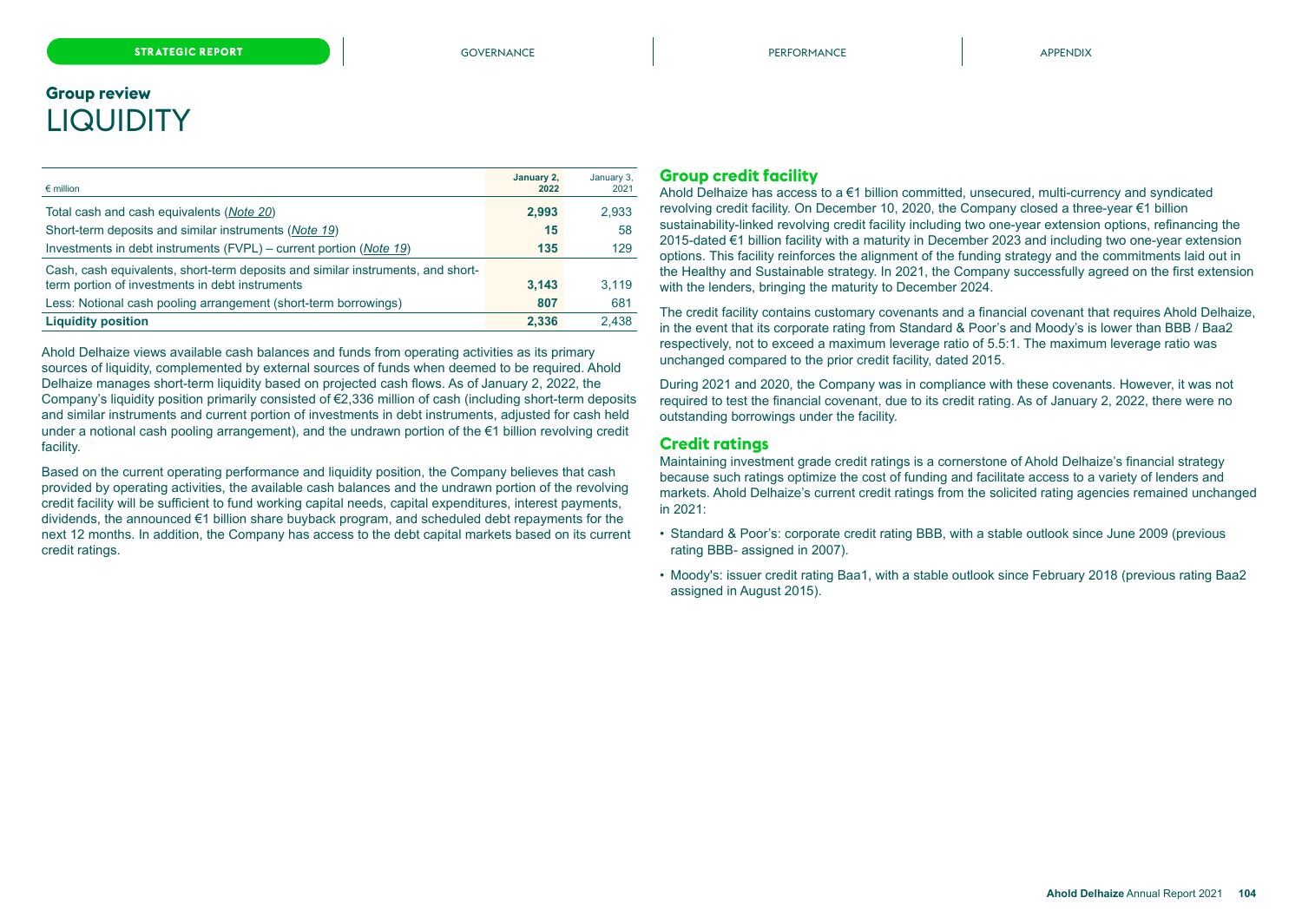## Group review

# LIQUIDITY

| € million | January 2, 2022 | January 3, 2021 |
|---|---|---|
| Total cash and cash equivalents (*Note 20*) | **2,993** | 2,933 |
| Short-term deposits and similar instruments (*Note 19*) | **15** | 58 |
| Investments in debt instruments (FVPL) – current portion (*Note 19*) | **135** | 129 |
| Cash, cash equivalents, short-term deposits and similar instruments, and short-term portion of investments in debt instruments | **3,143** | 3,119 |
| Less: Notional cash pooling arrangement (short-term borrowings) | **807** | 681 |
| **Liquidity position** | **2,336** | 2,438 |

Ahold Delhaize views available cash balances and funds from operating activities as its primary sources of liquidity, complemented by external sources of funds when deemed to be required. Ahold Delhaize manages short-term liquidity based on projected cash flows. As of January 2, 2022, the Company's liquidity position primarily consisted of €2,336 million of cash (including short-term deposits and similar instruments and current portion of investments in debt instruments, adjusted for cash held under a notional cash pooling arrangement), and the undrawn portion of the €1 billion revolving credit facility.

Based on the current operating performance and liquidity position, the Company believes that cash provided by operating activities, the available cash balances and the undrawn portion of the revolving credit facility will be sufficient to fund working capital needs, capital expenditures, interest payments, dividends, the announced €1 billion share buyback program, and scheduled debt repayments for the next 12 months. In addition, the Company has access to the debt capital markets based on its current credit ratings.

### Group credit facility

Ahold Delhaize has access to a €1 billion committed, unsecured, multi-currency and syndicated revolving credit facility. On December 10, 2020, the Company closed a three-year €1 billion sustainability-linked revolving credit facility including two one-year extension options, refinancing the 2015-dated €1 billion facility with a maturity in December 2023 and including two one-year extension options. This facility reinforces the alignment of the funding strategy and the commitments laid out in the Healthy and Sustainable strategy. In 2021, the Company successfully agreed on the first extension with the lenders, bringing the maturity to December 2024.

The credit facility contains customary covenants and a financial covenant that requires Ahold Delhaize, in the event that its corporate rating from Standard & Poor's and Moody's is lower than BBB / Baa2 respectively, not to exceed a maximum leverage ratio of 5.5:1. The maximum leverage ratio was unchanged compared to the prior credit facility, dated 2015.

During 2021 and 2020, the Company was in compliance with these covenants. However, it was not required to test the financial covenant, due to its credit rating. As of January 2, 2022, there were no outstanding borrowings under the facility.

### Credit ratings

Maintaining investment grade credit ratings is a cornerstone of Ahold Delhaize's financial strategy because such ratings optimize the cost of funding and facilitate access to a variety of lenders and markets. Ahold Delhaize's current credit ratings from the solicited rating agencies remained unchanged in 2021:

- Standard & Poor's: corporate credit rating BBB, with a stable outlook since June 2009 (previous rating BBB- assigned in 2007).
- Moody's: issuer credit rating Baa1, with a stable outlook since February 2018 (previous rating Baa2 assigned in August 2015).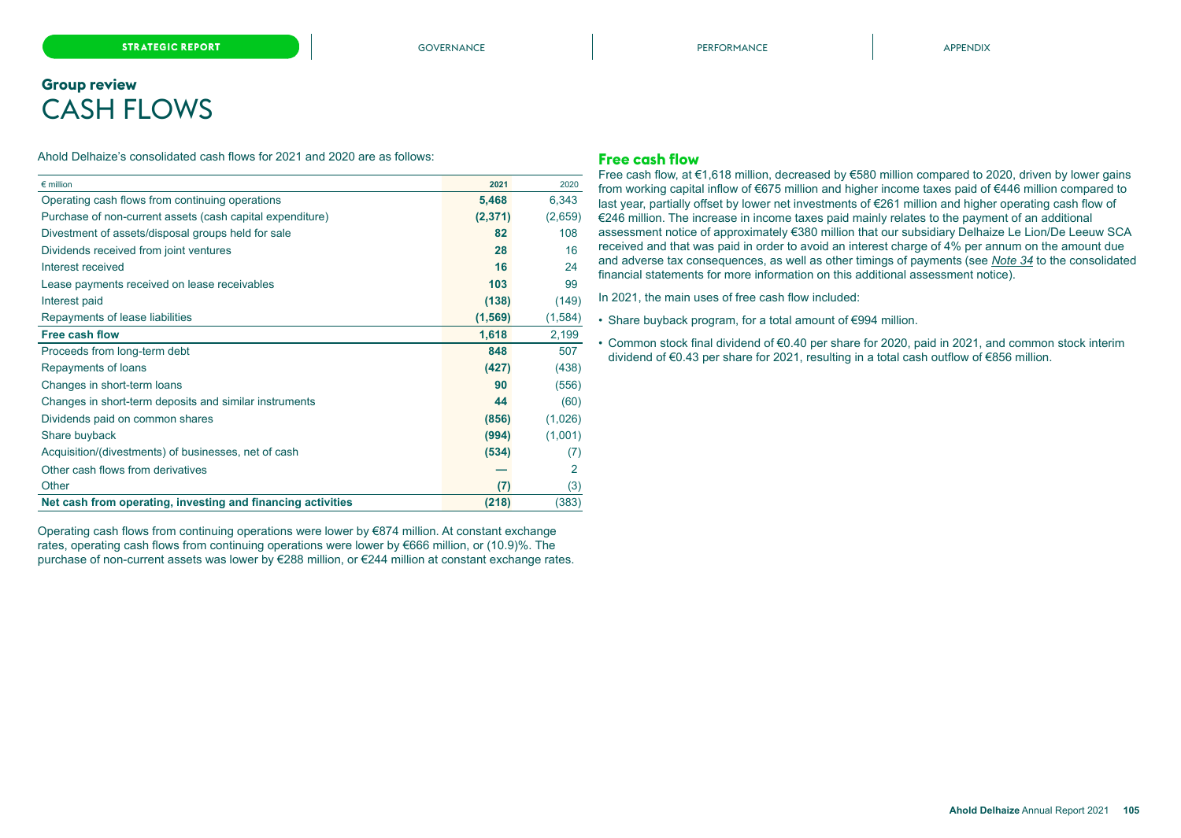## Group review

# CASH FLOWS

Ahold Delhaize's consolidated cash flows for 2021 and 2020 are as follows:

| € million | 2021 | 2020 |
|---|---|---|
| Operating cash flows from continuing operations | **5,468** | 6,343 |
| Purchase of non-current assets (cash capital expenditure) | **(2,371)** | (2,659) |
| Divestment of assets/disposal groups held for sale | **82** | 108 |
| Dividends received from joint ventures | **28** | 16 |
| Interest received | **16** | 24 |
| Lease payments received on lease receivables | **103** | 99 |
| Interest paid | **(138)** | (149) |
| Repayments of lease liabilities | **(1,569)** | (1,584) |
| **Free cash flow** | **1,618** | **2,199** |
| Proceeds from long-term debt | **848** | 507 |
| Repayments of loans | **(427)** | (438) |
| Changes in short-term loans | **90** | (556) |
| Changes in short-term deposits and similar instruments | **44** | (60) |
| Dividends paid on common shares | **(856)** | (1,026) |
| Share buyback | **(994)** | (1,001) |
| Acquisition/(divestments) of businesses, net of cash | **(534)** | (7) |
| Other cash flows from derivatives | **—** | 2 |
| Other | **(7)** | (3) |
| **Net cash from operating, investing and financing activities** | **(218)** | **(383)** |

Operating cash flows from continuing operations were lower by €874 million. At constant exchange rates, operating cash flows from continuing operations were lower by €666 million, or (10.9)%. The purchase of non-current assets was lower by €288 million, or €244 million at constant exchange rates.

### Free cash flow

Free cash flow, at €1,618 million, decreased by €580 million compared to 2020, driven by lower gains from working capital inflow of €675 million and higher income taxes paid of €446 million compared to last year, partially offset by lower net investments of €261 million and higher operating cash flow of €246 million. The increase in income taxes paid mainly relates to the payment of an additional assessment notice of approximately €380 million that our subsidiary Delhaize Le Lion/De Leeuw SCA received and that was paid in order to avoid an interest charge of 4% per annum on the amount due and adverse tax consequences, as well as other timings of payments (see *Note 34* to the consolidated financial statements for more information on this additional assessment notice).

In 2021, the main uses of free cash flow included:

- Share buyback program, for a total amount of €994 million.
- Common stock final dividend of €0.40 per share for 2020, paid in 2021, and common stock interim dividend of €0.43 per share for 2021, resulting in a total cash outflow of €856 million.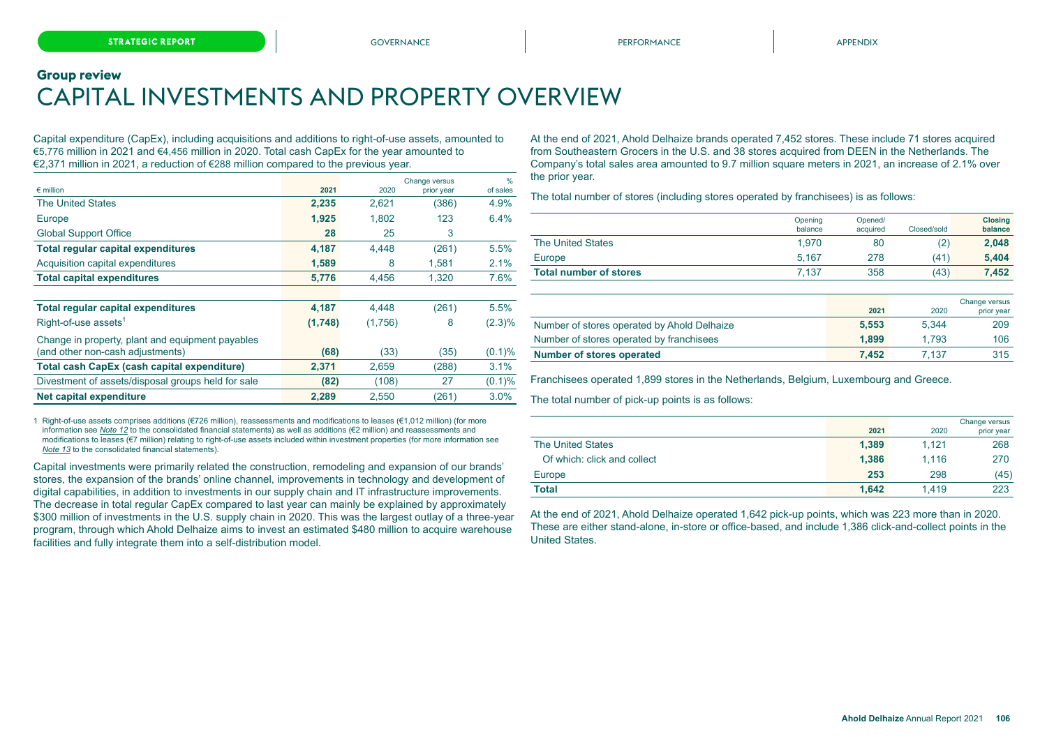## Group review

# CAPITAL INVESTMENTS AND PROPERTY OVERVIEW

Capital expenditure (CapEx), including acquisitions and additions to right-of-use assets, amounted to €5,776 million in 2021 and €4,456 million in 2020. Total cash CapEx for the year amounted to €2,371 million in 2021, a reduction of €288 million compared to the previous year.

| € million | 2021 | 2020 | Change versus prior year | % of sales |
|---|---|---|---|---|
| The United States | 2,235 | 2,621 | (386) | 4.9% |
| Europe | 1,925 | 1,802 | 123 | 6.4% |
| Global Support Office | 28 | 25 | 3 | |
| **Total regular capital expenditures** | **4,187** | **4,448** | **(261)** | **5.5%** |
| Acquisition capital expenditures | 1,589 | 8 | 1,581 | 2.1% |
| **Total capital expenditures** | **5,776** | **4,456** | **1,320** | **7.6%** |
| | | | | |
| **Total regular capital expenditures** | **4,187** | **4,448** | **(261)** | **5.5%** |
| Right-of-use assets[1] | (1,748) | (1,756) | 8 | (2.3)% |
| Change in property, plant and equipment payables (and other non-cash adjustments) | (68) | (33) | (35) | (0.1)% |
| **Total cash CapEx (cash capital expenditure)** | **2,371** | **2,659** | **(288)** | **3.1%** |
| Divestment of assets/disposal groups held for sale | (82) | (108) | 27 | (0.1)% |
| **Net capital expenditure** | **2,289** | **2,550** | **(261)** | **3.0%** |

1 Right-of-use assets comprises additions (€726 million), reassessments and modifications to leases (€1,012 million) (for more information see *Note 12* to the consolidated financial statements) as well as additions (€2 million) and reassessments and modifications to leases (€7 million) relating to right-of-use assets included within investment properties (for more information see *Note 13* to the consolidated financial statements).

Capital investments were primarily related the construction, remodeling and expansion of our brands' stores, the expansion of the brands' online channel, improvements in technology and development of digital capabilities, in addition to investments in our supply chain and IT infrastructure improvements. The decrease in total regular CapEx compared to last year can mainly be explained by approximately $300 million of investments in the U.S. supply chain in 2020. This was the largest outlay of a three-year program, through which Ahold Delhaize aims to invest an estimated $480 million to acquire warehouse facilities and fully integrate them into a self-distribution model.

At the end of 2021, Ahold Delhaize brands operated 7,452 stores. These include 71 stores acquired from Southeastern Grocers in the U.S. and 38 stores acquired from DEEN in the Netherlands. The Company's total sales area amounted to 9.7 million square meters in 2021, an increase of 2.1% over the prior year.

The total number of stores (including stores operated by franchisees) is as follows:

| | Opening balance | Opened/ acquired | Closed/sold | Closing balance |
|---|---|---|---|---|
| The United States | 1,970 | 80 | (2) | **2,048** |
| Europe | 5,167 | 278 | (41) | **5,404** |
| **Total number of stores** | **7,137** | **358** | **(43)** | **7,452** |

| | 2021 | 2020 | Change versus prior year |
|---|---|---|---|
| Number of stores operated by Ahold Delhaize | 5,553 | 5,344 | 209 |
| Number of stores operated by franchisees | 1,899 | 1,793 | 106 |
| **Number of stores operated** | **7,452** | **7,137** | **315** |

Franchisees operated 1,899 stores in the Netherlands, Belgium, Luxembourg and Greece.

The total number of pick-up points is as follows:

| | 2021 | 2020 | Change versus prior year |
|---|---|---|---|
| The United States | 1,389 | 1,121 | 268 |
| Of which: click and collect | 1,386 | 1,116 | 270 |
| Europe | 253 | 298 | (45) |
| **Total** | **1,642** | **1,419** | **223** |

At the end of 2021, Ahold Delhaize operated 1,642 pick-up points, which was 223 more than in 2020. These are either stand-alone, in-store or office-based, and include 1,386 click-and-collect points in the United States.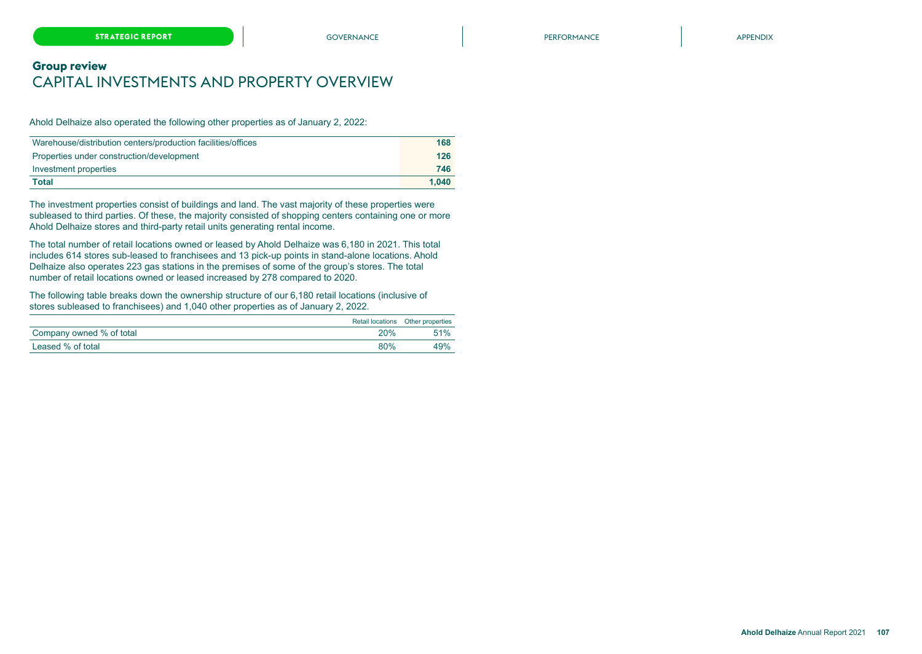## Group review

# CAPITAL INVESTMENTS AND PROPERTY OVERVIEW

Ahold Delhaize also operated the following other properties as of January 2, 2022:

| | |
|---|---|
| Warehouse/distribution centers/production facilities/offices | **168** |
| Properties under construction/development | **126** |
| Investment properties | **746** |
| **Total** | **1,040** |

The investment properties consist of buildings and land. The vast majority of these properties were subleased to third parties. Of these, the majority consisted of shopping centers containing one or more Ahold Delhaize stores and third-party retail units generating rental income.

The total number of retail locations owned or leased by Ahold Delhaize was 6,180 in 2021. This total includes 614 stores sub-leased to franchisees and 13 pick-up points in stand-alone locations. Ahold Delhaize also operates 223 gas stations in the premises of some of the group's stores. The total number of retail locations owned or leased increased by 278 compared to 2020.

The following table breaks down the ownership structure of our 6,180 retail locations (inclusive of stores subleased to franchisees) and 1,040 other properties as of January 2, 2022.

| | Retail locations | Other properties |
|---|---|---|
| Company owned % of total | 20% | 51% |
| Leased % of total | 80% | 49% |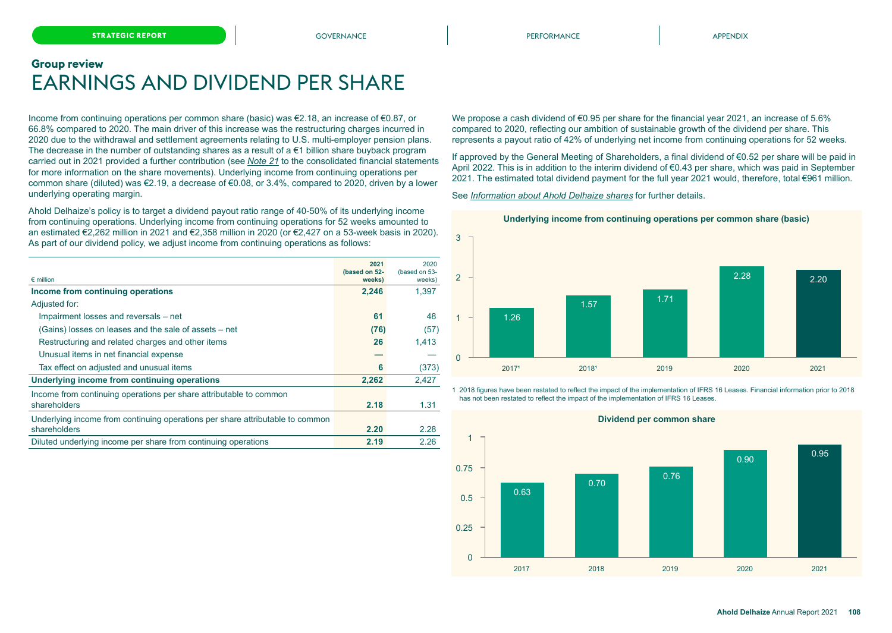## Group review

# EARNINGS AND DIVIDEND PER SHARE

Income from continuing operations per common share (basic) was €2.18, an increase of €0.87, or 66.8% compared to 2020. The main driver of this increase was the restructuring charges incurred in 2020 due to the withdrawal and settlement agreements relating to U.S. multi-employer pension plans. The decrease in the number of outstanding shares as a result of a €1 billion share buyback program carried out in 2021 provided a further contribution (see *Note 21* to the consolidated financial statements for more information on the share movements). Underlying income from continuing operations per common share (diluted) was €2.19, a decrease of €0.08, or 3.4%, compared to 2020, driven by a lower underlying operating margin.

Ahold Delhaize's policy is to target a dividend payout ratio range of 40-50% of its underlying income from continuing operations. Underlying income from continuing operations for 52 weeks amounted to an estimated €2,262 million in 2021 and €2,358 million in 2020 (or €2,427 on a 53-week basis in 2020). As part of our dividend policy, we adjust income from continuing operations as follows:

| € million | 2021 (based on 52-weeks) | 2020 (based on 53-weeks) |
|---|---|---|
| **Income from continuing operations** | **2,246** | 1,397 |
| Adjusted for: | | |
| Impairment losses and reversals – net | **61** | 48 |
| (Gains) losses on leases and the sale of assets – net | **(76)** | (57) |
| Restructuring and related charges and other items | **26** | 1,413 |
| Unusual items in net financial expense | **—** | — |
| Tax effect on adjusted and unusual items | **6** | (373) |
| **Underlying income from continuing operations** | **2,262** | 2,427 |
| Income from continuing operations per share attributable to common shareholders | **2.18** | 1.31 |
| Underlying income from continuing operations per share attributable to common shareholders | **2.20** | 2.28 |
| Diluted underlying income per share from continuing operations | **2.19** | 2.26 |

We propose a cash dividend of €0.95 per share for the financial year 2021, an increase of 5.6% compared to 2020, reflecting our ambition of sustainable growth of the dividend per share. This represents a payout ratio of 42% of underlying net income from continuing operations for 52 weeks.

If approved by the General Meeting of Shareholders, a final dividend of €0.52 per share will be paid in April 2022. This is in addition to the interim dividend of €0.43 per share, which was paid in September 2021. The estimated total dividend payment for the full year 2021 would, therefore, total €961 million.

See *Information about Ahold Delhaize shares* for further details.

**Underlying income from continuing operations per common share (basic)**

| Year | Value |
|---|---|
| 2017[1] | 1.26 |
| 2018[1] | 1.57 |
| 2019 | 1.71 |
| 2020 | 2.28 |
| 2021 | 2.20 |

1 2018 figures have been restated to reflect the impact of the implementation of IFRS 16 Leases. Financial information prior to 2018 has not been restated to reflect the impact of the implementation of IFRS 16 Leases.

**Dividend per common share**

| Year | Value |
|---|---|
| 2017 | 0.63 |
| 2018 | 0.70 |
| 2019 | 0.76 |
| 2020 | 0.90 |
| 2021 | 0.95 |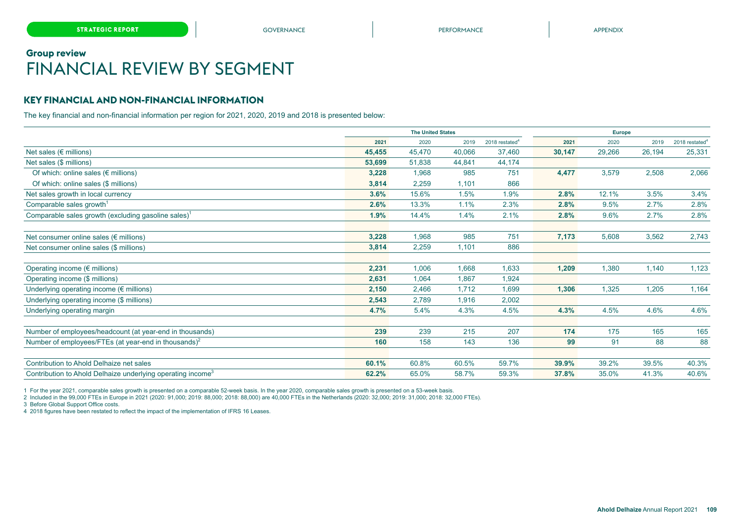## Group review

# FINANCIAL REVIEW BY SEGMENT

### KEY FINANCIAL AND NON-FINANCIAL INFORMATION

The key financial and non-financial information per region for 2021, 2020, 2019 and 2018 is presented below:

| | The United States | | | | Europe | | | |
|---|---|---|---|---|---|---|---|---|
| | **2021** | 2020 | 2019 | 2018 restated[4] | **2021** | 2020 | 2019 | 2018 restated[4] |
| Net sales (€ millions) | **45,455** | 45,470 | 40,066 | 37,460 | **30,147** | 29,266 | 26,194 | 25,331 |
| Net sales ($ millions) | **53,699** | 51,838 | 44,841 | 44,174 | | | | |
| Of which: online sales (€ millions) | **3,228** | 1,968 | 985 | 751 | **4,477** | 3,579 | 2,508 | 2,066 |
| Of which: online sales ($ millions) | **3,814** | 2,259 | 1,101 | 866 | | | | |
| Net sales growth in local currency | **3.6%** | 15.6% | 1.5% | 1.9% | **2.8%** | 12.1% | 3.5% | 3.4% |
| Comparable sales growth[1] | **2.6%** | 13.3% | 1.1% | 2.3% | **2.8%** | 9.5% | 2.7% | 2.8% |
| Comparable sales growth (excluding gasoline sales)[1] | **1.9%** | 14.4% | 1.4% | 2.1% | **2.8%** | 9.6% | 2.7% | 2.8% |
| | | | | | | | | |
| Net consumer online sales (€ millions) | **3,228** | 1,968 | 985 | 751 | **7,173** | 5,608 | 3,562 | 2,743 |
| Net consumer online sales ($ millions) | **3,814** | 2,259 | 1,101 | 886 | | | | |
| | | | | | | | | |
| Operating income (€ millions) | **2,231** | 1,006 | 1,668 | 1,633 | **1,209** | 1,380 | 1,140 | 1,123 |
| Operating income ($ millions) | **2,631** | 1,064 | 1,867 | 1,924 | | | | |
| Underlying operating income (€ millions) | **2,150** | 2,466 | 1,712 | 1,699 | **1,306** | 1,325 | 1,205 | 1,164 |
| Underlying operating income ($ millions) | **2,543** | 2,789 | 1,916 | 2,002 | | | | |
| Underlying operating margin | **4.7%** | 5.4% | 4.3% | 4.5% | **4.3%** | 4.5% | 4.6% | 4.6% |
| | | | | | | | | |
| Number of employees/headcount (at year-end in thousands) | **239** | 239 | 215 | 207 | **174** | 175 | 165 | 165 |
| Number of employees/FTEs (at year-end in thousands)[2] | **160** | 158 | 143 | 136 | **99** | 91 | 88 | 88 |
| | | | | | | | | |
| Contribution to Ahold Delhaize net sales | **60.1%** | 60.8% | 60.5% | 59.7% | **39.9%** | 39.2% | 39.5% | 40.3% |
| Contribution to Ahold Delhaize underlying operating income[3] | **62.2%** | 65.0% | 58.7% | 59.3% | **37.8%** | 35.0% | 41.3% | 40.6% |

1 For the year 2021, comparable sales growth is presented on a comparable 52-week basis. In the year 2020, comparable sales growth is presented on a 53-week basis.

2 Included in the 99,000 FTEs in Europe in 2021 (2020: 91,000; 2019: 88,000; 2018: 88,000) are 40,000 FTEs in the Netherlands (2020: 32,000; 2019: 31,000; 2018: 32,000 FTEs).

3 Before Global Support Office costs.

4 2018 figures have been restated to reflect the impact of the implementation of IFRS 16 Leases.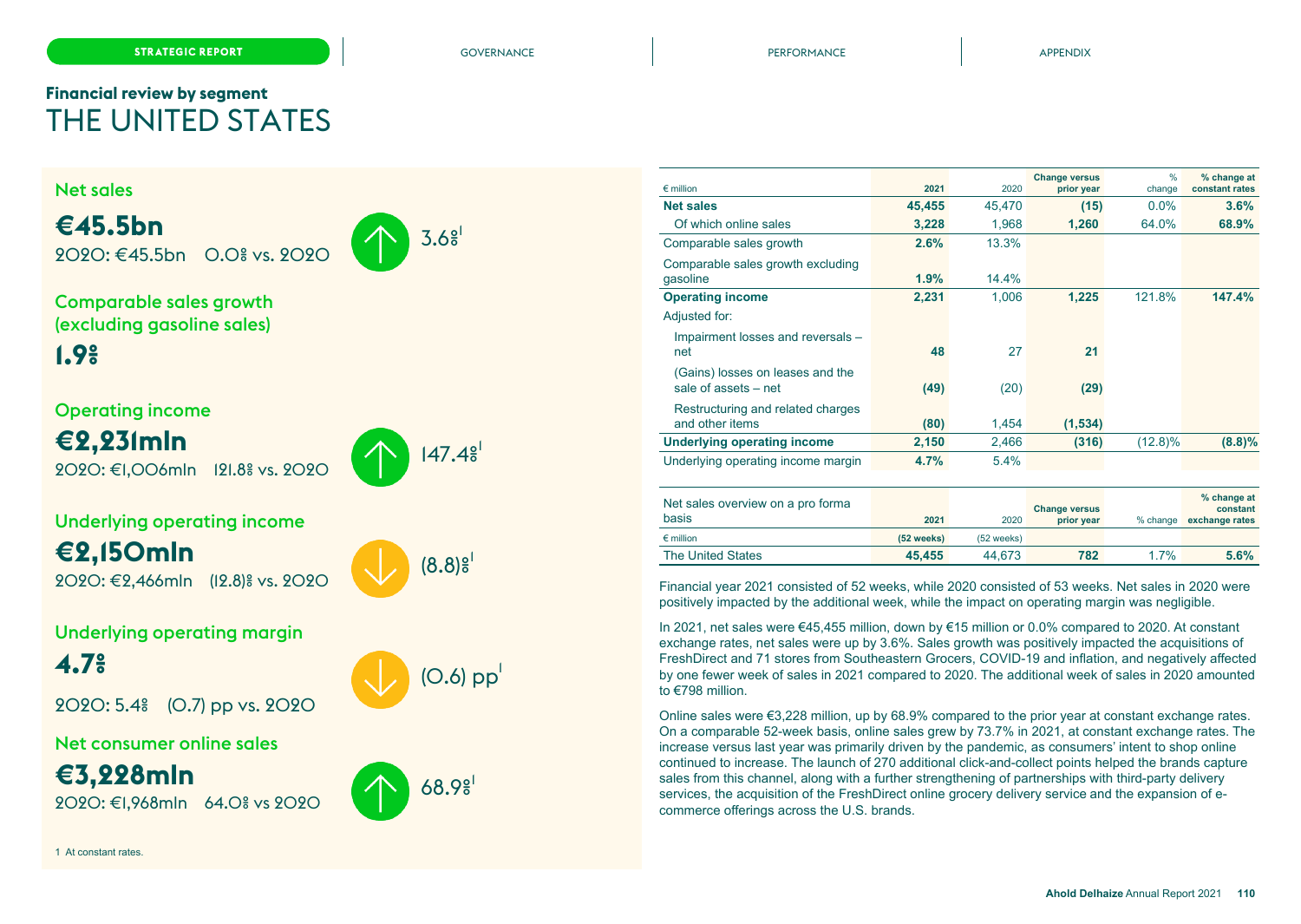Financial review by segment

# THE UNITED STATES

### Net sales

**€45.5bn**
2020: €45.5bn 0.0% vs. 2020

3.6%[1]

### Comparable sales growth (excluding gasoline sales)

**1.9%**

### Operating income

**€2,231mln**
2020: €1,006mln 121.8% vs. 2020

147.4%[1]

### Underlying operating income

**€2,150mln**
2020: €2,466mln (12.8)% vs. 2020

(8.8)%[1]

### Underlying operating margin

**4.7%**
2020: 5.4% (0.7) pp vs. 2020

(0.6) pp[1]

### Net consumer online sales

**€3,228mln**
2020: €1,968mln 64.0% vs 2020

68.9%[1]

1 At constant rates.

| € million | 2021 | 2020 | Change versus prior year | % change | % change at constant rates |
|---|---|---|---|---|---|
| **Net sales** | **45,455** | 45,470 | **(15)** | 0.0% | **3.6%** |
| Of which online sales | **3,228** | 1,968 | **1,260** | 64.0% | **68.9%** |
| Comparable sales growth | **2.6%** | 13.3% | | | |
| Comparable sales growth excluding gasoline | **1.9%** | 14.4% | | | |
| **Operating income** | **2,231** | 1,006 | **1,225** | 121.8% | **147.4%** |
| Adjusted for: | | | | | |
| Impairment losses and reversals – net | **48** | 27 | **21** | | |
| (Gains) losses on leases and the sale of assets – net | **(49)** | (20) | **(29)** | | |
| Restructuring and related charges and other items | **(80)** | 1,454 | **(1,534)** | | |
| **Underlying operating income** | **2,150** | 2,466 | **(316)** | (12.8)% | **(8.8)%** |
| Underlying operating income margin | **4.7%** | 5.4% | | | |

| Net sales overview on a pro forma basis | 2021 | 2020 | Change versus prior year | % change | % change at constant exchange rates |
|---|---|---|---|---|---|
| € million | **(52 weeks)** | (52 weeks) | | | |
| The United States | **45,455** | 44,673 | **782** | 1.7% | **5.6%** |

Financial year 2021 consisted of 52 weeks, while 2020 consisted of 53 weeks. Net sales in 2020 were positively impacted by the additional week, while the impact on operating margin was negligible.

In 2021, net sales were €45,455 million, down by €15 million or 0.0% compared to 2020. At constant exchange rates, net sales were up by 3.6%. Sales growth was positively impacted the acquisitions of FreshDirect and 71 stores from Southeastern Grocers, COVID-19 and inflation, and negatively affected by one fewer week of sales in 2021 compared to 2020. The additional week of sales in 2020 amounted to €798 million.

Online sales were €3,228 million, up by 68.9% compared to the prior year at constant exchange rates. On a comparable 52-week basis, online sales grew by 73.7% in 2021, at constant exchange rates. The increase versus last year was primarily driven by the pandemic, as consumers' intent to shop online continued to increase. The launch of 270 additional click-and-collect points helped the brands capture sales from this channel, along with a further strengthening of partnerships with third-party delivery services, the acquisition of the FreshDirect online grocery delivery service and the expansion of e-commerce offerings across the U.S. brands.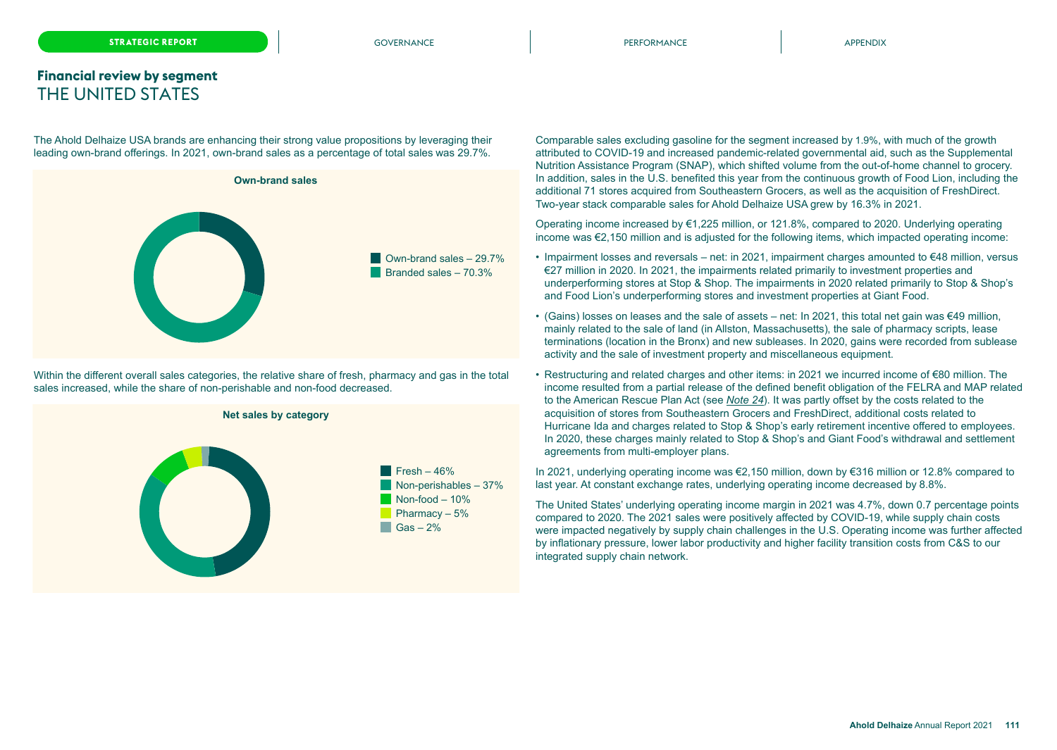## Financial review by segment
# THE UNITED STATES

The Ahold Delhaize USA brands are enhancing their strong value propositions by leveraging their leading own-brand offerings. In 2021, own-brand sales as a percentage of total sales was 29.7%.

**Own-brand sales**

- Own-brand sales – 29.7%
- Branded sales – 70.3%

Within the different overall sales categories, the relative share of fresh, pharmacy and gas in the total sales increased, while the share of non-perishable and non-food decreased.

**Net sales by category**

- Fresh – 46%
- Non-perishables – 37%
- Non-food – 10%
- Pharmacy – 5%
- Gas – 2%

Comparable sales excluding gasoline for the segment increased by 1.9%, with much of the growth attributed to COVID-19 and increased pandemic-related governmental aid, such as the Supplemental Nutrition Assistance Program (SNAP), which shifted volume from the out-of-home channel to grocery. In addition, sales in the U.S. benefited this year from the continuous growth of Food Lion, including the additional 71 stores acquired from Southeastern Grocers, as well as the acquisition of FreshDirect. Two-year stack comparable sales for Ahold Delhaize USA grew by 16.3% in 2021.

Operating income increased by €1,225 million, or 121.8%, compared to 2020. Underlying operating income was €2,150 million and is adjusted for the following items, which impacted operating income:

- Impairment losses and reversals – net: in 2021, impairment charges amounted to €48 million, versus €27 million in 2020. In 2021, the impairments related primarily to investment properties and underperforming stores at Stop & Shop. The impairments in 2020 related primarily to Stop & Shop's and Food Lion's underperforming stores and investment properties at Giant Food.
- (Gains) losses on leases and the sale of assets – net: In 2021, this total net gain was €49 million, mainly related to the sale of land (in Allston, Massachusetts), the sale of pharmacy scripts, lease terminations (location in the Bronx) and new subleases. In 2020, gains were recorded from sublease activity and the sale of investment property and miscellaneous equipment.
- Restructuring and related charges and other items: in 2021 we incurred income of €80 million. The income resulted from a partial release of the defined benefit obligation of the FELRA and MAP related to the American Rescue Plan Act (see *Note 24*). It was partly offset by the costs related to the acquisition of stores from Southeastern Grocers and FreshDirect, additional costs related to Hurricane Ida and charges related to Stop & Shop's early retirement incentive offered to employees. In 2020, these charges mainly related to Stop & Shop's and Giant Food's withdrawal and settlement agreements from multi-employer plans.

In 2021, underlying operating income was €2,150 million, down by €316 million or 12.8% compared to last year. At constant exchange rates, underlying operating income decreased by 8.8%.

The United States' underlying operating income margin in 2021 was 4.7%, down 0.7 percentage points compared to 2020. The 2021 sales were positively affected by COVID-19, while supply chain costs were impacted negatively by supply chain challenges in the U.S. Operating income was further affected by inflationary pressure, lower labor productivity and higher facility transition costs from C&S to our integrated supply chain network.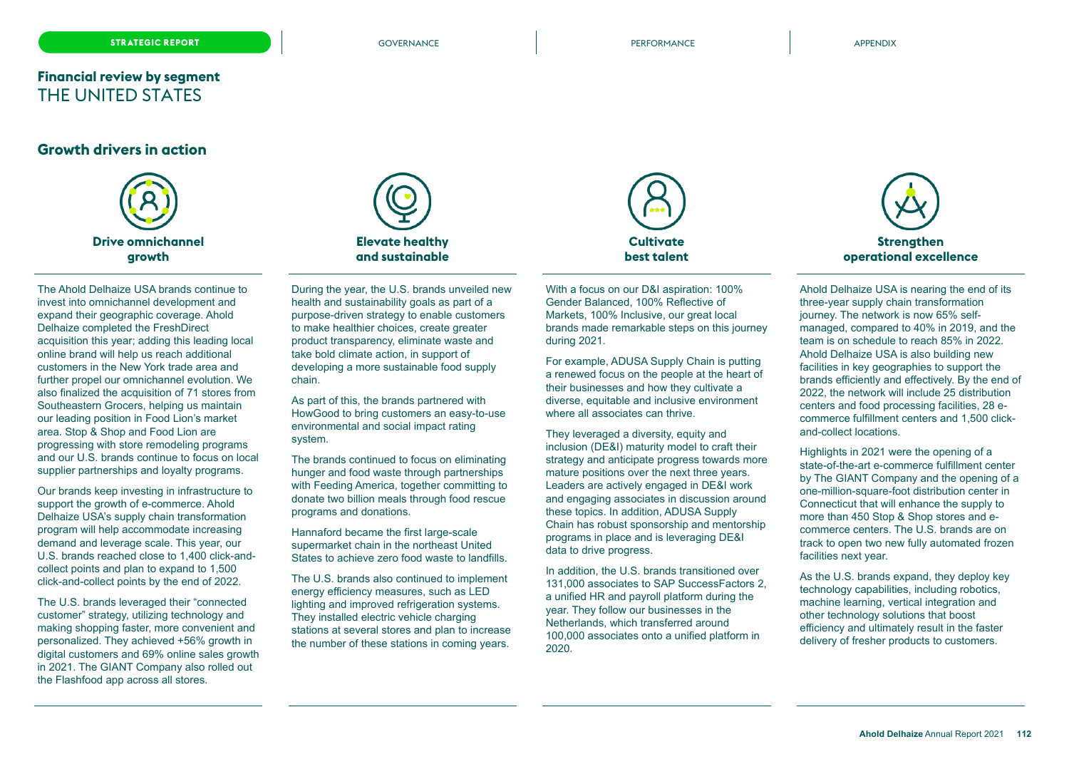## Financial review by segment
# THE UNITED STATES

## Growth drivers in action

### Drive omnichannel growth

The Ahold Delhaize USA brands continue to invest into omnichannel development and expand their geographic coverage. Ahold Delhaize completed the FreshDirect acquisition this year; adding this leading local online brand will help us reach additional customers in the New York trade area and further propel our omnichannel evolution. We also finalized the acquisition of 71 stores from Southeastern Grocers, helping us maintain our leading position in Food Lion's market area. Stop & Shop and Food Lion are progressing with store remodeling programs and our U.S. brands continue to focus on local supplier partnerships and loyalty programs.

Our brands keep investing in infrastructure to support the growth of e-commerce. Ahold Delhaize USA's supply chain transformation program will help accommodate increasing demand and leverage scale. This year, our U.S. brands reached close to 1,400 click-and-collect points and plan to expand to 1,500 click-and-collect points by the end of 2022.

The U.S. brands leveraged their "connected customer" strategy, utilizing technology and making shopping faster, more convenient and personalized. They achieved +56% growth in digital customers and 69% online sales growth in 2021. The GIANT Company also rolled out the Flashfood app across all stores.

### Elevate healthy and sustainable

During the year, the U.S. brands unveiled new health and sustainability goals as part of a purpose-driven strategy to enable customers to make healthier choices, create greater product transparency, eliminate waste and take bold climate action, in support of developing a more sustainable food supply chain.

As part of this, the brands partnered with HowGood to bring customers an easy-to-use environmental and social impact rating system.

The brands continued to focus on eliminating hunger and food waste through partnerships with Feeding America, together committing to donate two billion meals through food rescue programs and donations.

Hannaford became the first large-scale supermarket chain in the northeast United States to achieve zero food waste to landfills.

The U.S. brands also continued to implement energy efficiency measures, such as LED lighting and improved refrigeration systems. They installed electric vehicle charging stations at several stores and plan to increase the number of these stations in coming years.

### Cultivate best talent

With a focus on our D&I aspiration: 100% Gender Balanced, 100% Reflective of Markets, 100% Inclusive, our great local brands made remarkable steps on this journey during 2021.

For example, ADUSA Supply Chain is putting a renewed focus on the people at the heart of their businesses and how they cultivate a diverse, equitable and inclusive environment where all associates can thrive.

They leveraged a diversity, equity and inclusion (DE&I) maturity model to craft their strategy and anticipate progress towards more mature positions over the next three years. Leaders are actively engaged in DE&I work and engaging associates in discussion around these topics. In addition, ADUSA Supply Chain has robust sponsorship and mentorship programs in place and is leveraging DE&I data to drive progress.

In addition, the U.S. brands transitioned over 131,000 associates to SAP SuccessFactors 2, a unified HR and payroll platform during the year. They follow our businesses in the Netherlands, which transferred around 100,000 associates onto a unified platform in 2020.

### Strengthen operational excellence

Ahold Delhaize USA is nearing the end of its three-year supply chain transformation journey. The network is now 65% self-managed, compared to 40% in 2019, and the team is on schedule to reach 85% in 2022. Ahold Delhaize USA is also building new facilities in key geographies to support the brands efficiently and effectively. By the end of 2022, the network will include 25 distribution centers and food processing facilities, 28 e-commerce fulfillment centers and 1,500 click-and-collect locations.

Highlights in 2021 were the opening of a state-of-the-art e-commerce fulfillment center by The GIANT Company and the opening of a one-million-square-foot distribution center in Connecticut that will enhance the supply to more than 450 Stop & Shop stores and e-commerce centers. The U.S. brands are on track to open two new fully automated frozen facilities next year.

As the U.S. brands expand, they deploy key technology capabilities, including robotics, machine learning, vertical integration and other technology solutions that boost efficiency and ultimately result in the faster delivery of fresher products to customers.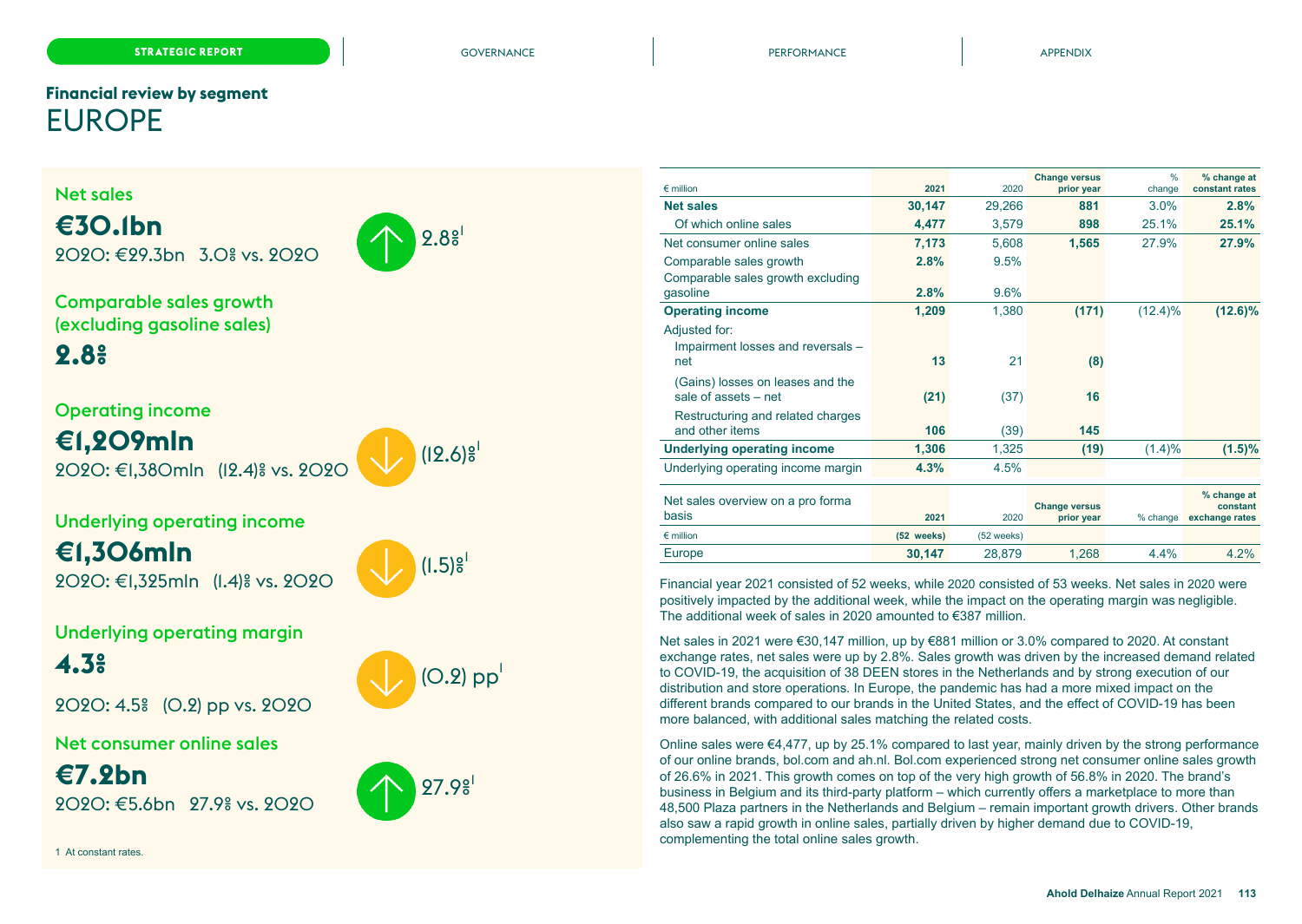## Financial review by segment

# EUROPE

### Net sales

**€30.1bn**

2020: €29.3bn 3.0% vs. 2020

2.8%[1]

### Comparable sales growth (excluding gasoline sales)

**2.8%**

### Operating income

**€1,209mln**

2020: €1,380mln (12.4)% vs. 2020

(12.6)%[1]

### Underlying operating income

**€1,306mln**

2020: €1,325mln (1.4)% vs. 2020

(1.5)%[1]

### Underlying operating margin

**4.3%**

2020: 4.5% (0.2) pp vs. 2020

(0.2) pp[1]

### Net consumer online sales

**€7.2bn**

2020: €5.6bn 27.9% vs. 2020

27.9%[1]

1 At constant rates.

| € million | 2021 | 2020 | Change versus prior year | % change | % change at constant rates |
|---|---|---|---|---|---|
| **Net sales** | **30,147** | 29,266 | **881** | 3.0% | **2.8%** |
| Of which online sales | **4,477** | 3,579 | **898** | 25.1% | **25.1%** |
| Net consumer online sales | **7,173** | 5,608 | **1,565** | 27.9% | **27.9%** |
| Comparable sales growth | **2.8%** | 9.5% | | | |
| Comparable sales growth excluding gasoline | **2.8%** | 9.6% | | | |
| **Operating income** | **1,209** | 1,380 | **(171)** | (12.4)% | **(12.6)%** |
| Adjusted for: | | | | | |
| Impairment losses and reversals – net | **13** | 21 | **(8)** | | |
| (Gains) losses on leases and the sale of assets – net | **(21)** | (37) | **16** | | |
| Restructuring and related charges and other items | **106** | (39) | **145** | | |
| **Underlying operating income** | **1,306** | 1,325 | **(19)** | (1.4)% | **(1.5)%** |
| Underlying operating income margin | **4.3%** | 4.5% | | | |

| Net sales overview on a pro forma basis | 2021 | 2020 | Change versus prior year | % change | % change at constant exchange rates |
|---|---|---|---|---|---|
| € million | **(52 weeks)** | (52 weeks) | | | |
| Europe | **30,147** | 28,879 | 1,268 | 4.4% | 4.2% |

Financial year 2021 consisted of 52 weeks, while 2020 consisted of 53 weeks. Net sales in 2020 were positively impacted by the additional week, while the impact on the operating margin was negligible. The additional week of sales in 2020 amounted to €387 million.

Net sales in 2021 were €30,147 million, up by €881 million or 3.0% compared to 2020. At constant exchange rates, net sales were up by 2.8%. Sales growth was driven by the increased demand related to COVID-19, the acquisition of 38 DEEN stores in the Netherlands and by strong execution of our distribution and store operations. In Europe, the pandemic has had a more mixed impact on the different brands compared to our brands in the United States, and the effect of COVID-19 has been more balanced, with additional sales matching the related costs.

Online sales were €4,477, up by 25.1% compared to last year, mainly driven by the strong performance of our online brands, bol.com and ah.nl. Bol.com experienced strong net consumer online sales growth of 26.6% in 2021. This growth comes on top of the very high growth of 56.8% in 2020. The brand's business in Belgium and its third-party platform – which currently offers a marketplace to more than 48,500 Plaza partners in the Netherlands and Belgium – remain important growth drivers. Other brands also saw a rapid growth in online sales, partially driven by higher demand due to COVID-19, complementing the total online sales growth.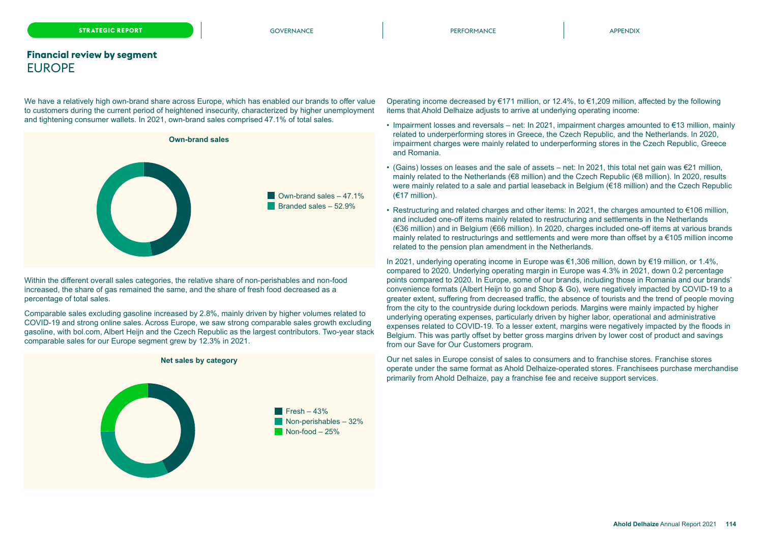## Financial review by segment

# EUROPE

We have a relatively high own-brand share across Europe, which has enabled our brands to offer value to customers during the current period of heightened insecurity, characterized by higher unemployment and tightening consumer wallets. In 2021, own-brand sales comprised 47.1% of total sales.

**Own-brand sales**

- Own-brand sales – 47.1%
- Branded sales – 52.9%

Within the different overall sales categories, the relative share of non-perishables and non-food increased, the share of gas remained the same, and the share of fresh food decreased as a percentage of total sales.

Comparable sales excluding gasoline increased by 2.8%, mainly driven by higher volumes related to COVID-19 and strong online sales. Across Europe, we saw strong comparable sales growth excluding gasoline, with bol.com, Albert Heijn and the Czech Republic as the largest contributors. Two-year stack comparable sales for our Europe segment grew by 12.3% in 2021.

**Net sales by category**

- Fresh – 43%
- Non-perishables – 32%
- Non-food – 25%

Operating income decreased by €171 million, or 12.4%, to €1,209 million, affected by the following items that Ahold Delhaize adjusts to arrive at underlying operating income:

- Impairment losses and reversals – net: In 2021, impairment charges amounted to €13 million, mainly related to underperforming stores in Greece, the Czech Republic, and the Netherlands. In 2020, impairment charges were mainly related to underperforming stores in the Czech Republic, Greece and Romania.
- (Gains) losses on leases and the sale of assets – net: In 2021, this total net gain was €21 million, mainly related to the Netherlands (€8 million) and the Czech Republic (€8 million). In 2020, results were mainly related to a sale and partial leaseback in Belgium (€18 million) and the Czech Republic (€17 million).
- Restructuring and related charges and other items: In 2021, the charges amounted to €106 million, and included one-off items mainly related to restructuring and settlements in the Netherlands (€36 million) and in Belgium (€66 million). In 2020, charges included one-off items at various brands mainly related to restructurings and settlements and were more than offset by a €105 million income related to the pension plan amendment in the Netherlands.

In 2021, underlying operating income in Europe was €1,306 million, down by €19 million, or 1.4%, compared to 2020. Underlying operating margin in Europe was 4.3% in 2021, down 0.2 percentage points compared to 2020. In Europe, some of our brands, including those in Romania and our brands' convenience formats (Albert Heijn to go and Shop & Go), were negatively impacted by COVID-19 to a greater extent, suffering from decreased traffic, the absence of tourists and the trend of people moving from the city to the countryside during lockdown periods. Margins were mainly impacted by higher underlying operating expenses, particularly driven by higher labor, operational and administrative expenses related to COVID-19. To a lesser extent, margins were negatively impacted by the floods in Belgium. This was partly offset by better gross margins driven by lower cost of product and savings from our Save for Our Customers program.

Our net sales in Europe consist of sales to consumers and to franchise stores. Franchise stores operate under the same format as Ahold Delhaize-operated stores. Franchisees purchase merchandise primarily from Ahold Delhaize, pay a franchise fee and receive support services.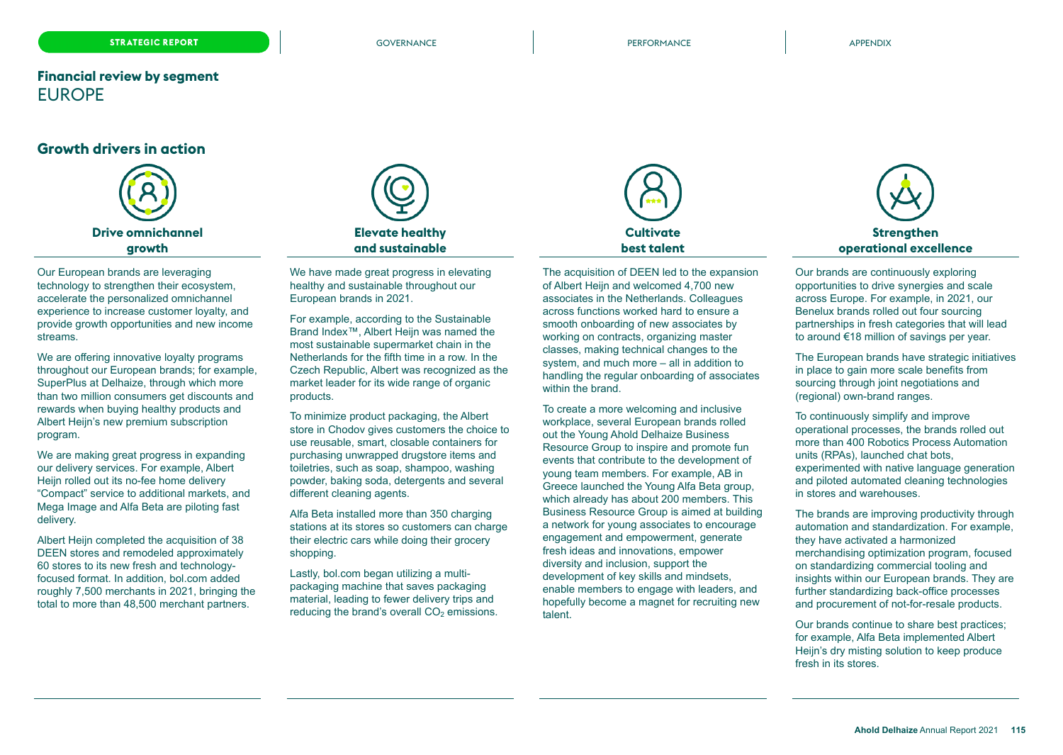## Financial review by segment
# EUROPE

## Growth drivers in action

### Drive omnichannel growth

Our European brands are leveraging technology to strengthen their ecosystem, accelerate the personalized omnichannel experience to increase customer loyalty, and provide growth opportunities and new income streams.

We are offering innovative loyalty programs throughout our European brands; for example, SuperPlus at Delhaize, through which more than two million consumers get discounts and rewards when buying healthy products and Albert Heijn's new premium subscription program.

We are making great progress in expanding our delivery services. For example, Albert Heijn rolled out its no-fee home delivery "Compact" service to additional markets, and Mega Image and Alfa Beta are piloting fast delivery.

Albert Heijn completed the acquisition of 38 DEEN stores and remodeled approximately 60 stores to its new fresh and technology-focused format. In addition, bol.com added roughly 7,500 merchants in 2021, bringing the total to more than 48,500 merchant partners.

### Elevate healthy and sustainable

We have made great progress in elevating healthy and sustainable throughout our European brands in 2021.

For example, according to the Sustainable Brand Index™, Albert Heijn was named the most sustainable supermarket chain in the Netherlands for the fifth time in a row. In the Czech Republic, Albert was recognized as the market leader for its wide range of organic products.

To minimize product packaging, the Albert store in Chodov gives customers the choice to use reusable, smart, closable containers for purchasing unwrapped drugstore items and toiletries, such as soap, shampoo, washing powder, baking soda, detergents and several different cleaning agents.

Alfa Beta installed more than 350 charging stations at its stores so customers can charge their electric cars while doing their grocery shopping.

Lastly, bol.com began utilizing a multi-packaging machine that saves packaging material, leading to fewer delivery trips and reducing the brand's overall $CO_2$ emissions.

### Cultivate best talent

The acquisition of DEEN led to the expansion of Albert Heijn and welcomed 4,700 new associates in the Netherlands. Colleagues across functions worked hard to ensure a smooth onboarding of new associates by working on contracts, organizing master classes, making technical changes to the system, and much more – all in addition to handling the regular onboarding of associates within the brand.

To create a more welcoming and inclusive workplace, several European brands rolled out the Young Ahold Delhaize Business Resource Group to inspire and promote fun events that contribute to the development of young team members. For example, AB in Greece launched the Young Alfa Beta group, which already has about 200 members. This Business Resource Group is aimed at building a network for young associates to encourage engagement and empowerment, generate fresh ideas and innovations, empower diversity and inclusion, support the development of key skills and mindsets, enable members to engage with leaders, and hopefully become a magnet for recruiting new talent.

### Strengthen operational excellence

Our brands are continuously exploring opportunities to drive synergies and scale across Europe. For example, in 2021, our Benelux brands rolled out four sourcing partnerships in fresh categories that will lead to around €18 million of savings per year.

The European brands have strategic initiatives in place to gain more scale benefits from sourcing through joint negotiations and (regional) own-brand ranges.

To continuously simplify and improve operational processes, the brands rolled out more than 400 Robotics Process Automation units (RPAs), launched chat bots, experimented with native language generation and piloted automated cleaning technologies in stores and warehouses.

The brands are improving productivity through automation and standardization. For example, they have activated a harmonized merchandising optimization program, focused on standardizing commercial tooling and insights within our European brands. They are further standardizing back-office processes and procurement of not-for-resale products.

Our brands continue to share best practices; for example, Alfa Beta implemented Albert Heijn's dry misting solution to keep produce fresh in its stores.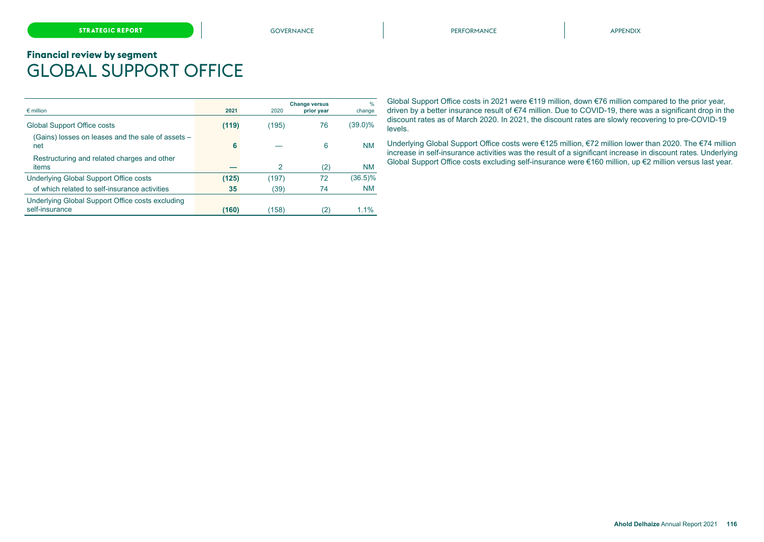### Financial review by segment

# GLOBAL SUPPORT OFFICE

| € million | 2021 | 2020 | Change versus prior year | % change |
|---|---|---|---|---|
| Global Support Office costs | **(119)** | (195) | 76 | (39.0)% |
| (Gains) losses on leases and the sale of assets – net | **6** | — | 6 | NM |
| Restructuring and related charges and other items | **—** | 2 | (2) | NM |
| Underlying Global Support Office costs | **(125)** | (197) | 72 | (36.5)% |
| of which related to self-insurance activities | **35** | (39) | 74 | NM |
| Underlying Global Support Office costs excluding self-insurance | **(160)** | (158) | (2) | 1.1% |

Global Support Office costs in 2021 were €119 million, down €76 million compared to the prior year, driven by a better insurance result of €74 million. Due to COVID-19, there was a significant drop in the discount rates as of March 2020. In 2021, the discount rates are slowly recovering to pre-COVID-19 levels.

Underlying Global Support Office costs were €125 million, €72 million lower than 2020. The €74 million increase in self-insurance activities was the result of a significant increase in discount rates. Underlying Global Support Office costs excluding self-insurance were €160 million, up €2 million versus last year.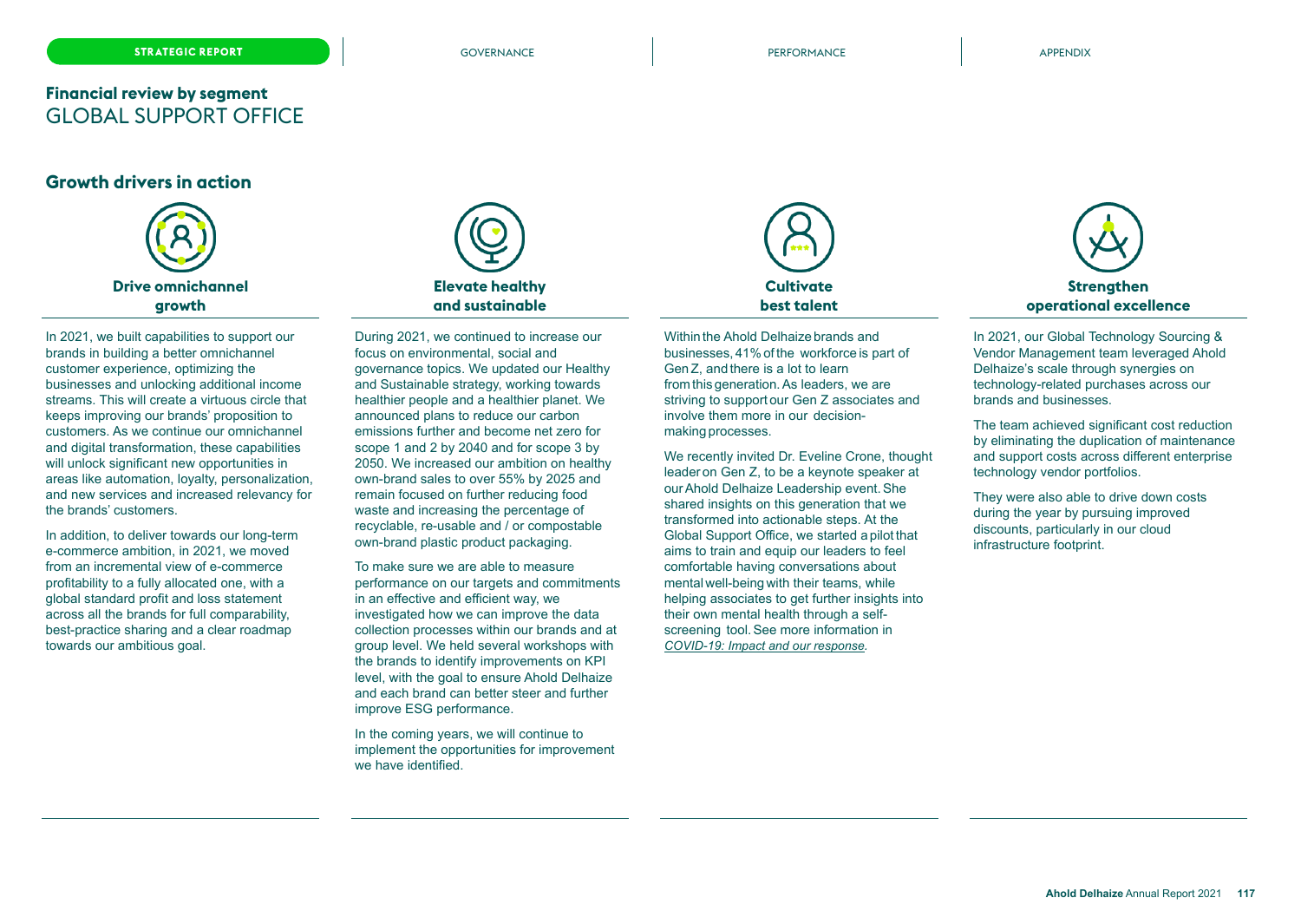## Financial review by segment
# GLOBAL SUPPORT OFFICE

## Growth drivers in action

### Drive omnichannel growth

In 2021, we built capabilities to support our brands in building a better omnichannel customer experience, optimizing the businesses and unlocking additional income streams. This will create a virtuous circle that keeps improving our brands' proposition to customers. As we continue our omnichannel and digital transformation, these capabilities will unlock significant new opportunities in areas like automation, loyalty, personalization, and new services and increased relevancy for the brands' customers.

In addition, to deliver towards our long-term e-commerce ambition, in 2021, we moved from an incremental view of e-commerce profitability to a fully allocated one, with a global standard profit and loss statement across all the brands for full comparability, best-practice sharing and a clear roadmap towards our ambitious goal.

### Elevate healthy and sustainable

During 2021, we continued to increase our focus on environmental, social and governance topics. We updated our Healthy and Sustainable strategy, working towards healthier people and a healthier planet. We announced plans to reduce our carbon emissions further and become net zero for scope 1 and 2 by 2040 and for scope 3 by 2050. We increased our ambition on healthy own-brand sales to over 55% by 2025 and remain focused on further reducing food waste and increasing the percentage of recyclable, re-usable and / or compostable own-brand plastic product packaging.

To make sure we are able to measure performance on our targets and commitments in an effective and efficient way, we investigated how we can improve the data collection processes within our brands and at group level. We held several workshops with the brands to identify improvements on KPI level, with the goal to ensure Ahold Delhaize and each brand can better steer and further improve ESG performance.

In the coming years, we will continue to implement the opportunities for improvement we have identified.

### Cultivate best talent

Within the Ahold Delhaize brands and businesses, 41% of the workforce is part of Gen Z, and there is a lot to learn from this generation. As leaders, we are striving to support our Gen Z associates and involve them more in our decision-making processes.

We recently invited Dr. Eveline Crone, thought leader on Gen Z, to be a keynote speaker at our Ahold Delhaize Leadership event. She shared insights on this generation that we transformed into actionable steps. At the Global Support Office, we started a pilot that aims to train and equip our leaders to feel comfortable having conversations about mental well-being with their teams, while helping associates to get further insights into their own mental health through a self-screening tool. See more information in *COVID-19: Impact and our response*.

### Strengthen operational excellence

In 2021, our Global Technology Sourcing & Vendor Management team leveraged Ahold Delhaize's scale through synergies on technology-related purchases across our brands and businesses.

The team achieved significant cost reduction by eliminating the duplication of maintenance and support costs across different enterprise technology vendor portfolios.

They were also able to drive down costs during the year by pursuing improved discounts, particularly in our cloud infrastructure footprint.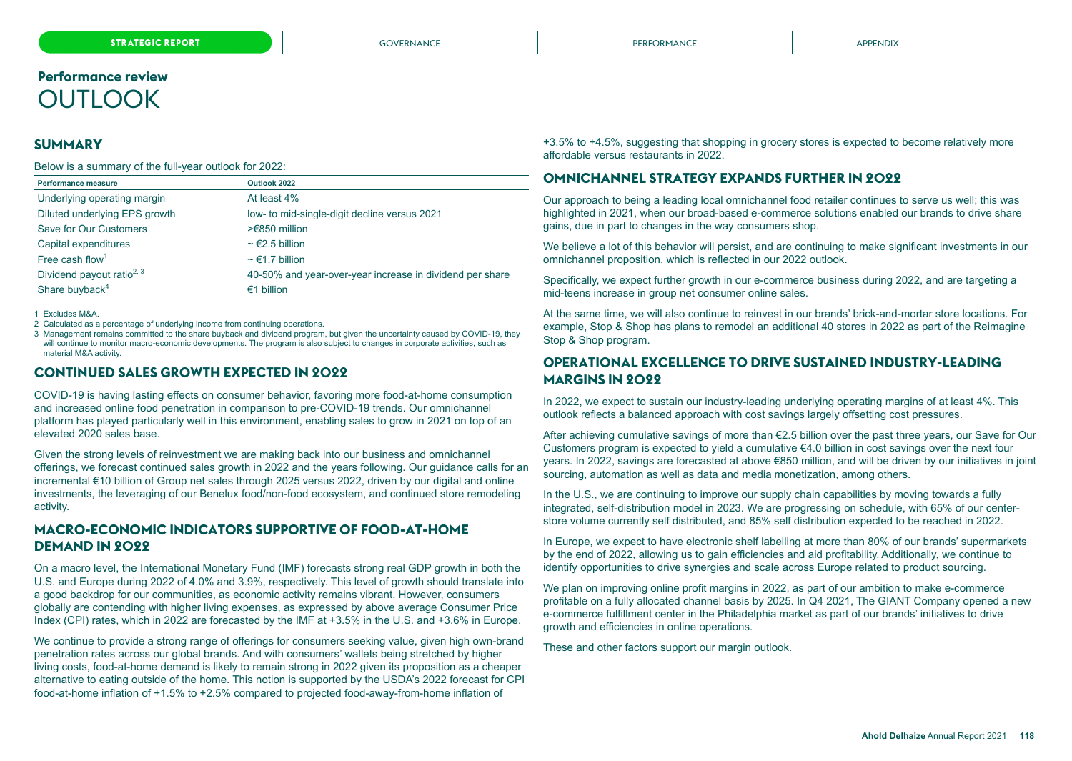# Performance review
# OUTLOOK

## SUMMARY

Below is a summary of the full-year outlook for 2022:

| Performance measure | Outlook 2022 |
|---|---|
| Underlying operating margin | At least 4% |
| Diluted underlying EPS growth | low- to mid-single-digit decline versus 2021 |
| Save for Our Customers | >€850 million |
| Capital expenditures | ~ €2.5 billion |
| Free cash flow[1] | ~ €1.7 billion |
| Dividend payout ratio[2, 3] | 40-50% and year-over-year increase in dividend per share |
| Share buyback[4] | €1 billion |

1 Excludes M&A.
2 Calculated as a percentage of underlying income from continuing operations.
3 Management remains committed to the share buyback and dividend program, but given the uncertainty caused by COVID-19, they will continue to monitor macro-economic developments. The program is also subject to changes in corporate activities, such as material M&A activity.

## CONTINUED SALES GROWTH EXPECTED IN 2022

COVID-19 is having lasting effects on consumer behavior, favoring more food-at-home consumption and increased online food penetration in comparison to pre-COVID-19 trends. Our omnichannel platform has played particularly well in this environment, enabling sales to grow in 2021 on top of an elevated 2020 sales base.

Given the strong levels of reinvestment we are making back into our business and omnichannel offerings, we forecast continued sales growth in 2022 and the years following. Our guidance calls for an incremental €10 billion of Group net sales through 2025 versus 2022, driven by our digital and online investments, the leveraging of our Benelux food/non-food ecosystem, and continued store remodeling activity.

## MACRO-ECONOMIC INDICATORS SUPPORTIVE OF FOOD-AT-HOME DEMAND IN 2022

On a macro level, the International Monetary Fund (IMF) forecasts strong real GDP growth in both the U.S. and Europe during 2022 of 4.0% and 3.9%, respectively. This level of growth should translate into a good backdrop for our communities, as economic activity remains vibrant. However, consumers globally are contending with higher living expenses, as expressed by above average Consumer Price Index (CPI) rates, which in 2022 are forecasted by the IMF at +3.5% in the U.S. and +3.6% in Europe.

We continue to provide a strong range of offerings for consumers seeking value, given high own-brand penetration rates across our global brands. And with consumers' wallets being stretched by higher living costs, food-at-home demand is likely to remain strong in 2022 given its proposition as a cheaper alternative to eating outside of the home. This notion is supported by the USDA's 2022 forecast for CPI food-at-home inflation of +1.5% to +2.5% compared to projected food-away-from-home inflation of +3.5% to +4.5%, suggesting that shopping in grocery stores is expected to become relatively more affordable versus restaurants in 2022.

## OMNICHANNEL STRATEGY EXPANDS FURTHER IN 2022

Our approach to being a leading local omnichannel food retailer continues to serve us well; this was highlighted in 2021, when our broad-based e-commerce solutions enabled our brands to drive share gains, due in part to changes in the way consumers shop.

We believe a lot of this behavior will persist, and are continuing to make significant investments in our omnichannel proposition, which is reflected in our 2022 outlook.

Specifically, we expect further growth in our e-commerce business during 2022, and are targeting a mid-teens increase in group net consumer online sales.

At the same time, we will also continue to reinvest in our brands' brick-and-mortar store locations. For example, Stop & Shop has plans to remodel an additional 40 stores in 2022 as part of the Reimagine Stop & Shop program.

## OPERATIONAL EXCELLENCE TO DRIVE SUSTAINED INDUSTRY-LEADING MARGINS IN 2022

In 2022, we expect to sustain our industry-leading underlying operating margins of at least 4%. This outlook reflects a balanced approach with cost savings largely offsetting cost pressures.

After achieving cumulative savings of more than €2.5 billion over the past three years, our Save for Our Customers program is expected to yield a cumulative €4.0 billion in cost savings over the next four years. In 2022, savings are forecasted at above €850 million, and will be driven by our initiatives in joint sourcing, automation as well as data and media monetization, among others.

In the U.S., we are continuing to improve our supply chain capabilities by moving towards a fully integrated, self-distribution model in 2023. We are progressing on schedule, with 65% of our center-store volume currently self distributed, and 85% self distribution expected to be reached in 2022.

In Europe, we expect to have electronic shelf labelling at more than 80% of our brands' supermarkets by the end of 2022, allowing us to gain efficiencies and aid profitability. Additionally, we continue to identify opportunities to drive synergies and scale across Europe related to product sourcing.

We plan on improving online profit margins in 2022, as part of our ambition to make e-commerce profitable on a fully allocated channel basis by 2025. In Q4 2021, The GIANT Company opened a new e-commerce fulfillment center in the Philadelphia market as part of our brands' initiatives to drive growth and efficiencies in online operations.

These and other factors support our margin outlook.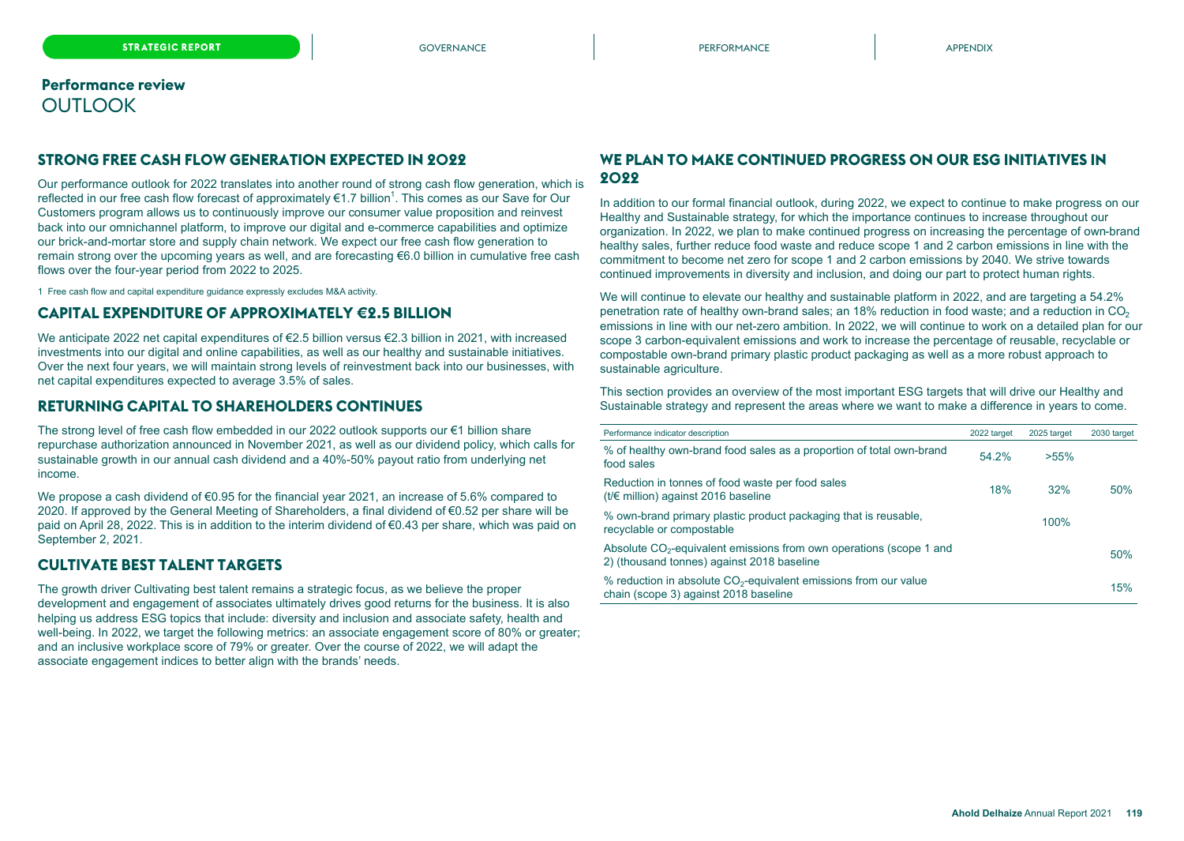## Performance review
# OUTLOOK

### STRONG FREE CASH FLOW GENERATION EXPECTED IN 2022

Our performance outlook for 2022 translates into another round of strong cash flow generation, which is reflected in our free cash flow forecast of approximately €1.7 billion[1]. This comes as our Save for Our Customers program allows us to continuously improve our consumer value proposition and reinvest back into our omnichannel platform, to improve our digital and e-commerce capabilities and optimize our brick-and-mortar store and supply chain network. We expect our free cash flow generation to remain strong over the upcoming years as well, and are forecasting €6.0 billion in cumulative free cash flows over the four-year period from 2022 to 2025.

1 Free cash flow and capital expenditure guidance expressly excludes M&A activity.

### CAPITAL EXPENDITURE OF APPROXIMATELY €2.5 BILLION

We anticipate 2022 net capital expenditures of €2.5 billion versus €2.3 billion in 2021, with increased investments into our digital and online capabilities, as well as our healthy and sustainable initiatives. Over the next four years, we will maintain strong levels of reinvestment back into our businesses, with net capital expenditures expected to average 3.5% of sales.

### RETURNING CAPITAL TO SHAREHOLDERS CONTINUES

The strong level of free cash flow embedded in our 2022 outlook supports our €1 billion share repurchase authorization announced in November 2021, as well as our dividend policy, which calls for sustainable growth in our annual cash dividend and a 40%-50% payout ratio from underlying net income.

We propose a cash dividend of €0.95 for the financial year 2021, an increase of 5.6% compared to 2020. If approved by the General Meeting of Shareholders, a final dividend of €0.52 per share will be paid on April 28, 2022. This is in addition to the interim dividend of €0.43 per share, which was paid on September 2, 2021.

### CULTIVATE BEST TALENT TARGETS

The growth driver Cultivating best talent remains a strategic focus, as we believe the proper development and engagement of associates ultimately drives good returns for the business. It is also helping us address ESG topics that include: diversity and inclusion and associate safety, health and well-being. In 2022, we target the following metrics: an associate engagement score of 80% or greater; and an inclusive workplace score of 79% or greater. Over the course of 2022, we will adapt the associate engagement indices to better align with the brands' needs.

### WE PLAN TO MAKE CONTINUED PROGRESS ON OUR ESG INITIATIVES IN 2022

In addition to our formal financial outlook, during 2022, we expect to continue to make progress on our Healthy and Sustainable strategy, for which the importance continues to increase throughout our organization. In 2022, we plan to make continued progress on increasing the percentage of own-brand healthy sales, further reduce food waste and reduce scope 1 and 2 carbon emissions in line with the commitment to become net zero for scope 1 and 2 carbon emissions by 2040. We strive towards continued improvements in diversity and inclusion, and doing our part to protect human rights.

We will continue to elevate our healthy and sustainable platform in 2022, and are targeting a 54.2% penetration rate of healthy own-brand sales; an 18% reduction in food waste; and a reduction in $CO_2$ emissions in line with our net-zero ambition. In 2022, we will continue to work on a detailed plan for our scope 3 carbon-equivalent emissions and work to increase the percentage of reusable, recyclable or compostable own-brand primary plastic product packaging as well as a more robust approach to sustainable agriculture.

This section provides an overview of the most important ESG targets that will drive our Healthy and Sustainable strategy and represent the areas where we want to make a difference in years to come.

| Performance indicator description | 2022 target | 2025 target | 2030 target |
|---|---|---|---|
| % of healthy own-brand food sales as a proportion of total own-brand food sales | 54.2% | >55% | |
| Reduction in tonnes of food waste per food sales (t/€ million) against 2016 baseline | 18% | 32% | 50% |
| % own-brand primary plastic product packaging that is reusable, recyclable or compostable | | 100% | |
| Absolute $CO_2$-equivalent emissions from own operations (scope 1 and 2) (thousand tonnes) against 2018 baseline | | | 50% |
| % reduction in absolute $CO_2$-equivalent emissions from our value chain (scope 3) against 2018 baseline | | | 15% |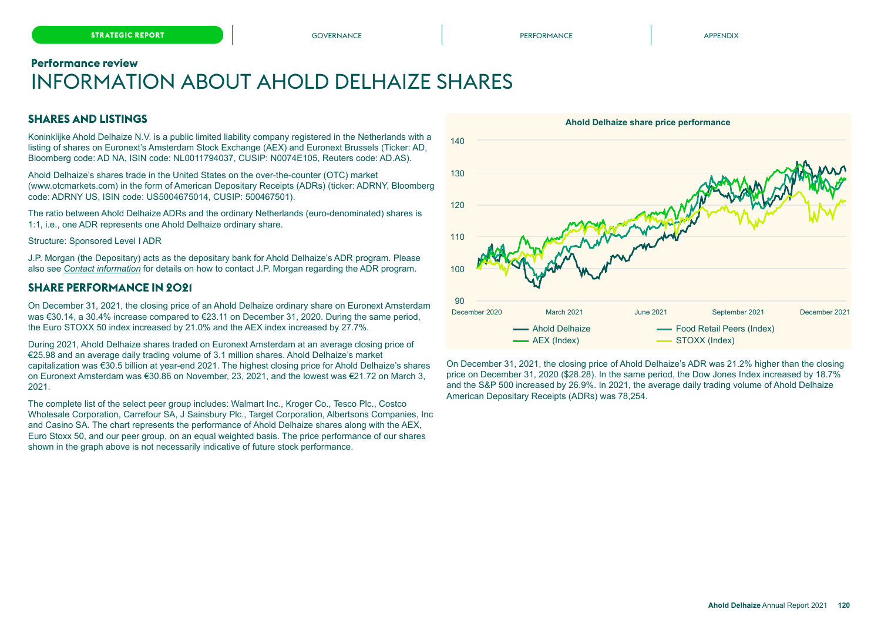## Performance review

# INFORMATION ABOUT AHOLD DELHAIZE SHARES

### SHARES AND LISTINGS

Koninklijke Ahold Delhaize N.V. is a public limited liability company registered in the Netherlands with a listing of shares on Euronext's Amsterdam Stock Exchange (AEX) and Euronext Brussels (Ticker: AD, Bloomberg code: AD NA, ISIN code: NL0011794037, CUSIP: N0074E105, Reuters code: AD.AS).

Ahold Delhaize's shares trade in the United States on the over-the-counter (OTC) market (www.otcmarkets.com) in the form of American Depositary Receipts (ADRs) (ticker: ADRNY, Bloomberg code: ADRNY US, ISIN code: US5004675014, CUSIP: 500467501).

The ratio between Ahold Delhaize ADRs and the ordinary Netherlands (euro-denominated) shares is 1:1, i.e., one ADR represents one Ahold Delhaize ordinary share.

Structure: Sponsored Level I ADR

J.P. Morgan (the Depositary) acts as the depositary bank for Ahold Delhaize's ADR program. Please also see *Contact information* for details on how to contact J.P. Morgan regarding the ADR program.

### SHARE PERFORMANCE IN 2021

On December 31, 2021, the closing price of an Ahold Delhaize ordinary share on Euronext Amsterdam was €30.14, a 30.4% increase compared to €23.11 on December 31, 2020. During the same period, the Euro STOXX 50 index increased by 21.0% and the AEX index increased by 27.7%.

During 2021, Ahold Delhaize shares traded on Euronext Amsterdam at an average closing price of €25.98 and an average daily trading volume of 3.1 million shares. Ahold Delhaize's market capitalization was €30.5 billion at year-end 2021. The highest closing price for Ahold Delhaize's shares on Euronext Amsterdam was €30.86 on November, 23, 2021, and the lowest was €21.72 on March 3, 2021.

The complete list of the select peer group includes: Walmart Inc., Kroger Co., Tesco Plc., Costco Wholesale Corporation, Carrefour SA, J Sainsbury Plc., Target Corporation, Albertsons Companies, Inc and Casino SA. The chart represents the performance of Ahold Delhaize shares along with the AEX, Euro Stoxx 50, and our peer group, on an equal weighted basis. The price performance of our shares shown in the graph above is not necessarily indicative of future stock performance.

**Ahold Delhaize share price performance**

(Chart: December 2020 – December 2021; y-axis 90–140; series: Ahold Delhaize, Food Retail Peers (Index), AEX (Index), STOXX (Index))

On December 31, 2021, the closing price of Ahold Delhaize's ADR was 21.2% higher than the closing price on December 31, 2020 ($28.28). In the same period, the Dow Jones Index increased by 18.7% and the S&P 500 increased by 26.9%. In 2021, the average daily trading volume of Ahold Delhaize American Depositary Receipts (ADRs) was 78,254.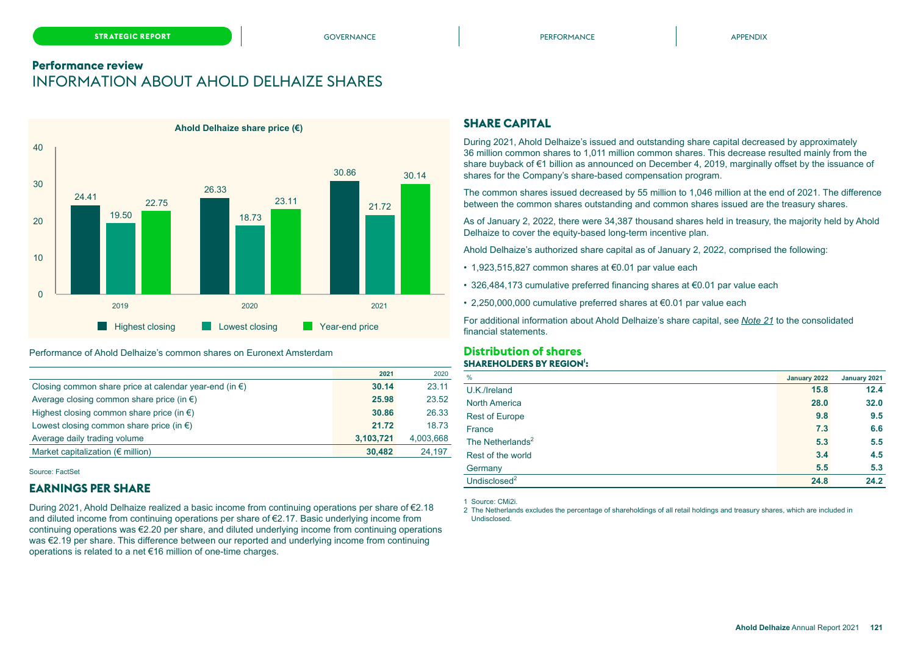## Performance review

# INFORMATION ABOUT AHOLD DELHAIZE SHARES

**Ahold Delhaize share price (€)**

| | Highest closing | Lowest closing | Year-end price |
|---|---|---|---|
| 2019 | 24.41 | 19.50 | 22.75 |
| 2020 | 26.33 | 18.73 | 23.11 |
| 2021 | 30.86 | 21.72 | 30.14 |

Performance of Ahold Delhaize's common shares on Euronext Amsterdam

| | 2021 | 2020 |
|---|---|---|
| Closing common share price at calendar year-end (in €) | **30.14** | 23.11 |
| Average closing common share price (in €) | **25.98** | 23.52 |
| Highest closing common share price (in €) | **30.86** | 26.33 |
| Lowest closing common share price (in €) | **21.72** | 18.73 |
| Average daily trading volume | **3,103,721** | 4,003,668 |
| Market capitalization (€ million) | **30,482** | 24,197 |

Source: FactSet

## EARNINGS PER SHARE

During 2021, Ahold Delhaize realized a basic income from continuing operations per share of €2.18 and diluted income from continuing operations per share of €2.17. Basic underlying income from continuing operations was €2.20 per share, and diluted underlying income from continuing operations was €2.19 per share. This difference between our reported and underlying income from continuing operations is related to a net €16 million of one-time charges.

## SHARE CAPITAL

During 2021, Ahold Delhaize's issued and outstanding share capital decreased by approximately 36 million common shares to 1,011 million common shares. This decrease resulted mainly from the share buyback of €1 billion as announced on December 4, 2019, marginally offset by the issuance of shares for the Company's share-based compensation program.

The common shares issued decreased by 55 million to 1,046 million at the end of 2021. The difference between the common shares outstanding and common shares issued are the treasury shares.

As of January 2, 2022, there were 34,387 thousand shares held in treasury, the majority held by Ahold Delhaize to cover the equity-based long-term incentive plan.

Ahold Delhaize's authorized share capital as of January 2, 2022, comprised the following:

- 1,923,515,827 common shares at €0.01 par value each
- 326,484,173 cumulative preferred financing shares at €0.01 par value each
- 2,250,000,000 cumulative preferred shares at €0.01 par value each

For additional information about Ahold Delhaize's share capital, see *Note 21* to the consolidated financial statements.

## Distribution of shares

### SHAREHOLDERS BY REGION[1]:

| % | January 2022 | January 2021 |
|---|---|---|
| U.K./Ireland | **15.8** | **12.4** |
| North America | **28.0** | **32.0** |
| Rest of Europe | **9.8** | **9.5** |
| France | **7.3** | **6.6** |
| The Netherlands[2] | **5.3** | **5.5** |
| Rest of the world | **3.4** | **4.5** |
| Germany | **5.5** | **5.3** |
| Undisclosed[2] | **24.8** | **24.2** |

1 Source: CMi2i.

2 The Netherlands excludes the percentage of shareholdings of all retail holdings and treasury shares, which are included in Undisclosed.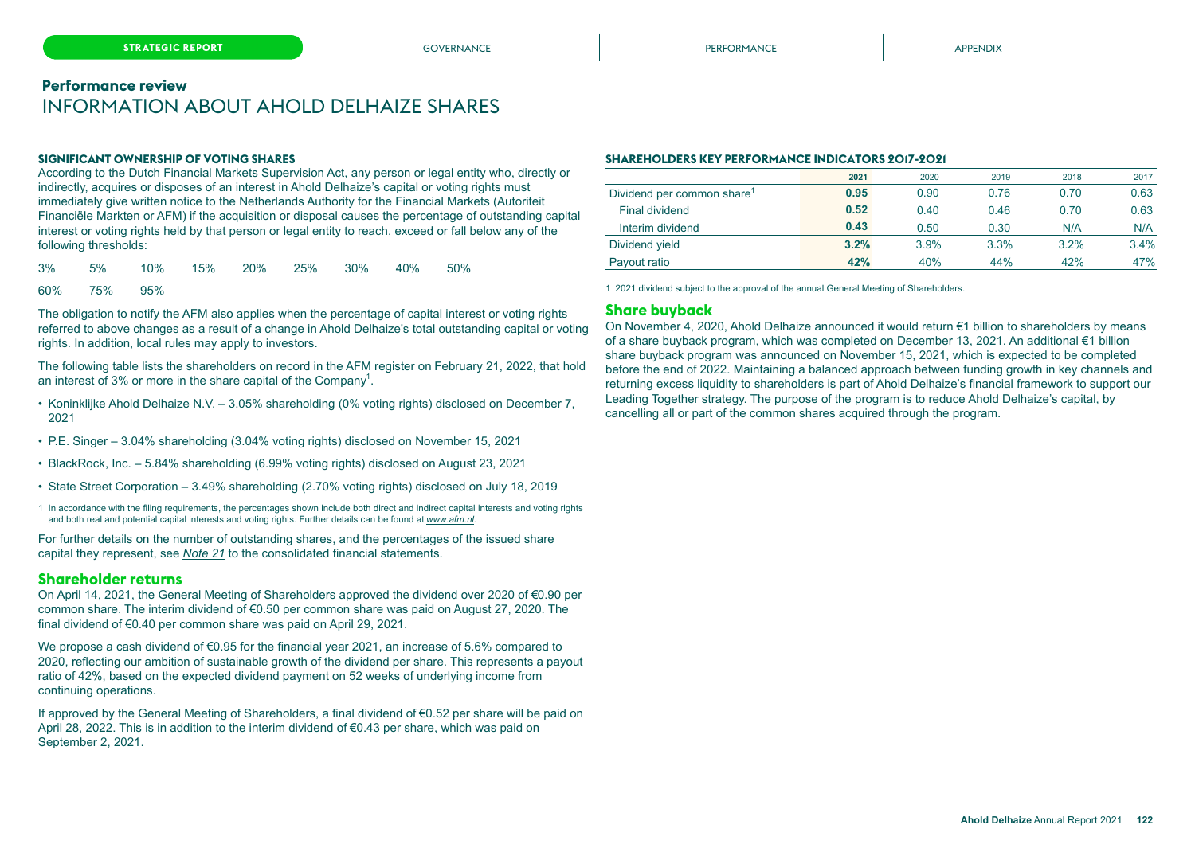## Performance review

# INFORMATION ABOUT AHOLD DELHAIZE SHARES

### SIGNIFICANT OWNERSHIP OF VOTING SHARES

According to the Dutch Financial Markets Supervision Act, any person or legal entity who, directly or indirectly, acquires or disposes of an interest in Ahold Delhaize's capital or voting rights must immediately give written notice to the Netherlands Authority for the Financial Markets (Autoriteit Financiële Markten or AFM) if the acquisition or disposal causes the percentage of outstanding capital interest or voting rights held by that person or legal entity to reach, exceed or fall below any of the following thresholds:

3% 5% 10% 15% 20% 25% 30% 40% 50%

60% 75% 95%

The obligation to notify the AFM also applies when the percentage of capital interest or voting rights referred to above changes as a result of a change in Ahold Delhaize's total outstanding capital or voting rights. In addition, local rules may apply to investors.

The following table lists the shareholders on record in the AFM register on February 21, 2022, that hold an interest of 3% or more in the share capital of the Company[1].

- Koninklijke Ahold Delhaize N.V. – 3.05% shareholding (0% voting rights) disclosed on December 7, 2021
- P.E. Singer – 3.04% shareholding (3.04% voting rights) disclosed on November 15, 2021
- BlackRock, Inc. – 5.84% shareholding (6.99% voting rights) disclosed on August 23, 2021
- State Street Corporation – 3.49% shareholding (2.70% voting rights) disclosed on July 18, 2019

1 In accordance with the filing requirements, the percentages shown include both direct and indirect capital interests and voting rights and both real and potential capital interests and voting rights. Further details can be found at *www.afm.nl*.

For further details on the number of outstanding shares, and the percentages of the issued share capital they represent, see *Note 21* to the consolidated financial statements.

## Shareholder returns

On April 14, 2021, the General Meeting of Shareholders approved the dividend over 2020 of €0.90 per common share. The interim dividend of €0.50 per common share was paid on August 27, 2020. The final dividend of €0.40 per common share was paid on April 29, 2021.

We propose a cash dividend of €0.95 for the financial year 2021, an increase of 5.6% compared to 2020, reflecting our ambition of sustainable growth of the dividend per share. This represents a payout ratio of 42%, based on the expected dividend payment on 52 weeks of underlying income from continuing operations.

If approved by the General Meeting of Shareholders, a final dividend of €0.52 per share will be paid on April 28, 2022. This is in addition to the interim dividend of €0.43 per share, which was paid on September 2, 2021.

### SHAREHOLDERS KEY PERFORMANCE INDICATORS 2017-2021

| | 2021 | 2020 | 2019 | 2018 | 2017 |
|---|---|---|---|---|---|
| Dividend per common share[1] | **0.95** | 0.90 | 0.76 | 0.70 | 0.63 |
| Final dividend | **0.52** | 0.40 | 0.46 | 0.70 | 0.63 |
| Interim dividend | **0.43** | 0.50 | 0.30 | N/A | N/A |
| Dividend yield | **3.2%** | 3.9% | 3.3% | 3.2% | 3.4% |
| Payout ratio | **42%** | 40% | 44% | 42% | 47% |

1 2021 dividend subject to the approval of the annual General Meeting of Shareholders.

## Share buyback

On November 4, 2020, Ahold Delhaize announced it would return €1 billion to shareholders by means of a share buyback program, which was completed on December 13, 2021. An additional €1 billion share buyback program was announced on November 15, 2021, which is expected to be completed before the end of 2022. Maintaining a balanced approach between funding growth in key channels and returning excess liquidity to shareholders is part of Ahold Delhaize's financial framework to support our Leading Together strategy. The purpose of the program is to reduce Ahold Delhaize's capital, by cancelling all or part of the common shares acquired through the program.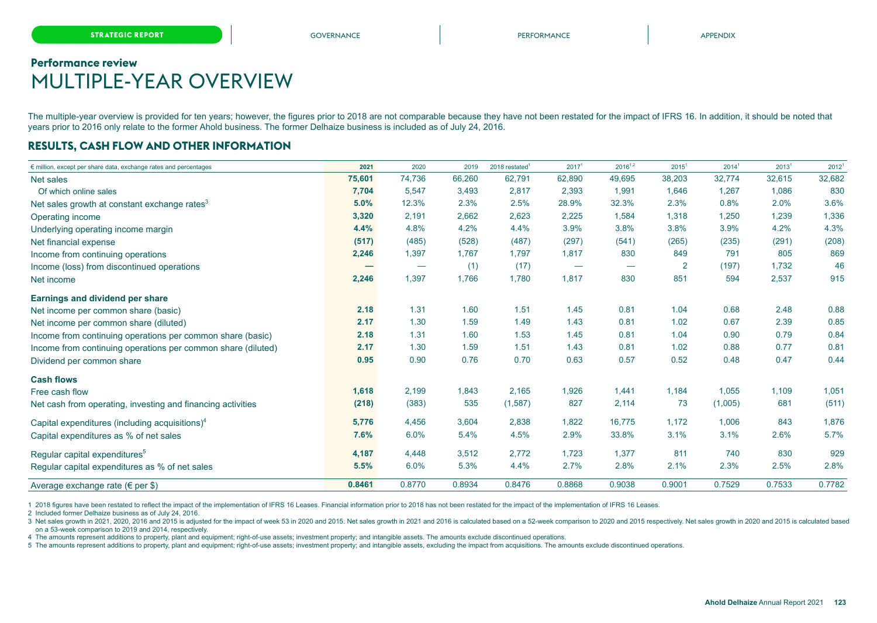## Performance review

# MULTIPLE-YEAR OVERVIEW

The multiple-year overview is provided for ten years; however, the figures prior to 2018 are not comparable because they have not been restated for the impact of IFRS 16. In addition, it should be noted that years prior to 2016 only relate to the former Ahold business. The former Delhaize business is included as of July 24, 2016.

## RESULTS, CASH FLOW AND OTHER INFORMATION

| € million, except per share data, exchange rates and percentages | **2021** | 2020 | 2019 | 2018 restated[1] | 2017[1] | 2016[1,2] | 2015[1] | 2014[1] | 2013[1] | 2012[1] |
|---|---|---|---|---|---|---|---|---|---|---|
| Net sales | **75,601** | 74,736 | 66,260 | 62,791 | 62,890 | 49,695 | 38,203 | 32,774 | 32,615 | 32,682 |
| Of which online sales | **7,704** | 5,547 | 3,493 | 2,817 | 2,393 | 1,991 | 1,646 | 1,267 | 1,086 | 830 |
| Net sales growth at constant exchange rates[3] | **5.0%** | 12.3% | 2.3% | 2.5% | 28.9% | 32.3% | 2.3% | 0.8% | 2.0% | 3.6% |
| Operating income | **3,320** | 2,191 | 2,662 | 2,623 | 2,225 | 1,584 | 1,318 | 1,250 | 1,239 | 1,336 |
| Underlying operating income margin | **4.4%** | 4.8% | 4.2% | 4.4% | 3.9% | 3.8% | 3.8% | 3.9% | 4.2% | 4.3% |
| Net financial expense | **(517)** | (485) | (528) | (487) | (297) | (541) | (265) | (235) | (291) | (208) |
| Income from continuing operations | **2,246** | 1,397 | 1,767 | 1,797 | 1,817 | 830 | 849 | 791 | 805 | 869 |
| Income (loss) from discontinued operations | **—** | — | (1) | (17) | — | — | 2 | (197) | 1,732 | 46 |
| Net income | **2,246** | 1,397 | 1,766 | 1,780 | 1,817 | 830 | 851 | 594 | 2,537 | 915 |
| **Earnings and dividend per share** | | | | | | | | | | |
| Net income per common share (basic) | **2.18** | 1.31 | 1.60 | 1.51 | 1.45 | 0.81 | 1.04 | 0.68 | 2.48 | 0.88 |
| Net income per common share (diluted) | **2.17** | 1.30 | 1.59 | 1.49 | 1.43 | 0.81 | 1.02 | 0.67 | 2.39 | 0.85 |
| Income from continuing operations per common share (basic) | **2.18** | 1.31 | 1.60 | 1.53 | 1.45 | 0.81 | 1.04 | 0.90 | 0.79 | 0.84 |
| Income from continuing operations per common share (diluted) | **2.17** | 1.30 | 1.59 | 1.51 | 1.43 | 0.81 | 1.02 | 0.88 | 0.77 | 0.81 |
| Dividend per common share | **0.95** | 0.90 | 0.76 | 0.70 | 0.63 | 0.57 | 0.52 | 0.48 | 0.47 | 0.44 |
| **Cash flows** | | | | | | | | | | |
| Free cash flow | **1,618** | 2,199 | 1,843 | 2,165 | 1,926 | 1,441 | 1,184 | 1,055 | 1,109 | 1,051 |
| Net cash from operating, investing and financing activities | **(218)** | (383) | 535 | (1,587) | 827 | 2,114 | 73 | (1,005) | 681 | (511) |
| Capital expenditures (including acquisitions)[4] | **5,776** | 4,456 | 3,604 | 2,838 | 1,822 | 16,775 | 1,172 | 1,006 | 843 | 1,876 |
| Capital expenditures as % of net sales | **7.6%** | 6.0% | 5.4% | 4.5% | 2.9% | 33.8% | 3.1% | 3.1% | 2.6% | 5.7% |
| Regular capital expenditures[5] | **4,187** | 4,448 | 3,512 | 2,772 | 1,723 | 1,377 | 811 | 740 | 830 | 929 |
| Regular capital expenditures as % of net sales | **5.5%** | 6.0% | 5.3% | 4.4% | 2.7% | 2.8% | 2.1% | 2.3% | 2.5% | 2.8% |
| Average exchange rate (€ per $) | **0.8461** | 0.8770 | 0.8934 | 0.8476 | 0.8868 | 0.9038 | 0.9001 | 0.7529 | 0.7533 | 0.7782 |

1 2018 figures have been restated to reflect the impact of the implementation of IFRS 16 Leases. Financial information prior to 2018 has not been restated for the impact of the implementation of IFRS 16 Leases.

2 Included former Delhaize business as of July 24, 2016.

3 Net sales growth in 2021, 2020, 2016 and 2015 is adjusted for the impact of week 53 in 2020 and 2015. Net sales growth in 2021 and 2016 is calculated based on a 52-week comparison to 2020 and 2015 respectively. Net sales growth in 2020 and 2015 is calculated based on a 53-week comparison to 2019 and 2014, respectively.

4 The amounts represent additions to property, plant and equipment; right-of-use assets; investment property; and intangible assets. The amounts exclude discontinued operations.

5 The amounts represent additions to property, plant and equipment; right-of-use assets; investment property; and intangible assets, excluding the impact from acquisitions. The amounts exclude discontinued operations.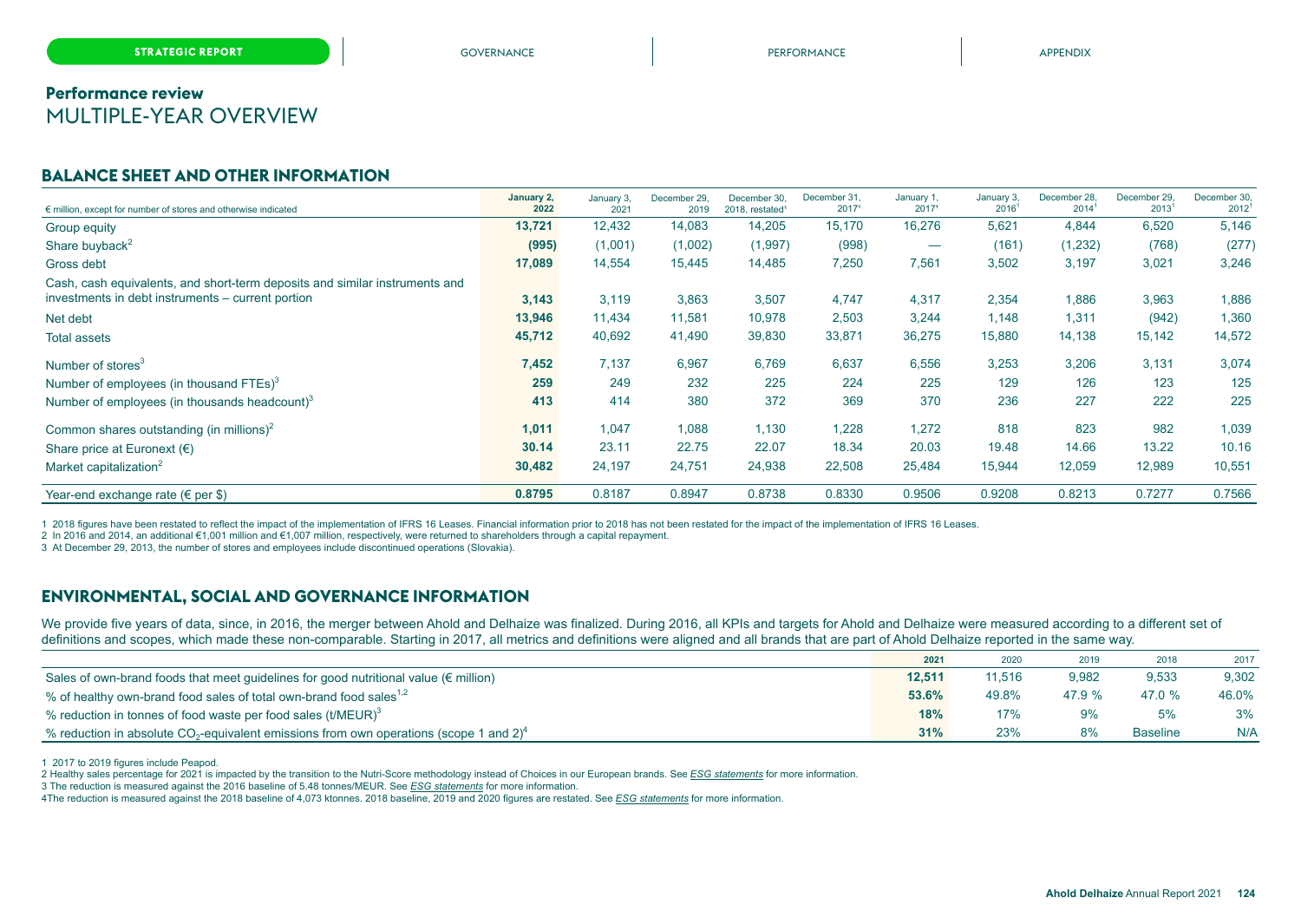## Performance review

# MULTIPLE-YEAR OVERVIEW

## BALANCE SHEET AND OTHER INFORMATION

| € million, except for number of stores and otherwise indicated | January 2, 2022 | January 3, 2021 | December 29, 2019 | December 30, 2018, restated[1] | December 31, 2017[1] | January 1, 2017[1] | January 3, 2016[1] | December 28, 2014[1] | December 29, 2013[1] | December 30, 2012[1] |
|---|---|---|---|---|---|---|---|---|---|---|
| Group equity | **13,721** | 12,432 | 14,083 | 14,205 | 15,170 | 16,276 | 5,621 | 4,844 | 6,520 | 5,146 |
| Share buyback[2] | **(995)** | (1,001) | (1,002) | (1,997) | (998) | — | (161) | (1,232) | (768) | (277) |
| Gross debt | **17,089** | 14,554 | 15,445 | 14,485 | 7,250 | 7,561 | 3,502 | 3,197 | 3,021 | 3,246 |
| Cash, cash equivalents, and short-term deposits and similar instruments and investments in debt instruments – current portion | **3,143** | 3,119 | 3,863 | 3,507 | 4,747 | 4,317 | 2,354 | 1,886 | 3,963 | 1,886 |
| Net debt | **13,946** | 11,434 | 11,581 | 10,978 | 2,503 | 3,244 | 1,148 | 1,311 | (942) | 1,360 |
| Total assets | **45,712** | 40,692 | 41,490 | 39,830 | 33,871 | 36,275 | 15,880 | 14,138 | 15,142 | 14,572 |
| Number of stores[3] | **7,452** | 7,137 | 6,967 | 6,769 | 6,637 | 6,556 | 3,253 | 3,206 | 3,131 | 3,074 |
| Number of employees (in thousand FTEs)[3] | **259** | 249 | 232 | 225 | 224 | 225 | 129 | 126 | 123 | 125 |
| Number of employees (in thousands headcount)[3] | **413** | 414 | 380 | 372 | 369 | 370 | 236 | 227 | 222 | 225 |
| Common shares outstanding (in millions)[2] | **1,011** | 1,047 | 1,088 | 1,130 | 1,228 | 1,272 | 818 | 823 | 982 | 1,039 |
| Share price at Euronext (€) | **30.14** | 23.11 | 22.75 | 22.07 | 18.34 | 20.03 | 19.48 | 14.66 | 13.22 | 10.16 |
| Market capitalization[2] | **30,482** | 24,197 | 24,751 | 24,938 | 22,508 | 25,484 | 15,944 | 12,059 | 12,989 | 10,551 |
| Year-end exchange rate (€ per $) | **0.8795** | 0.8187 | 0.8947 | 0.8738 | 0.8330 | 0.9506 | 0.9208 | 0.8213 | 0.7277 | 0.7566 |

1 2018 figures have been restated to reflect the impact of the implementation of IFRS 16 Leases. Financial information prior to 2018 has not been restated for the impact of the implementation of IFRS 16 Leases.
2 In 2016 and 2014, an additional €1,001 million and €1,007 million, respectively, were returned to shareholders through a capital repayment.
3 At December 29, 2013, the number of stores and employees include discontinued operations (Slovakia).

## ENVIRONMENTAL, SOCIAL AND GOVERNANCE INFORMATION

We provide five years of data, since, in 2016, the merger between Ahold and Delhaize was finalized. During 2016, all KPIs and targets for Ahold and Delhaize were measured according to a different set of definitions and scopes, which made these non-comparable. Starting in 2017, all metrics and definitions were aligned and all brands that are part of Ahold Delhaize reported in the same way.

| | 2021 | 2020 | 2019 | 2018 | 2017 |
|---|---|---|---|---|---|
| Sales of own-brand foods that meet guidelines for good nutritional value (€ million) | **12,511** | 11,516 | 9,982 | 9,533 | 9,302 |
| % of healthy own-brand food sales of total own-brand food sales[1,2] | **53.6%** | 49.8% | 47.9 % | 47.0 % | 46.0% |
| % reduction in tonnes of food waste per food sales (t/MEUR)[3] | **18%** | 17% | 9% | 5% | 3% |
| % reduction in absolute $CO_2$-equivalent emissions from own operations (scope 1 and 2)[4] | **31%** | 23% | 8% | Baseline | N/A |

1 2017 to 2019 figures include Peapod.
2 Healthy sales percentage for 2021 is impacted by the transition to the Nutri-Score methodology instead of Choices in our European brands. See *ESG statements* for more information.
3 The reduction is measured against the 2016 baseline of 5.48 tonnes/MEUR. See *ESG statements* for more information.
4 The reduction is measured against the 2018 baseline of 4,073 ktonnes. 2018 baseline, 2019 and 2020 figures are restated. See *ESG statements* for more information.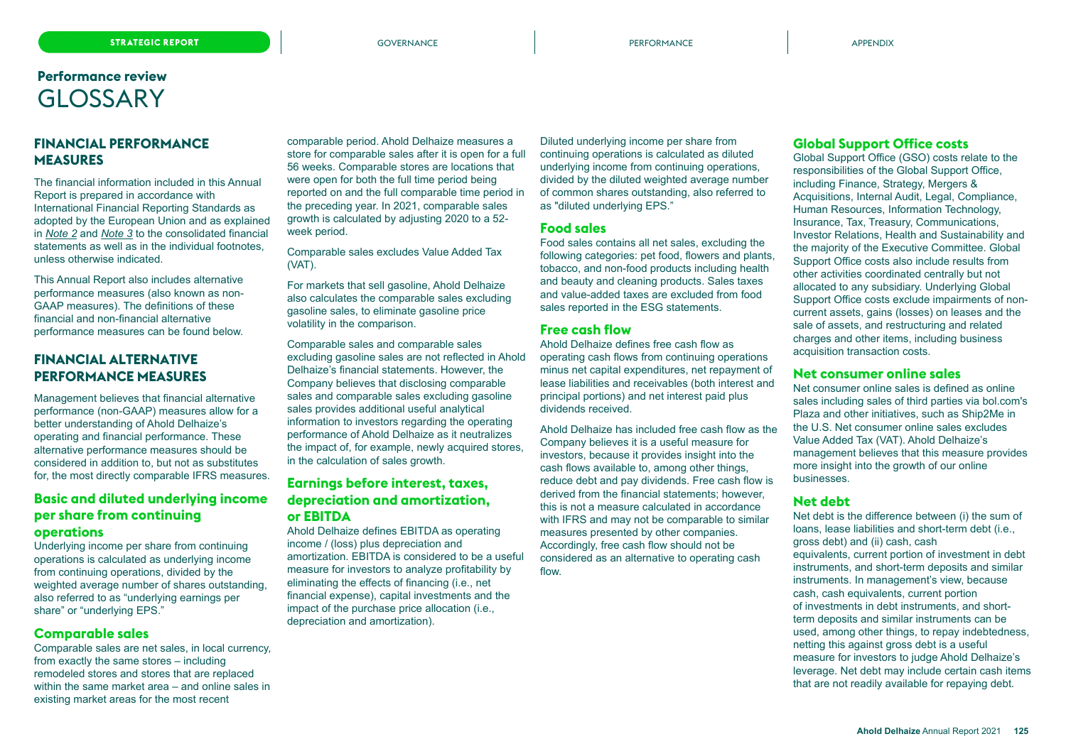## Performance review
# GLOSSARY

## FINANCIAL PERFORMANCE MEASURES

The financial information included in this Annual Report is prepared in accordance with International Financial Reporting Standards as adopted by the European Union and as explained in *Note 2* and *Note 3* to the consolidated financial statements as well as in the individual footnotes, unless otherwise indicated.

This Annual Report also includes alternative performance measures (also known as non-GAAP measures). The definitions of these financial and non-financial alternative performance measures can be found below.

## FINANCIAL ALTERNATIVE PERFORMANCE MEASURES

Management believes that financial alternative performance (non-GAAP) measures allow for a better understanding of Ahold Delhaize's operating and financial performance. These alternative performance measures should be considered in addition to, but not as substitutes for, the most directly comparable IFRS measures.

### Basic and diluted underlying income per share from continuing operations

Underlying income per share from continuing operations is calculated as underlying income from continuing operations, divided by the weighted average number of shares outstanding, also referred to as "underlying earnings per share" or "underlying EPS."

Diluted underlying income per share from continuing operations is calculated as diluted underlying income from continuing operations, divided by the diluted weighted average number of common shares outstanding, also referred to as "diluted underlying EPS."

### Comparable sales

Comparable sales are net sales, in local currency, from exactly the same stores – including remodeled stores and stores that are replaced within the same market area – and online sales in existing market areas for the most recent comparable period. Ahold Delhaize measures a store for comparable sales after it is open for a full 56 weeks. Comparable stores are locations that were open for both the full time period being reported on and the full comparable time period in the preceding year. In 2021, comparable sales growth is calculated by adjusting 2020 to a 52-week period.

Comparable sales excludes Value Added Tax (VAT).

For markets that sell gasoline, Ahold Delhaize also calculates the comparable sales excluding gasoline sales, to eliminate gasoline price volatility in the comparison.

Comparable sales and comparable sales excluding gasoline sales are not reflected in Ahold Delhaize's financial statements. However, the Company believes that disclosing comparable sales and comparable sales excluding gasoline sales provides additional useful analytical information to investors regarding the operating performance of Ahold Delhaize as it neutralizes the impact of, for example, newly acquired stores, in the calculation of sales growth.

### Earnings before interest, taxes, depreciation and amortization, or EBITDA

Ahold Delhaize defines EBITDA as operating income / (loss) plus depreciation and amortization. EBITDA is considered to be a useful measure for investors to analyze profitability by eliminating the effects of financing (i.e., net financial expense), capital investments and the impact of the purchase price allocation (i.e., depreciation and amortization).

### Food sales

Food sales contains all net sales, excluding the following categories: pet food, flowers and plants, tobacco, and non-food products including health and beauty and cleaning products. Sales taxes and value-added taxes are excluded from food sales reported in the ESG statements.

### Free cash flow

Ahold Delhaize defines free cash flow as operating cash flows from continuing operations minus net capital expenditures, net repayment of lease liabilities and receivables (both interest and principal portions) and net interest paid plus dividends received.

Ahold Delhaize has included free cash flow as the Company believes it is a useful measure for investors, because it provides insight into the cash flows available to, among other things, reduce debt and pay dividends. Free cash flow is derived from the financial statements; however, this is not a measure calculated in accordance with IFRS and may not be comparable to similar measures presented by other companies. Accordingly, free cash flow should not be considered as an alternative to operating cash flow.

### Global Support Office costs

Global Support Office (GSO) costs relate to the responsibilities of the Global Support Office, including Finance, Strategy, Mergers & Acquisitions, Internal Audit, Legal, Compliance, Human Resources, Information Technology, Insurance, Tax, Treasury, Communications, Investor Relations, Health and Sustainability and the majority of the Executive Committee. Global Support Office costs also include results from other activities coordinated centrally but not allocated to any subsidiary. Underlying Global Support Office costs exclude impairments of non-current assets, gains (losses) on leases and the sale of assets, and restructuring and related charges and other items, including business acquisition transaction costs.

### Net consumer online sales

Net consumer online sales is defined as online sales including sales of third parties via bol.com's Plaza and other initiatives, such as Ship2Me in the U.S. Net consumer online sales excludes Value Added Tax (VAT). Ahold Delhaize's management believes that this measure provides more insight into the growth of our online businesses.

### Net debt

Net debt is the difference between (i) the sum of loans, lease liabilities and short-term debt (i.e., gross debt) and (ii) cash, cash equivalents, current portion of investment in debt instruments, and short-term deposits and similar instruments. In management's view, because cash, cash equivalents, current portion of investments in debt instruments, and short-term deposits and similar instruments can be used, among other things, to repay indebtedness, netting this against gross debt is a useful measure for investors to judge Ahold Delhaize's leverage. Net debt may include certain cash items that are not readily available for repaying debt.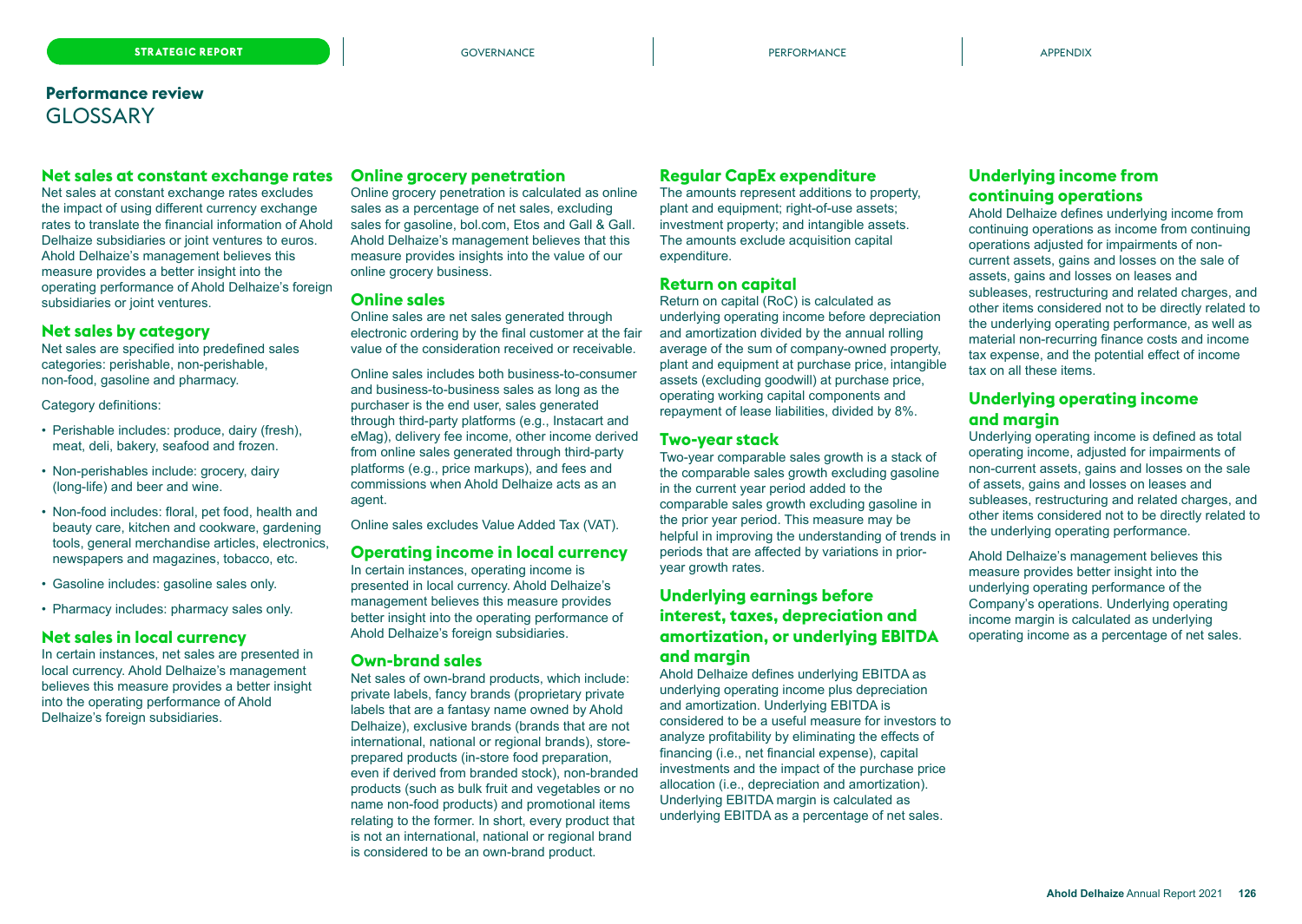## Performance review
# GLOSSARY

### Net sales at constant exchange rates

Net sales at constant exchange rates excludes the impact of using different currency exchange rates to translate the financial information of Ahold Delhaize subsidiaries or joint ventures to euros. Ahold Delhaize's management believes this measure provides a better insight into the operating performance of Ahold Delhaize's foreign subsidiaries or joint ventures.

### Net sales by category

Net sales are specified into predefined sales categories: perishable, non-perishable, non-food, gasoline and pharmacy.

Category definitions:

- Perishable includes: produce, dairy (fresh), meat, deli, bakery, seafood and frozen.
- Non-perishables include: grocery, dairy (long-life) and beer and wine.
- Non-food includes: floral, pet food, health and beauty care, kitchen and cookware, gardening tools, general merchandise articles, electronics, newspapers and magazines, tobacco, etc.
- Gasoline includes: gasoline sales only.
- Pharmacy includes: pharmacy sales only.

### Net sales in local currency

In certain instances, net sales are presented in local currency. Ahold Delhaize's management believes this measure provides a better insight into the operating performance of Ahold Delhaize's foreign subsidiaries.

### Online grocery penetration

Online grocery penetration is calculated as online sales as a percentage of net sales, excluding sales for gasoline, bol.com, Etos and Gall & Gall. Ahold Delhaize's management believes that this measure provides insights into the value of our online grocery business.

### Online sales

Online sales are net sales generated through electronic ordering by the final customer at the fair value of the consideration received or receivable.

Online sales includes both business-to-consumer and business-to-business sales as long as the purchaser is the end user, sales generated through third-party platforms (e.g., Instacart and eMag), delivery fee income, other income derived from online sales generated through third-party platforms (e.g., price markups), and fees and commissions when Ahold Delhaize acts as an agent.

Online sales excludes Value Added Tax (VAT).

### Operating income in local currency

In certain instances, operating income is presented in local currency. Ahold Delhaize's management believes this measure provides better insight into the operating performance of Ahold Delhaize's foreign subsidiaries.

### Own-brand sales

Net sales of own-brand products, which include: private labels, fancy brands (proprietary private labels that are a fantasy name owned by Ahold Delhaize), exclusive brands (brands that are not international, national or regional brands), store-prepared products (in-store food preparation, even if derived from branded stock), non-branded products (such as bulk fruit and vegetables or no name non-food products) and promotional items relating to the former. In short, every product that is not an international, national or regional brand is considered to be an own-brand product.

### Regular CapEx expenditure

The amounts represent additions to property, plant and equipment; right-of-use assets; investment property; and intangible assets. The amounts exclude acquisition capital expenditure.

### Return on capital

Return on capital (RoC) is calculated as underlying operating income before depreciation and amortization divided by the annual rolling average of the sum of company-owned property, plant and equipment at purchase price, intangible assets (excluding goodwill) at purchase price, operating working capital components and repayment of lease liabilities, divided by 8%.

### Two-year stack

Two-year comparable sales growth is a stack of the comparable sales growth excluding gasoline in the current year period added to the comparable sales growth excluding gasoline in the prior year period. This measure may be helpful in improving the understanding of trends in periods that are affected by variations in prior-year growth rates.

### Underlying earnings before interest, taxes, depreciation and amortization, or underlying EBITDA and margin

Ahold Delhaize defines underlying EBITDA as underlying operating income plus depreciation and amortization. Underlying EBITDA is considered to be a useful measure for investors to analyze profitability by eliminating the effects of financing (i.e., net financial expense), capital investments and the impact of the purchase price allocation (i.e., depreciation and amortization). Underlying EBITDA margin is calculated as underlying EBITDA as a percentage of net sales.

### Underlying income from continuing operations

Ahold Delhaize defines underlying income from continuing operations as income from continuing operations adjusted for impairments of non-current assets, gains and losses on the sale of assets, gains and losses on leases and subleases, restructuring and related charges, and other items considered not to be directly related to the underlying operating performance, as well as material non-recurring finance costs and income tax expense, and the potential effect of income tax on all these items.

### Underlying operating income and margin

Underlying operating income is defined as total operating income, adjusted for impairments of non-current assets, gains and losses on the sale of assets, gains and losses on leases and subleases, restructuring and related charges, and other items considered not to be directly related to the underlying operating performance.

Ahold Delhaize's management believes this measure provides better insight into the underlying operating performance of the Company's operations. Underlying operating income margin is calculated as underlying operating income as a percentage of net sales.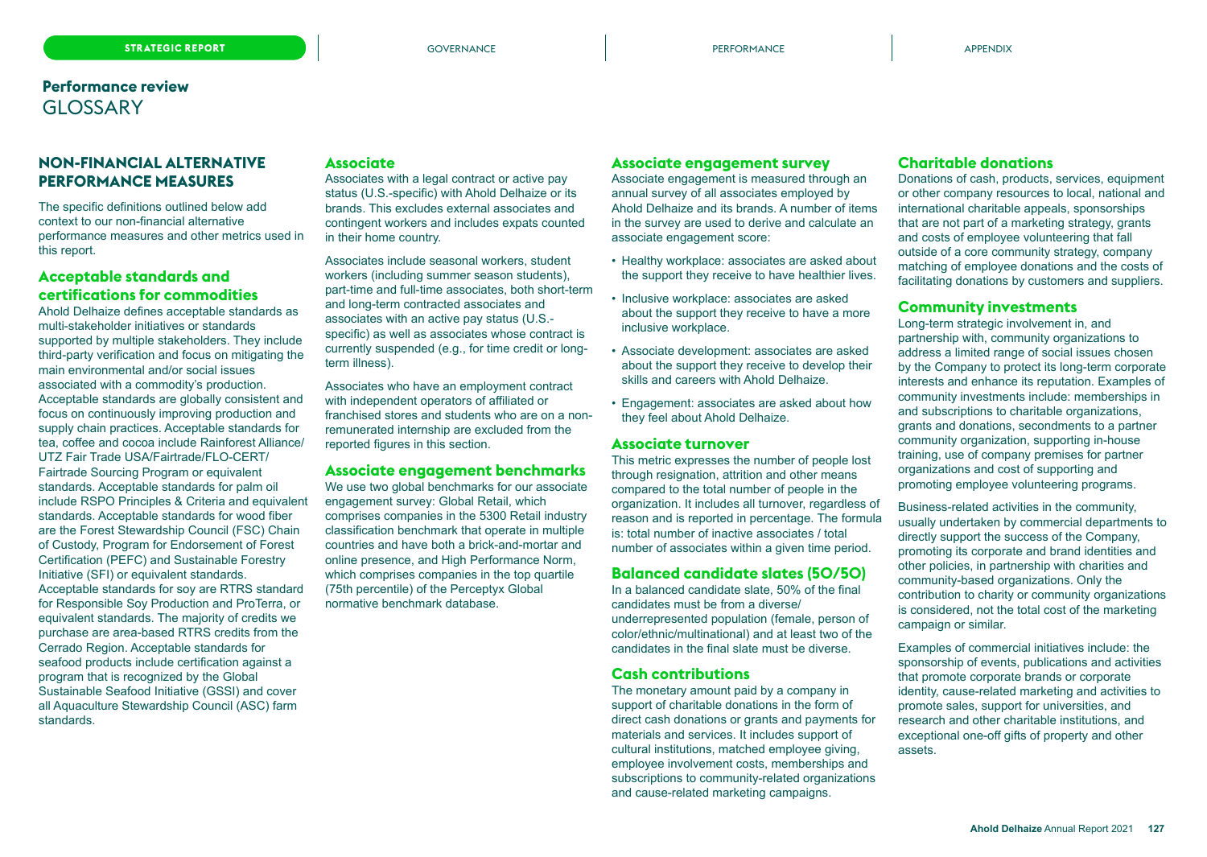## Performance review
# GLOSSARY

## NON-FINANCIAL ALTERNATIVE PERFORMANCE MEASURES

The specific definitions outlined below add context to our non-financial alternative performance measures and other metrics used in this report.

### Acceptable standards and certifications for commodities

Ahold Delhaize defines acceptable standards as multi-stakeholder initiatives or standards supported by multiple stakeholders. They include third-party verification and focus on mitigating the main environmental and/or social issues associated with a commodity's production. Acceptable standards are globally consistent and focus on continuously improving production and supply chain practices. Acceptable standards for tea, coffee and cocoa include Rainforest Alliance/ UTZ Fair Trade USA/Fairtrade/FLO-CERT/ Fairtrade Sourcing Program or equivalent standards. Acceptable standards for palm oil include RSPO Principles & Criteria and equivalent standards. Acceptable standards for wood fiber are the Forest Stewardship Council (FSC) Chain of Custody, Program for Endorsement of Forest Certification (PEFC) and Sustainable Forestry Initiative (SFI) or equivalent standards. Acceptable standards for soy are RTRS standard for Responsible Soy Production and ProTerra, or equivalent standards. The majority of credits we purchase are area-based RTRS credits from the Cerrado Region. Acceptable standards for seafood products include certification against a program that is recognized by the Global Sustainable Seafood Initiative (GSSI) and cover all Aquaculture Stewardship Council (ASC) farm standards.

### Associate

Associates with a legal contract or active pay status (U.S.-specific) with Ahold Delhaize or its brands. This excludes external associates and contingent workers and includes expats counted in their home country.

Associates include seasonal workers, student workers (including summer season students), part-time and full-time associates, both short-term and long-term contracted associates and associates with an active pay status (U.S.-specific) as well as associates whose contract is currently suspended (e.g., for time credit or long-term illness).

Associates who have an employment contract with independent operators of affiliated or franchised stores and students who are on a non-remunerated internship are excluded from the reported figures in this section.

### Associate engagement benchmarks

We use two global benchmarks for our associate engagement survey: Global Retail, which comprises companies in the 5300 Retail industry classification benchmark that operate in multiple countries and have both a brick-and-mortar and online presence, and High Performance Norm, which comprises companies in the top quartile (75th percentile) of the Perceptyx Global normative benchmark database.

### Associate engagement survey

Associate engagement is measured through an annual survey of all associates employed by Ahold Delhaize and its brands. A number of items in the survey are used to derive and calculate an associate engagement score:

- Healthy workplace: associates are asked about the support they receive to have healthier lives.
- Inclusive workplace: associates are asked about the support they receive to have a more inclusive workplace.
- Associate development: associates are asked about the support they receive to develop their skills and careers with Ahold Delhaize.
- Engagement: associates are asked about how they feel about Ahold Delhaize.

### Associate turnover

This metric expresses the number of people lost through resignation, attrition and other means compared to the total number of people in the organization. It includes all turnover, regardless of reason and is reported in percentage. The formula is: total number of inactive associates / total number of associates within a given time period.

### Balanced candidate slates (50/50)

In a balanced candidate slate, 50% of the final candidates must be from a diverse/ underrepresented population (female, person of color/ethnic/multinational) and at least two of the candidates in the final slate must be diverse.

### Cash contributions

The monetary amount paid by a company in support of charitable donations in the form of direct cash donations or grants and payments for materials and services. It includes support of cultural institutions, matched employee giving, employee involvement costs, memberships and subscriptions to community-related organizations and cause-related marketing campaigns.

### Charitable donations

Donations of cash, products, services, equipment or other company resources to local, national and international charitable appeals, sponsorships that are not part of a marketing strategy, grants and costs of employee volunteering that fall outside of a core community strategy, company matching of employee donations and the costs of facilitating donations by customers and suppliers.

### Community investments

Long-term strategic involvement in, and partnership with, community organizations to address a limited range of social issues chosen by the Company to protect its long-term corporate interests and enhance its reputation. Examples of community investments include: memberships in and subscriptions to charitable organizations, grants and donations, secondments to a partner community organization, supporting in-house training, use of company premises for partner organizations and cost of supporting and promoting employee volunteering programs.

Business-related activities in the community, usually undertaken by commercial departments to directly support the success of the Company, promoting its corporate and brand identities and other policies, in partnership with charities and community-based organizations. Only the contribution to charity or community organizations is considered, not the total cost of the marketing campaign or similar.

Examples of commercial initiatives include: the sponsorship of events, publications and activities that promote corporate brands or corporate identity, cause-related marketing and activities to promote sales, support for universities, and research and other charitable institutions, and exceptional one-off gifts of property and other assets.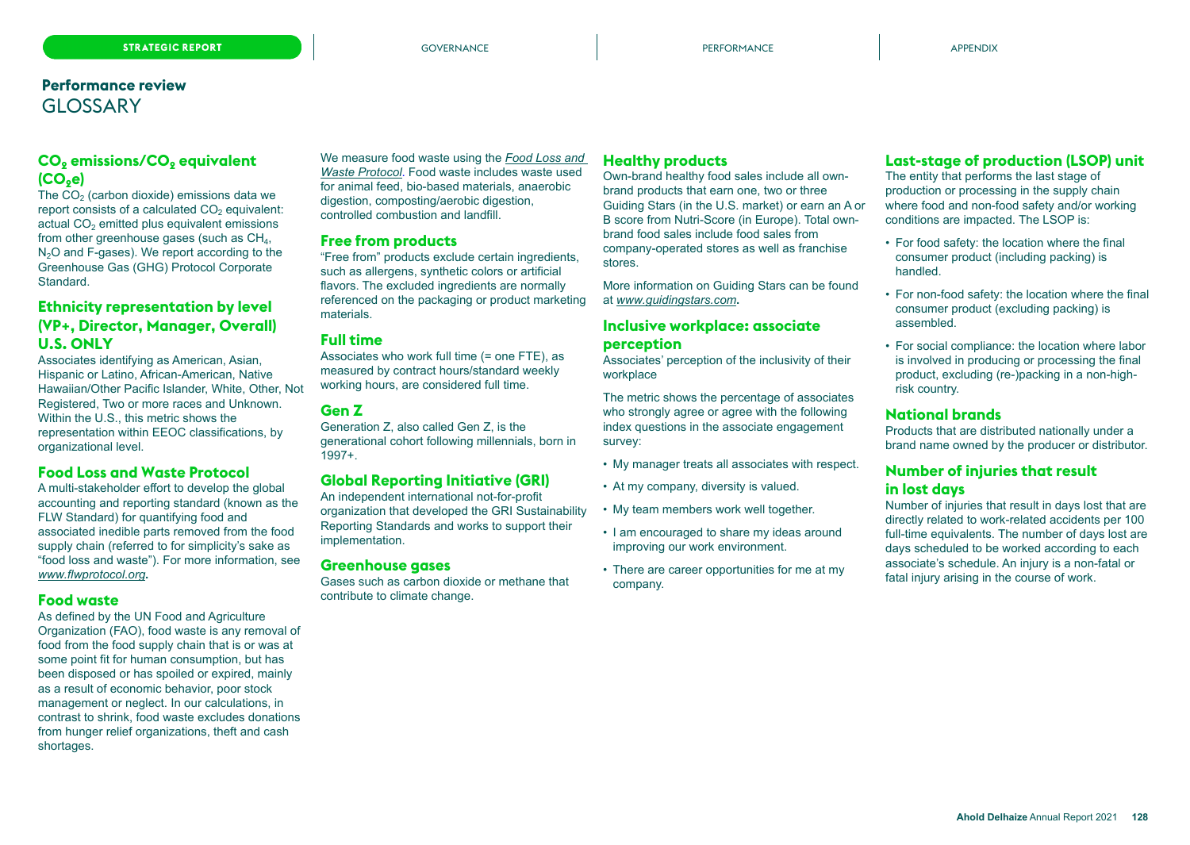## Performance review
# GLOSSARY

### $CO_2$ emissions/$CO_2$ equivalent ($CO_2e$)

The $CO_2$ (carbon dioxide) emissions data we report consists of a calculated $CO_2$ equivalent: actual $CO_2$ emitted plus equivalent emissions from other greenhouse gases (such as $CH_4$, $N_2O$ and F-gases). We report according to the Greenhouse Gas (GHG) Protocol Corporate Standard.

### Ethnicity representation by level (VP+, Director, Manager, Overall) U.S. ONLY

Associates identifying as American, Asian, Hispanic or Latino, African-American, Native Hawaiian/Other Pacific Islander, White, Other, Not Registered, Two or more races and Unknown. Within the U.S., this metric shows the representation within EEOC classifications, by organizational level.

### Food Loss and Waste Protocol

A multi-stakeholder effort to develop the global accounting and reporting standard (known as the FLW Standard) for quantifying food and associated inedible parts removed from the food supply chain (referred to for simplicity's sake as "food loss and waste"). For more information, see *www.flwprotocol.org*.

### Food waste

As defined by the UN Food and Agriculture Organization (FAO), food waste is any removal of food from the food supply chain that is or was at some point fit for human consumption, but has been disposed or has spoiled or expired, mainly as a result of economic behavior, poor stock management or neglect. In our calculations, in contrast to shrink, food waste excludes donations from hunger relief organizations, theft and cash shortages.

We measure food waste using the *Food Loss and Waste Protocol*. Food waste includes waste used for animal feed, bio-based materials, anaerobic digestion, composting/aerobic digestion, controlled combustion and landfill.

### Free from products

"Free from" products exclude certain ingredients, such as allergens, synthetic colors or artificial flavors. The excluded ingredients are normally referenced on the packaging or product marketing materials.

### Full time

Associates who work full time (= one FTE), as measured by contract hours/standard weekly working hours, are considered full time.

### Gen Z

Generation Z, also called Gen Z, is the generational cohort following millennials, born in 1997+.

### Global Reporting Initiative (GRI)

An independent international not-for-profit organization that developed the GRI Sustainability Reporting Standards and works to support their implementation.

### Greenhouse gases

Gases such as carbon dioxide or methane that contribute to climate change.

### Healthy products

Own-brand healthy food sales include all own-brand products that earn one, two or three Guiding Stars (in the U.S. market) or earn an A or B score from Nutri-Score (in Europe). Total own-brand food sales include food sales from company-operated stores as well as franchise stores.

More information on Guiding Stars can be found at *www.guidingstars.com*.

### Inclusive workplace: associate perception

Associates' perception of the inclusivity of their workplace

The metric shows the percentage of associates who strongly agree or agree with the following index questions in the associate engagement survey:

- My manager treats all associates with respect.
- At my company, diversity is valued.
- My team members work well together.
- I am encouraged to share my ideas around improving our work environment.
- There are career opportunities for me at my company.

### Last-stage of production (LSOP) unit

The entity that performs the last stage of production or processing in the supply chain where food and non-food safety and/or working conditions are impacted. The LSOP is:

- For food safety: the location where the final consumer product (including packing) is handled.
- For non-food safety: the location where the final consumer product (excluding packing) is assembled.
- For social compliance: the location where labor is involved in producing or processing the final product, excluding (re-)packing in a non-high-risk country.

### National brands

Products that are distributed nationally under a brand name owned by the producer or distributor.

### Number of injuries that result in lost days

Number of injuries that result in days lost that are directly related to work-related accidents per 100 full-time equivalents. The number of days lost are days scheduled to be worked according to each associate's schedule. An injury is a non-fatal or fatal injury arising in the course of work.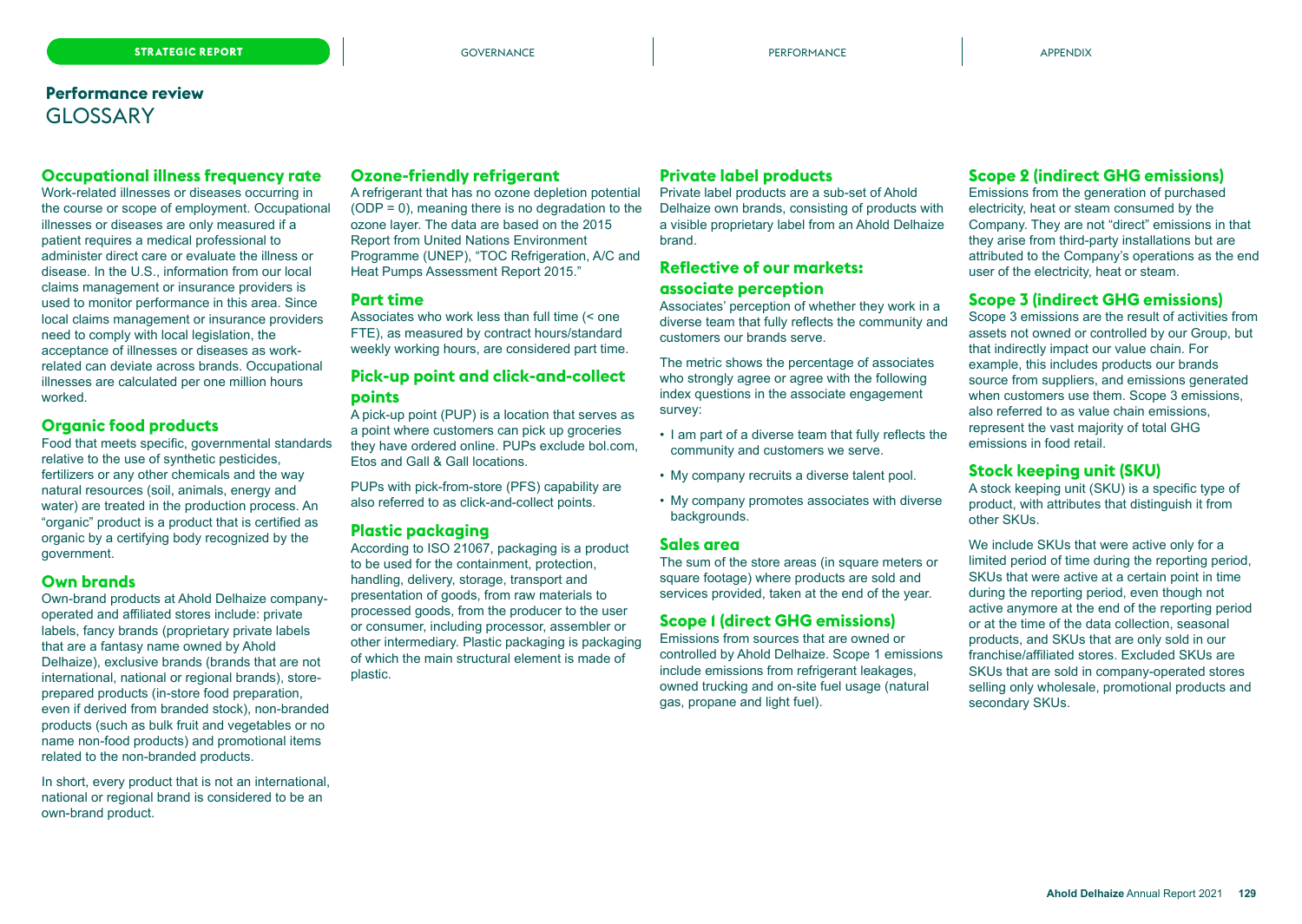## Performance review
# GLOSSARY

### Occupational illness frequency rate

Work-related illnesses or diseases occurring in the course or scope of employment. Occupational illnesses or diseases are only measured if a patient requires a medical professional to administer direct care or evaluate the illness or disease. In the U.S., information from our local claims management or insurance providers is used to monitor performance in this area. Since local claims management or insurance providers need to comply with local legislation, the acceptance of illnesses or diseases as work-related can deviate across brands. Occupational illnesses are calculated per one million hours worked.

### Organic food products

Food that meets specific, governmental standards relative to the use of synthetic pesticides, fertilizers or any other chemicals and the way natural resources (soil, animals, energy and water) are treated in the production process. An "organic" product is a product that is certified as organic by a certifying body recognized by the government.

### Own brands

Own-brand products at Ahold Delhaize company-operated and affiliated stores include: private labels, fancy brands (proprietary private labels that are a fantasy name owned by Ahold Delhaize), exclusive brands (brands that are not international, national or regional brands), store-prepared products (in-store food preparation, even if derived from branded stock), non-branded products (such as bulk fruit and vegetables or no name non-food products) and promotional items related to the non-branded products.

In short, every product that is not an international, national or regional brand is considered to be an own-brand product.

### Ozone-friendly refrigerant

A refrigerant that has no ozone depletion potential (ODP = 0), meaning there is no degradation to the ozone layer. The data are based on the 2015 Report from United Nations Environment Programme (UNEP), "TOC Refrigeration, A/C and Heat Pumps Assessment Report 2015."

### Part time

Associates who work less than full time (< one FTE), as measured by contract hours/standard weekly working hours, are considered part time.

### Pick-up point and click-and-collect points

A pick-up point (PUP) is a location that serves as a point where customers can pick up groceries they have ordered online. PUPs exclude bol.com, Etos and Gall & Gall locations.

PUPs with pick-from-store (PFS) capability are also referred to as click-and-collect points.

### Plastic packaging

According to ISO 21067, packaging is a product to be used for the containment, protection, handling, delivery, storage, transport and presentation of goods, from raw materials to processed goods, from the producer to the user or consumer, including processor, assembler or other intermediary. Plastic packaging is packaging of which the main structural element is made of plastic.

### Private label products

Private label products are a sub-set of Ahold Delhaize own brands, consisting of products with a visible proprietary label from an Ahold Delhaize brand.

### Reflective of our markets: associate perception

Associates' perception of whether they work in a diverse team that fully reflects the community and customers our brands serve.

The metric shows the percentage of associates who strongly agree or agree with the following index questions in the associate engagement survey:

- I am part of a diverse team that fully reflects the community and customers we serve.
- My company recruits a diverse talent pool.
- My company promotes associates with diverse backgrounds.

### Sales area

The sum of the store areas (in square meters or square footage) where products are sold and services provided, taken at the end of the year.

### Scope 1 (direct GHG emissions)

Emissions from sources that are owned or controlled by Ahold Delhaize. Scope 1 emissions include emissions from refrigerant leakages, owned trucking and on-site fuel usage (natural gas, propane and light fuel).

### Scope 2 (indirect GHG emissions)

Emissions from the generation of purchased electricity, heat or steam consumed by the Company. They are not "direct" emissions in that they arise from third-party installations but are attributed to the Company's operations as the end user of the electricity, heat or steam.

### Scope 3 (indirect GHG emissions)

Scope 3 emissions are the result of activities from assets not owned or controlled by our Group, but that indirectly impact our value chain. For example, this includes products our brands source from suppliers, and emissions generated when customers use them. Scope 3 emissions, also referred to as value chain emissions, represent the vast majority of total GHG emissions in food retail.

### Stock keeping unit (SKU)

A stock keeping unit (SKU) is a specific type of product, with attributes that distinguish it from other SKUs.

We include SKUs that were active only for a limited period of time during the reporting period, SKUs that were active at a certain point in time during the reporting period, even though not active anymore at the end of the reporting period or at the time of the data collection, seasonal products, and SKUs that are only sold in our franchise/affiliated stores. Excluded SKUs are SKUs that are sold in company-operated stores selling only wholesale, promotional products and secondary SKUs.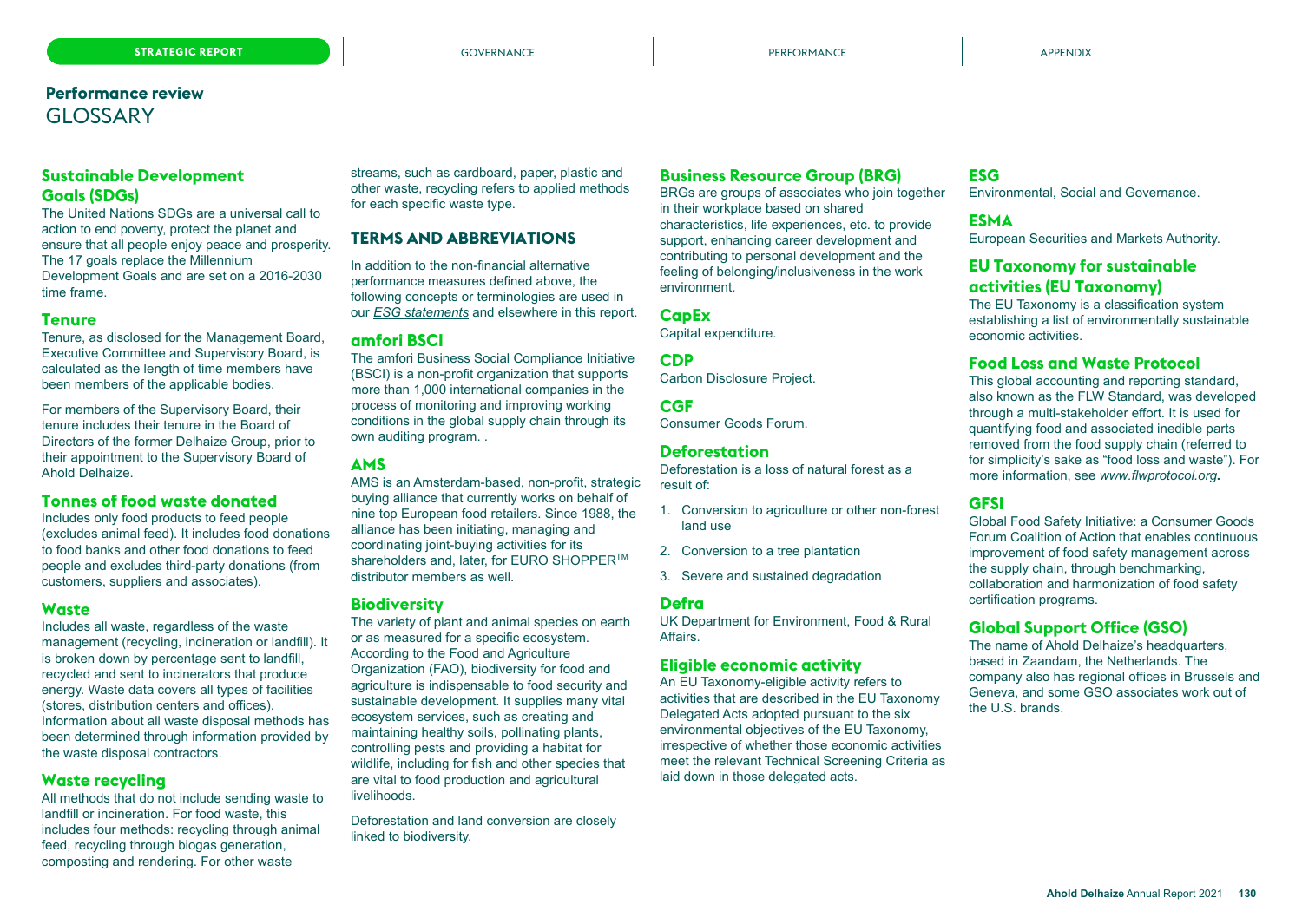## Performance review
# GLOSSARY

### Sustainable Development Goals (SDGs)

The United Nations SDGs are a universal call to action to end poverty, protect the planet and ensure that all people enjoy peace and prosperity. The 17 goals replace the Millennium Development Goals and are set on a 2016-2030 time frame.

### Tenure

Tenure, as disclosed for the Management Board, Executive Committee and Supervisory Board, is calculated as the length of time members have been members of the applicable bodies.

For members of the Supervisory Board, their tenure includes their tenure in the Board of Directors of the former Delhaize Group, prior to their appointment to the Supervisory Board of Ahold Delhaize.

### Tonnes of food waste donated

Includes only food products to feed people (excludes animal feed). It includes food donations to food banks and other food donations to feed people and excludes third-party donations (from customers, suppliers and associates).

### Waste

Includes all waste, regardless of the waste management (recycling, incineration or landfill). It is broken down by percentage sent to landfill, recycled and sent to incinerators that produce energy. Waste data covers all types of facilities (stores, distribution centers and offices). Information about all waste disposal methods has been determined through information provided by the waste disposal contractors.

### Waste recycling

All methods that do not include sending waste to landfill or incineration. For food waste, this includes four methods: recycling through animal feed, recycling through biogas generation, composting and rendering. For other waste streams, such as cardboard, paper, plastic and other waste, recycling refers to applied methods for each specific waste type.

## TERMS AND ABBREVIATIONS

In addition to the non-financial alternative performance measures defined above, the following concepts or terminologies are used in our *ESG statements* and elsewhere in this report.

### amfori BSCI

The amfori Business Social Compliance Initiative (BSCI) is a non-profit organization that supports more than 1,000 international companies in the process of monitoring and improving working conditions in the global supply chain through its own auditing program. .

### AMS

AMS is an Amsterdam-based, non-profit, strategic buying alliance that currently works on behalf of nine top European food retailers. Since 1988, the alliance has been initiating, managing and coordinating joint-buying activities for its shareholders and, later, for EURO SHOPPER™ distributor members as well.

### Biodiversity

The variety of plant and animal species on earth or as measured for a specific ecosystem. According to the Food and Agriculture Organization (FAO), biodiversity for food and agriculture is indispensable to food security and sustainable development. It supplies many vital ecosystem services, such as creating and maintaining healthy soils, pollinating plants, controlling pests and providing a habitat for wildlife, including for fish and other species that are vital to food production and agricultural livelihoods.

Deforestation and land conversion are closely linked to biodiversity.

### Business Resource Group (BRG)

BRGs are groups of associates who join together in their workplace based on shared characteristics, life experiences, etc. to provide support, enhancing career development and contributing to personal development and the feeling of belonging/inclusiveness in the work environment.

### CapEx

Capital expenditure.

### CDP

Carbon Disclosure Project.

### CGF

Consumer Goods Forum.

### Deforestation

Deforestation is a loss of natural forest as a result of:

1. Conversion to agriculture or other non-forest land use
2. Conversion to a tree plantation
3. Severe and sustained degradation

### Defra

UK Department for Environment, Food & Rural Affairs.

### Eligible economic activity

An EU Taxonomy-eligible activity refers to activities that are described in the EU Taxonomy Delegated Acts adopted pursuant to the six environmental objectives of the EU Taxonomy, irrespective of whether those economic activities meet the relevant Technical Screening Criteria as laid down in those delegated acts.

### ESG

Environmental, Social and Governance.

### ESMA

European Securities and Markets Authority.

### EU Taxonomy for sustainable activities (EU Taxonomy)

The EU Taxonomy is a classification system establishing a list of environmentally sustainable economic activities.

### Food Loss and Waste Protocol

This global accounting and reporting standard, also known as the FLW Standard, was developed through a multi-stakeholder effort. It is used for quantifying food and associated inedible parts removed from the food supply chain (referred to for simplicity's sake as "food loss and waste"). For more information, see *www.flwprotocol.org*.

### GFSI

Global Food Safety Initiative: a Consumer Goods Forum Coalition of Action that enables continuous improvement of food safety management across the supply chain, through benchmarking, collaboration and harmonization of food safety certification programs.

### Global Support Office (GSO)

The name of Ahold Delhaize's headquarters, based in Zaandam, the Netherlands. The company also has regional offices in Brussels and Geneva, and some GSO associates work out of the U.S. brands.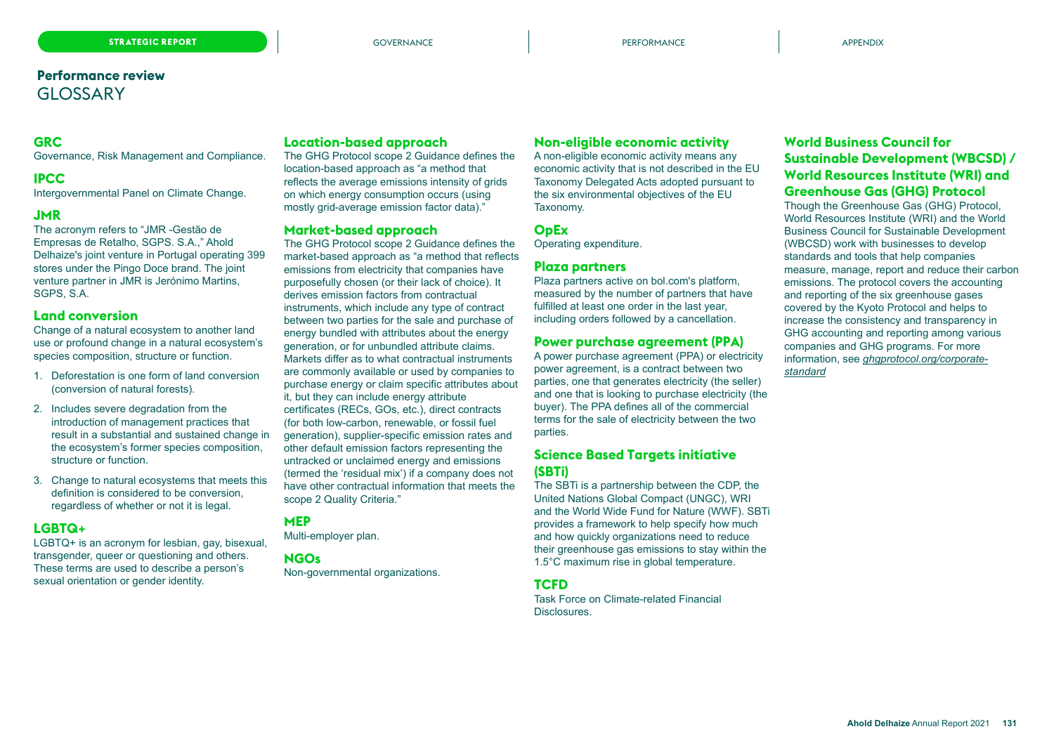# Performance review
## GLOSSARY

### GRC
Governance, Risk Management and Compliance.

### IPCC
Intergovernmental Panel on Climate Change.

### JMR
The acronym refers to "JMR -Gestão de Empresas de Retalho, SGPS. S.A.," Ahold Delhaize's joint venture in Portugal operating 399 stores under the Pingo Doce brand. The joint venture partner in JMR is Jerónimo Martins, SGPS, S.A.

### Land conversion
Change of a natural ecosystem to another land use or profound change in a natural ecosystem's species composition, structure or function.

1. Deforestation is one form of land conversion (conversion of natural forests).
2. Includes severe degradation from the introduction of management practices that result in a substantial and sustained change in the ecosystem's former species composition, structure or function.
3. Change to natural ecosystems that meets this definition is considered to be conversion, regardless of whether or not it is legal.

### LGBTQ+
LGBTQ+ is an acronym for lesbian, gay, bisexual, transgender, queer or questioning and others. These terms are used to describe a person's sexual orientation or gender identity.

### Location-based approach
The GHG Protocol scope 2 Guidance defines the location-based approach as "a method that reflects the average emissions intensity of grids on which energy consumption occurs (using mostly grid-average emission factor data)."

### Market-based approach
The GHG Protocol scope 2 Guidance defines the market-based approach as "a method that reflects emissions from electricity that companies have purposefully chosen (or their lack of choice). It derives emission factors from contractual instruments, which include any type of contract between two parties for the sale and purchase of energy bundled with attributes about the energy generation, or for unbundled attribute claims. Markets differ as to what contractual instruments are commonly available or used by companies to purchase energy or claim specific attributes about it, but they can include energy attribute certificates (RECs, GOs, etc.), direct contracts (for both low-carbon, renewable, or fossil fuel generation), supplier-specific emission rates and other default emission factors representing the untracked or unclaimed energy and emissions (termed the 'residual mix') if a company does not have other contractual information that meets the scope 2 Quality Criteria."

### MEP
Multi-employer plan.

### NGOs
Non-governmental organizations.

### Non-eligible economic activity
A non-eligible economic activity means any economic activity that is not described in the EU Taxonomy Delegated Acts adopted pursuant to the six environmental objectives of the EU Taxonomy.

### OpEx
Operating expenditure.

### Plaza partners
Plaza partners active on bol.com's platform, measured by the number of partners that have fulfilled at least one order in the last year, including orders followed by a cancellation.

### Power purchase agreement (PPA)
A power purchase agreement (PPA) or electricity power agreement, is a contract between two parties, one that generates electricity (the seller) and one that is looking to purchase electricity (the buyer). The PPA defines all of the commercial terms for the sale of electricity between the two parties.

### Science Based Targets initiative (SBTi)
The SBTi is a partnership between the CDP, the United Nations Global Compact (UNGC), WRI and the World Wide Fund for Nature (WWF). SBTi provides a framework to help specify how much and how quickly organizations need to reduce their greenhouse gas emissions to stay within the 1.5°C maximum rise in global temperature.

### TCFD
Task Force on Climate-related Financial Disclosures.

### World Business Council for Sustainable Development (WBCSD) / World Resources Institute (WRI) and Greenhouse Gas (GHG) Protocol
Though the Greenhouse Gas (GHG) Protocol, World Resources Institute (WRI) and the World Business Council for Sustainable Development (WBCSD) work with businesses to develop standards and tools that help companies measure, manage, report and reduce their carbon emissions. The protocol covers the accounting and reporting of the six greenhouse gases covered by the Kyoto Protocol and helps to increase the consistency and transparency in GHG accounting and reporting among various companies and GHG programs. For more information, see *ghgprotocol.org/corporate-standard*